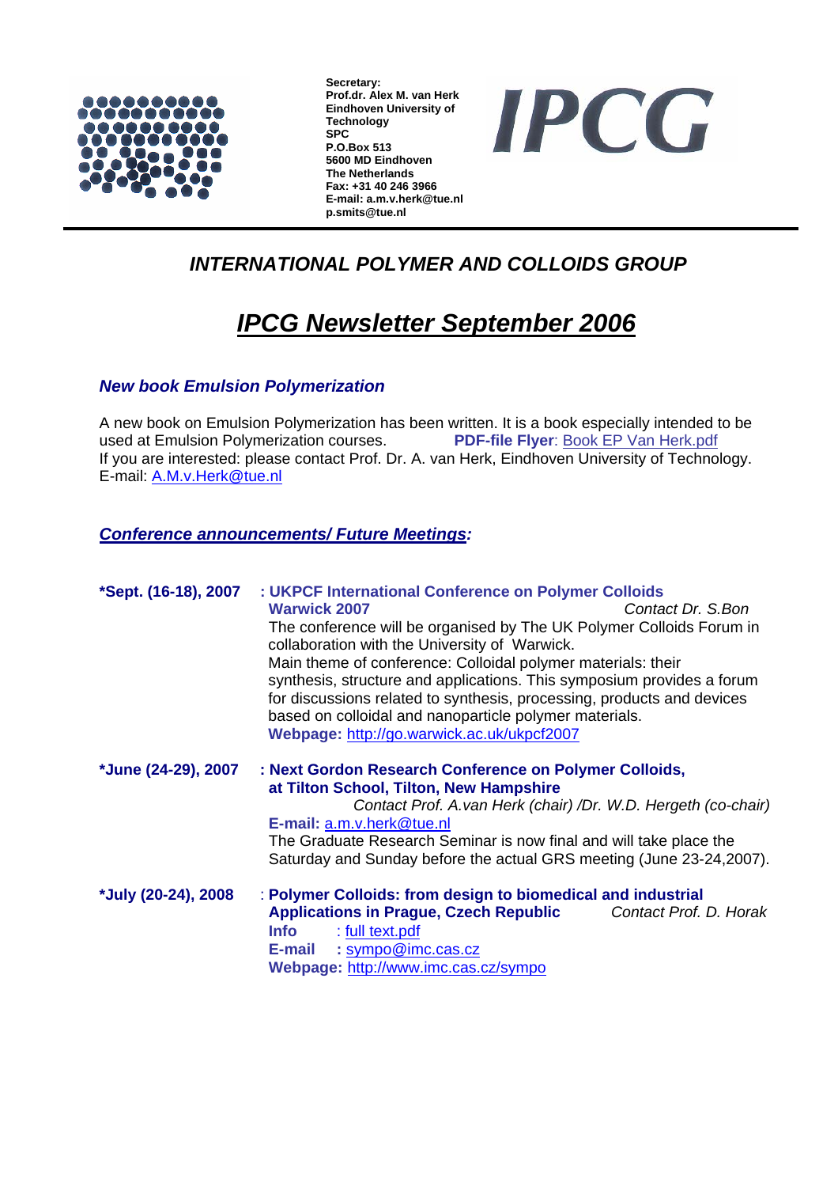**Secretary:**
**Prof.dr. Alex M. van Herk**
**Eindhoven University of Technology**
**SPC**
**P.O.Box 513**
**5600 MD Eindhoven**
**The Netherlands**
**Fax: +31 40 246 3966**
**E-mail: a.m.v.herk@tue.nl**
**p.smits@tue.nl**

**IPCG**

---

## *INTERNATIONAL POLYMER AND COLLOIDS GROUP*

# *IPCG Newsletter September 2006*

### *New book Emulsion Polymerization*

A new book on Emulsion Polymerization has been written. It is a book especially intended to be used at Emulsion Polymerization courses. **PDF-file Flyer**: Book EP Van Herk.pdf
If you are interested: please contact Prof. Dr. A. van Herk, Eindhoven University of Technology. E-mail: A.M.v.Herk@tue.nl

### *Conference announcements/ Future Meetings:*

**\*Sept. (16-18), 2007** : **UKPCF International Conference on Polymer Colloids Warwick 2007** *Contact Dr. S.Bon*
The conference will be organised by The UK Polymer Colloids Forum in collaboration with the University of Warwick.
Main theme of conference: Colloidal polymer materials: their synthesis, structure and applications. This symposium provides a forum for discussions related to synthesis, processing, products and devices based on colloidal and nanoparticle polymer materials.
**Webpage:** http://go.warwick.ac.uk/ukpcf2007

**\*June (24-29), 2007** : **Next Gordon Research Conference on Polymer Colloids, at Tilton School, Tilton, New Hampshire**
*Contact Prof. A.van Herk (chair) /Dr. W.D. Hergeth (co-chair)*
**E-mail:** a.m.v.herk@tue.nl
The Graduate Research Seminar is now final and will take place the Saturday and Sunday before the actual GRS meeting (June 23-24,2007).

**\*July (20-24), 2008** : **Polymer Colloids: from design to biomedical and industrial Applications in Prague, Czech Republic** *Contact Prof. D. Horak*
**Info** : full text.pdf
**E-mail** : sympo@imc.cas.cz
**Webpage:** http://www.imc.cas.cz/sympo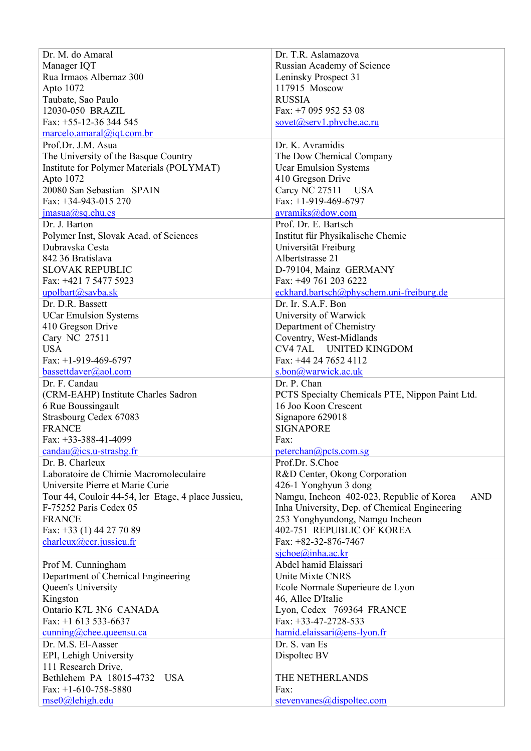| | |
|---|---|
| Dr. M. do Amaral<br>Manager IQT<br>Rua Irmaos Albernaz 300<br>Apto 1072<br>Taubate, Sao Paulo<br>12030-050 BRAZIL<br>Fax: +55-12-36 344 545<br>marcelo.amaral@iqt.com.br | Dr. T.R. Aslamazova<br>Russian Academy of Science<br>Leninsky Prospect 31<br>117915 Moscow<br>RUSSIA<br>Fax: +7 095 952 53 08<br>sovet@serv1.phyche.ac.ru |
| Prof.Dr. J.M. Asua<br>The University of the Basque Country<br>Institute for Polymer Materials (POLYMAT)<br>Apto 1072<br>20080 San Sebastian SPAIN<br>Fax: +34-943-015 270<br>jmasua@sq.ehu.es | Dr. K. Avramidis<br>The Dow Chemical Company<br>Ucar Emulsion Systems<br>410 Gregson Drive<br>Carcy NC 27511 USA<br>Fax: +1-919-469-6797<br>avramiks@dow.com |
| Dr. J. Barton<br>Polymer Inst, Slovak Acad. of Sciences<br>Dubravska Cesta<br>842 36 Bratislava<br>SLOVAK REPUBLIC<br>Fax: +421 7 5477 5923<br>upolbart@savba.sk | Prof. Dr. E. Bartsch<br>Institut für Physikalische Chemie<br>Universität Freiburg<br>Albertstrasse 21<br>D-79104, Mainz GERMANY<br>Fax: +49 761 203 6222<br>eckhard.bartsch@physchem.uni-freiburg.de |
| Dr. D.R. Bassett<br>UCar Emulsion Systems<br>410 Gregson Drive<br>Cary NC 27511<br>USA<br>Fax: +1-919-469-6797<br>bassettdaver@aol.com | Dr. Ir. S.A.F. Bon<br>University of Warwick<br>Department of Chemistry<br>Coventry, West-Midlands<br>CV4 7AL UNITED KINGDOM<br>Fax: +44 24 7652 4112<br>s.bon@warwick.ac.uk |
| Dr. F. Candau<br>(CRM-EAHP) Institute Charles Sadron<br>6 Rue Boussingault<br>Strasbourg Cedex 67083<br>FRANCE<br>Fax: +33-388-41-4099<br>candau@ics.u-strasbg.fr | Dr. P. Chan<br>PCTS Specialty Chemicals PTE, Nippon Paint Ltd.<br>16 Joo Koon Crescent<br>Signapore 629018<br>SIGNAPORE<br>Fax:<br>peterchan@pcts.com.sg |
| Dr. B. Charleux<br>Laboratoire de Chimie Macromoleculaire<br>Universite Pierre et Marie Curie<br>Tour 44, Couloir 44-54, ler Etage, 4 place Jussieu,<br>F-75252 Paris Cedex 05<br>FRANCE<br>Fax: +33 (1) 44 27 70 89<br>charleux@ccr.jussieu.fr | Prof.Dr. S.Choe<br>R&D Center, Okong Corporation<br>426-1 Yonghyun 3 dong<br>Namgu, Incheon 402-023, Republic of Korea AND<br>Inha University, Dep. of Chemical Engineering<br>253 Yonghyundong, Namgu Incheon<br>402-751 REPUBLIC OF KOREA<br>Fax: +82-32-876-7467<br>sjchoe@inha.ac.kr |
| Prof M. Cunningham<br>Department of Chemical Engineering<br>Queen's University<br>Kingston<br>Ontario K7L 3N6 CANADA<br>Fax: +1 613 533-6637<br>cunning@chee.queensu.ca | Abdel hamid Elaissari<br>Unite Mixte CNRS<br>Ecole Normale Superieure de Lyon<br>46, Allee D'Italie<br>Lyon, Cedex 769364 FRANCE<br>Fax: +33-47-2728-533<br>hamid.elaissari@ens-lyon.fr |
| Dr. M.S. El-Aasser<br>EPI, Lehigh University<br>111 Research Drive,<br>Bethlehem PA 18015-4732 USA<br>Fax: +1-610-758-5880<br>mse0@lehigh.edu | Dr. S. van Es<br>Dispoltec BV<br><br>THE NETHERLANDS<br>Fax:<br>stevenvanes@dispoltec.com |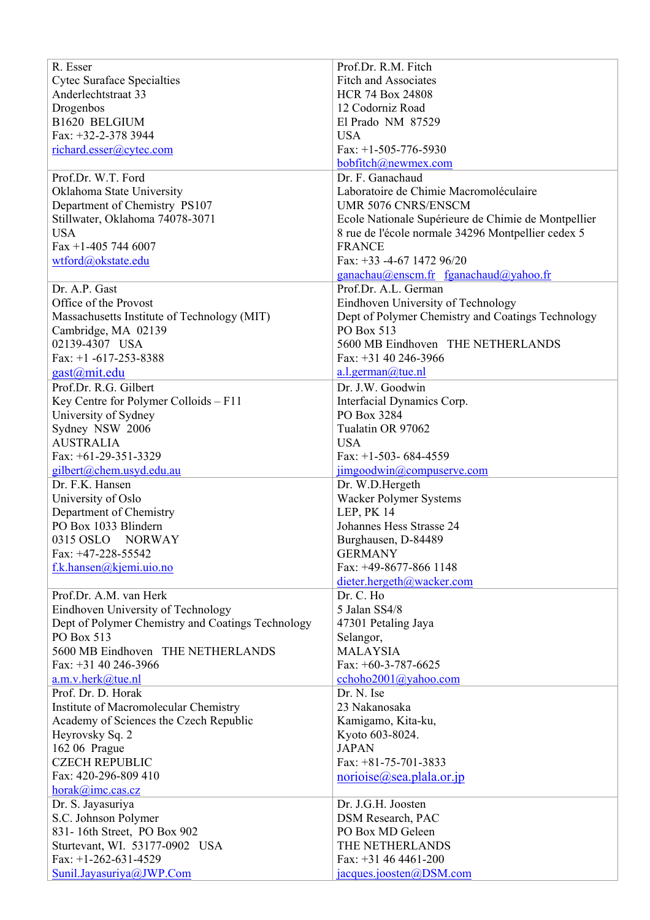| | |
|---|---|
| R. Esser<br>Cytec Suraface Specialties<br>Anderlechtstraat 33<br>Drogenbos<br>B1620 BELGIUM<br>Fax: +32-2-378 3944<br>richard.esser@cytec.com | Prof.Dr. R.M. Fitch<br>Fitch and Associates<br>HCR 74 Box 24808<br>12 Codorniz Road<br>El Prado NM 87529<br>USA<br>Fax: +1-505-776-5930<br>bobfitch@newmex.com |
| Prof.Dr. W.T. Ford<br>Oklahoma State University<br>Department of Chemistry PS107<br>Stillwater, Oklahoma 74078-3071<br>USA<br>Fax +1-405 744 6007<br>wtford@okstate.edu | Dr. F. Ganachaud<br>Laboratoire de Chimie Macromoléculaire<br>UMR 5076 CNRS/ENSCM<br>Ecole Nationale Supérieure de Chimie de Montpellier<br>8 rue de l'école normale 34296 Montpellier cedex 5<br>FRANCE<br>Fax: +33 -4-67 1472 96/20<br>ganachau@enscm.fr fganachaud@yahoo.fr |
| Dr. A.P. Gast<br>Office of the Provost<br>Massachusetts Institute of Technology (MIT)<br>Cambridge, MA 02139<br>02139-4307 USA<br>Fax: +1 -617-253-8388<br>gast@mit.edu | Prof.Dr. A.L. German<br>Eindhoven University of Technology<br>Dept of Polymer Chemistry and Coatings Technology<br>PO Box 513<br>5600 MB Eindhoven THE NETHERLANDS<br>Fax: +31 40 246-3966<br>a.l.german@tue.nl |
| Prof.Dr. R.G. Gilbert<br>Key Centre for Polymer Colloids – F11<br>University of Sydney<br>Sydney NSW 2006<br>AUSTRALIA<br>Fax: +61-29-351-3329<br>gilbert@chem.usyd.edu.au | Dr. J.W. Goodwin<br>Interfacial Dynamics Corp.<br>PO Box 3284<br>Tualatin OR 97062<br>USA<br>Fax: +1-503- 684-4559<br>jimgoodwin@compuserve.com |
| Dr. F.K. Hansen<br>University of Oslo<br>Department of Chemistry<br>PO Box 1033 Blindern<br>0315 OSLO NORWAY<br>Fax: +47-228-55542<br>f.k.hansen@kjemi.uio.no | Dr. W.D.Hergeth<br>Wacker Polymer Systems<br>LEP, PK 14<br>Johannes Hess Strasse 24<br>Burghausen, D-84489<br>GERMANY<br>Fax: +49-8677-866 1148<br>dieter.hergeth@wacker.com |
| Prof.Dr. A.M. van Herk<br>Eindhoven University of Technology<br>Dept of Polymer Chemistry and Coatings Technology<br>PO Box 513<br>5600 MB Eindhoven THE NETHERLANDS<br>Fax: +31 40 246-3966<br>a.m.v.herk@tue.nl | Dr. C. Ho<br>5 Jalan SS4/8<br>47301 Petaling Jaya<br>Selangor,<br>MALAYSIA<br>Fax: +60-3-787-6625<br>cchoho2001@yahoo.com |
| Prof. Dr. D. Horak<br>Institute of Macromolecular Chemistry<br>Academy of Sciences the Czech Republic<br>Heyrovsky Sq. 2<br>162 06 Prague<br>CZECH REPUBLIC<br>Fax: 420-296-809 410<br>horak@imc.cas.cz | Dr. N. Ise<br>23 Nakanosaka<br>Kamigamo, Kita-ku,<br>Kyoto 603-8024.<br>JAPAN<br>Fax: +81-75-701-3833<br>norioise@sea.plala.or.jp |
| Dr. S. Jayasuriya<br>S.C. Johnson Polymer<br>831- 16th Street, PO Box 902<br>Sturtevant, WI. 53177-0902 USA<br>Fax: +1-262-631-4529<br>Sunil.Jayasuriya@JWP.Com | Dr. J.G.H. Joosten<br>DSM Research, PAC<br>PO Box MD Geleen<br>THE NETHERLANDS<br>Fax: +31 46 4461-200<br>jacques.joosten@DSM.com |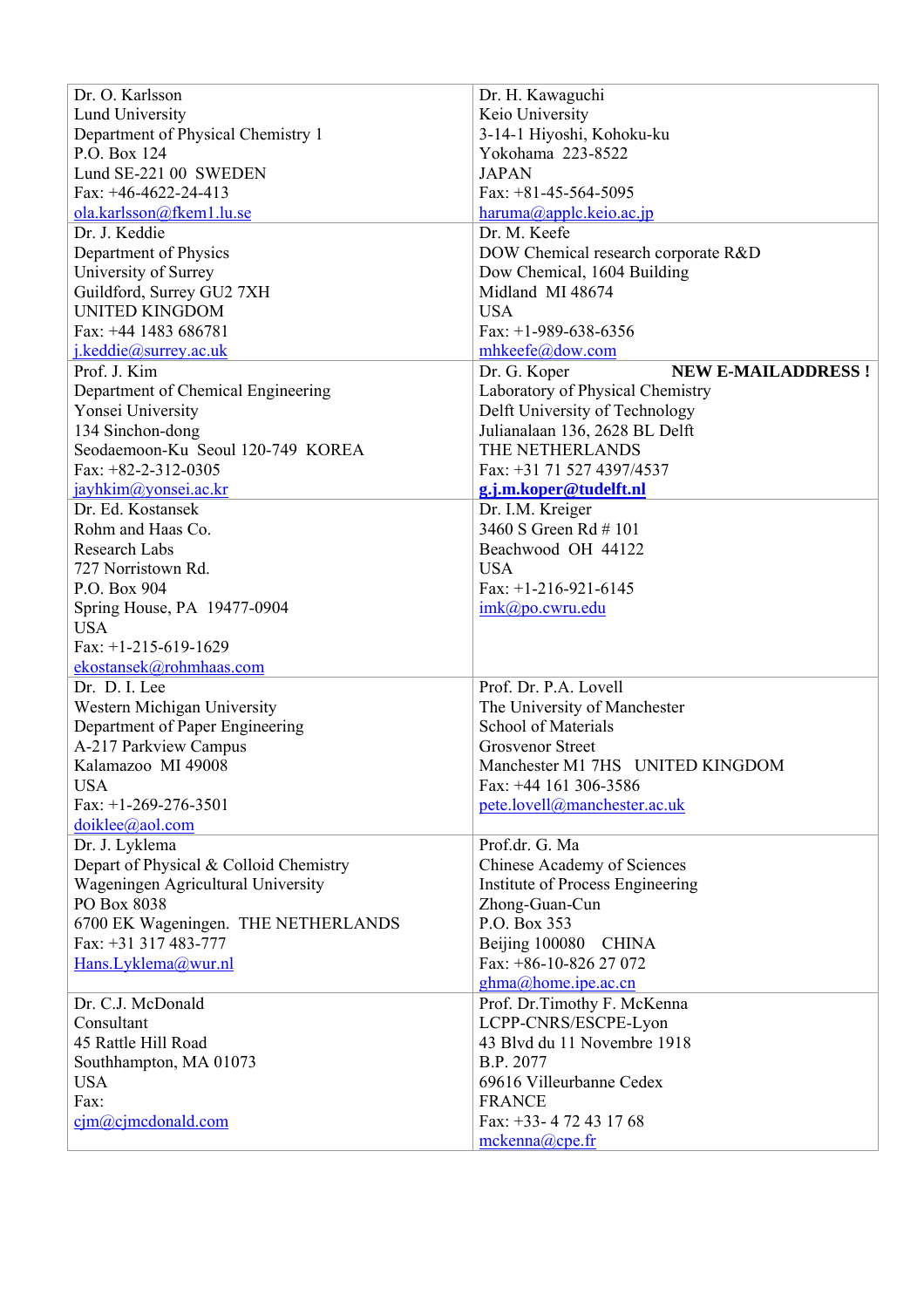| Dr. O. Karlsson<br>Lund University<br>Department of Physical Chemistry 1<br>P.O. Box 124<br>Lund SE-221 00 SWEDEN<br>Fax: +46-4622-24-413<br>ola.karlsson@fkem1.lu.se | Dr. H. Kawaguchi<br>Keio University<br>3-14-1 Hiyoshi, Kohoku-ku<br>Yokohama 223-8522<br>JAPAN<br>Fax: +81-45-564-5095<br>haruma@applc.keio.ac.jp |
|---|---|
| Dr. J. Keddie<br>Department of Physics<br>University of Surrey<br>Guildford, Surrey GU2 7XH<br>UNITED KINGDOM<br>Fax: +44 1483 686781<br>j.keddie@surrey.ac.uk | Dr. M. Keefe<br>DOW Chemical research corporate R&D<br>Dow Chemical, 1604 Building<br>Midland MI 48674<br>USA<br>Fax: +1-989-638-6356<br>mhkeefe@dow.com |
| Prof. J. Kim<br>Department of Chemical Engineering<br>Yonsei University<br>134 Sinchon-dong<br>Seodaemoon-Ku Seoul 120-749 KOREA<br>Fax: +82-2-312-0305<br>jayhkim@yonsei.ac.kr | Dr. G. Koper **NEW E-MAILADDRESS !**<br>Laboratory of Physical Chemistry<br>Delft University of Technology<br>Julianalaan 136, 2628 BL Delft<br>THE NETHERLANDS<br>Fax: +31 71 527 4397/4537<br>**g.j.m.koper@tudelft.nl** |
| Dr. Ed. Kostansek<br>Rohm and Haas Co.<br>Research Labs<br>727 Norristown Rd.<br>P.O. Box 904<br>Spring House, PA 19477-0904<br>USA<br>Fax: +1-215-619-1629<br>ekostansek@rohmhaas.com | Dr. I.M. Kreiger<br>3460 S Green Rd # 101<br>Beachwood OH 44122<br>USA<br>Fax: +1-216-921-6145<br>imk@po.cwru.edu |
| Dr. D. I. Lee<br>Western Michigan University<br>Department of Paper Engineering<br>A-217 Parkview Campus<br>Kalamazoo MI 49008<br>USA<br>Fax: +1-269-276-3501<br>doiklee@aol.com | Prof. Dr. P.A. Lovell<br>The University of Manchester<br>School of Materials<br>Grosvenor Street<br>Manchester M1 7HS UNITED KINGDOM<br>Fax: +44 161 306-3586<br>pete.lovell@manchester.ac.uk |
| Dr. J. Lyklema<br>Depart of Physical & Colloid Chemistry<br>Wageningen Agricultural University<br>PO Box 8038<br>6700 EK Wageningen. THE NETHERLANDS<br>Fax: +31 317 483-777<br>Hans.Lyklema@wur.nl | Prof.dr. G. Ma<br>Chinese Academy of Sciences<br>Institute of Process Engineering<br>Zhong-Guan-Cun<br>P.O. Box 353<br>Beijing 100080 CHINA<br>Fax: +86-10-826 27 072<br>ghma@home.ipe.ac.cn |
| Dr. C.J. McDonald<br>Consultant<br>45 Rattle Hill Road<br>Southhampton, MA 01073<br>USA<br>Fax:<br>cjm@cjmcdonald.com | Prof. Dr.Timothy F. McKenna<br>LCPP-CNRS/ESCPE-Lyon<br>43 Blvd du 11 Novembre 1918<br>B.P. 2077<br>69616 Villeurbanne Cedex<br>FRANCE<br>Fax: +33- 4 72 43 17 68<br>mckenna@cpe.fr |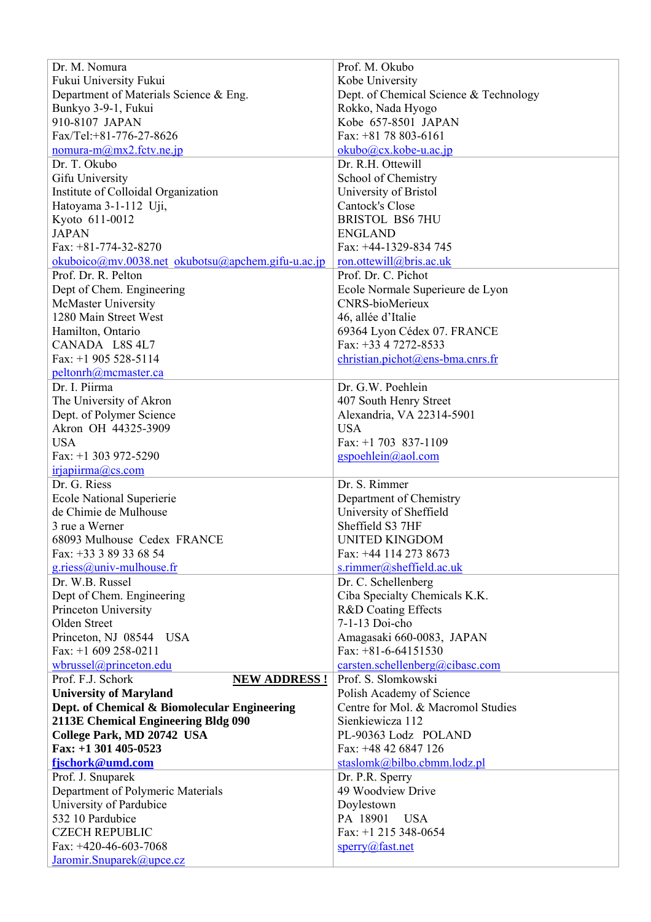| | |
|---|---|
| Dr. M. Nomura<br>Fukui University Fukui<br>Department of Materials Science & Eng.<br>Bunkyo 3-9-1, Fukui<br>910-8107 JAPAN<br>Fax/Tel:+81-776-27-8626<br>nomura-m@mx2.fctv.ne.jp | Prof. M. Okubo<br>Kobe University<br>Dept. of Chemical Science & Technology<br>Rokko, Nada Hyogo<br>Kobe 657-8501 JAPAN<br>Fax: +81 78 803-6161<br>okubo@cx.kobe-u.ac.jp |
| Dr. T. Okubo<br>Gifu University<br>Institute of Colloidal Organization<br>Hatoyama 3-1-112 Uji,<br>Kyoto 611-0012<br>JAPAN<br>Fax: +81-774-32-8270<br>okuboico@mv.0038.net okubotsu@apchem.gifu-u.ac.jp | Dr. R.H. Ottewill<br>School of Chemistry<br>University of Bristol<br>Cantock's Close<br>BRISTOL BS6 7HU<br>ENGLAND<br>Fax: +44-1329-834 745<br>ron.ottewill@bris.ac.uk |
| Prof. Dr. R. Pelton<br>Dept of Chem. Engineering<br>McMaster University<br>1280 Main Street West<br>Hamilton, Ontario<br>CANADA L8S 4L7<br>Fax: +1 905 528-5114<br>peltonrh@mcmaster.ca | Prof. Dr. C. Pichot<br>Ecole Normale Superieure de Lyon<br>CNRS-bioMerieux<br>46, allée d'Italie<br>69364 Lyon Cédex 07. FRANCE<br>Fax: +33 4 7272-8533<br>christian.pichot@ens-bma.cnrs.fr |
| Dr. I. Piirma<br>The University of Akron<br>Dept. of Polymer Science<br>Akron OH 44325-3909<br>USA<br>Fax: +1 303 972-5290<br>irjapiirma@cs.com | Dr. G.W. Poehlein<br>407 South Henry Street<br>Alexandria, VA 22314-5901<br>USA<br>Fax: +1 703 837-1109<br>gspoehlein@aol.com |
| Dr. G. Riess<br>Ecole National Superierie<br>de Chimie de Mulhouse<br>3 rue a Werner<br>68093 Mulhouse Cedex FRANCE<br>Fax: +33 3 89 33 68 54<br>g.riess@univ-mulhouse.fr | Dr. S. Rimmer<br>Department of Chemistry<br>University of Sheffield<br>Sheffield S3 7HF<br>UNITED KINGDOM<br>Fax: +44 114 273 8673<br>s.rimmer@sheffield.ac.uk |
| Dr. W.B. Russel<br>Dept of Chem. Engineering<br>Princeton University<br>Olden Street<br>Princeton, NJ 08544 USA<br>Fax: +1 609 258-0211<br>wbrussel@princeton.edu | Dr. C. Schellenberg<br>Ciba Specialty Chemicals K.K.<br>R&D Coating Effects<br>7-1-13 Doi-cho<br>Amagasaki 660-0083, JAPAN<br>Fax: +81-6-64151530<br>carsten.schellenberg@cibasc.com |
| Prof. F.J. Schork **NEW ADDRESS !**<br>**University of Maryland**<br>**Dept. of Chemical & Biomolecular Engineering**<br>**2113E Chemical Engineering Bldg 090**<br>**College Park, MD 20742 USA**<br>**Fax: +1 301 405-0523**<br>**fjschork@umd.com** | Prof. S. Slomkowski<br>Polish Academy of Science<br>Centre for Mol. & Macromol Studies<br>Sienkiewicza 112<br>PL-90363 Lodz POLAND<br>Fax: +48 42 6847 126<br>staslomk@bilbo.cbmm.lodz.pl |
| Prof. J. Snuparek<br>Department of Polymeric Materials<br>University of Pardubice<br>532 10 Pardubice<br>CZECH REPUBLIC<br>Fax: +420-46-603-7068<br>Jaromir.Snuparek@upce.cz | Dr. P.R. Sperry<br>49 Woodview Drive<br>Doylestown<br>PA 18901 USA<br>Fax: +1 215 348-0654<br>sperry@fast.net |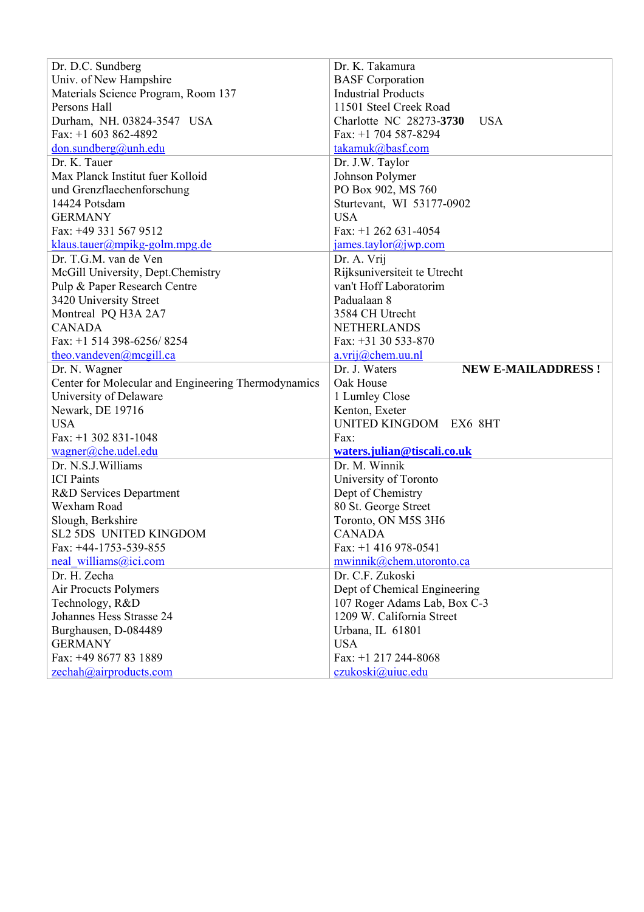| | |
|---|---|
| Dr. D.C. Sundberg<br>Univ. of New Hampshire<br>Materials Science Program, Room 137<br>Persons Hall<br>Durham, NH. 03824-3547 USA<br>Fax: +1 603 862-4892<br>don.sundberg@unh.edu | Dr. K. Takamura<br>BASF Corporation<br>Industrial Products<br>11501 Steel Creek Road<br>Charlotte NC 28273-**3730** USA<br>Fax: +1 704 587-8294<br>takamuk@basf.com |
| Dr. K. Tauer<br>Max Planck Institut fuer Kolloid<br>und Grenzflaechenforschung<br>14424 Potsdam<br>GERMANY<br>Fax: +49 331 567 9512<br>klaus.tauer@mpikg-golm.mpg.de | Dr. J.W. Taylor<br>Johnson Polymer<br>PO Box 902, MS 760<br>Sturtevant, WI 53177-0902<br>USA<br>Fax: +1 262 631-4054<br>james.taylor@jwp.com |
| Dr. T.G.M. van de Ven<br>McGill University, Dept.Chemistry<br>Pulp & Paper Research Centre<br>3420 University Street<br>Montreal PQ H3A 2A7<br>CANADA<br>Fax: +1 514 398-6256/ 8254<br>theo.vandeven@mcgill.ca | Dr. A. Vrij<br>Rijksuniversiteit te Utrecht<br>van't Hoff Laboratorim<br>Padualaan 8<br>3584 CH Utrecht<br>NETHERLANDS<br>Fax: +31 30 533-870<br>a.vrij@chem.uu.nl |
| Dr. N. Wagner<br>Center for Molecular and Engineering Thermodynamics<br>University of Delaware<br>Newark, DE 19716<br>USA<br>Fax: +1 302 831-1048<br>wagner@che.udel.edu | Dr. J. Waters **NEW E-MAILADDRESS !**<br>Oak House<br>1 Lumley Close<br>Kenton, Exeter<br>UNITED KINGDOM EX6 8HT<br>Fax:<br>**waters.julian@tiscali.co.uk** |
| Dr. N.S.J.Williams<br>ICI Paints<br>R&D Services Department<br>Wexham Road<br>Slough, Berkshire<br>SL2 5DS UNITED KINGDOM<br>Fax: +44-1753-539-855<br>neal_williams@ici.com | Dr. M. Winnik<br>University of Toronto<br>Dept of Chemistry<br>80 St. George Street<br>Toronto, ON M5S 3H6<br>CANADA<br>Fax: +1 416 978-0541<br>mwinnik@chem.utoronto.ca |
| Dr. H. Zecha<br>Air Procucts Polymers<br>Technology, R&D<br>Johannes Hess Strasse 24<br>Burghausen, D-084489<br>GERMANY<br>Fax: +49 8677 83 1889<br>zechah@airproducts.com | Dr. C.F. Zukoski<br>Dept of Chemical Engineering<br>107 Roger Adams Lab, Box C-3<br>1209 W. California Street<br>Urbana, IL 61801<br>USA<br>Fax: +1 217 244-8068<br>czukoski@uiuc.edu |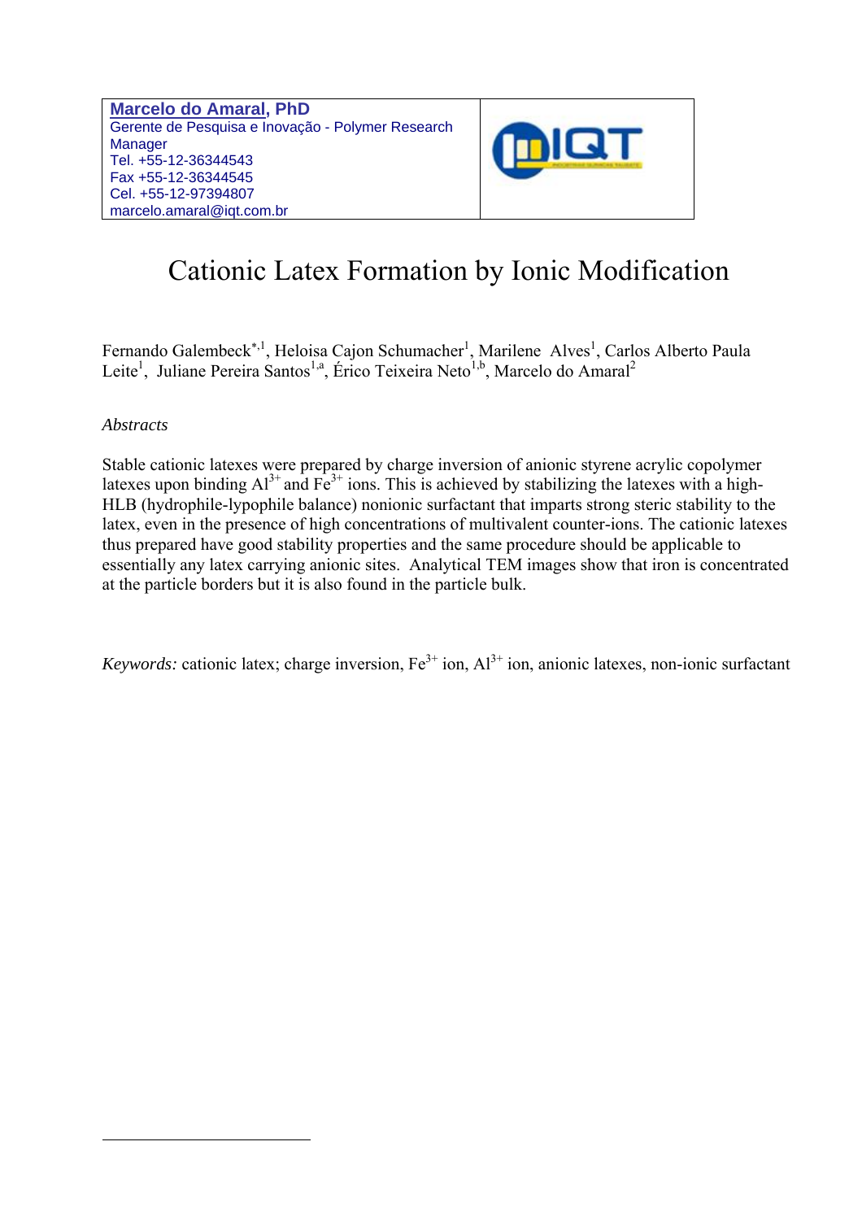| **Marcelo do Amaral, PhD**<br>Gerente de Pesquisa e Inovação - Polymer Research Manager<br>Tel. +55-12-36344543<br>Fax +55-12-36344545<br>Cel. +55-12-97394807<br>marcelo.amaral@iqt.com.br | IQT |
| --- | --- |

# Cationic Latex Formation by Ionic Modification

Fernando Galembeck[*,1], Heloisa Cajon Schumacher[1], Marilene Alves[1], Carlos Alberto Paula Leite[1], Juliane Pereira Santos[1,a], Érico Teixeira Neto[1,b], Marcelo do Amaral[2]

*Abstracts*

Stable cationic latexes were prepared by charge inversion of anionic styrene acrylic copolymer latexes upon binding $Al^{3+}$ and $Fe^{3+}$ ions. This is achieved by stabilizing the latexes with a high-HLB (hydrophile-lypophile balance) nonionic surfactant that imparts strong steric stability to the latex, even in the presence of high concentrations of multivalent counter-ions. The cationic latexes thus prepared have good stability properties and the same procedure should be applicable to essentially any latex carrying anionic sites. Analytical TEM images show that iron is concentrated at the particle borders but it is also found in the particle bulk.

*Keywords:* cationic latex; charge inversion, $Fe^{3+}$ ion, $Al^{3+}$ ion, anionic latexes, non-ionic surfactant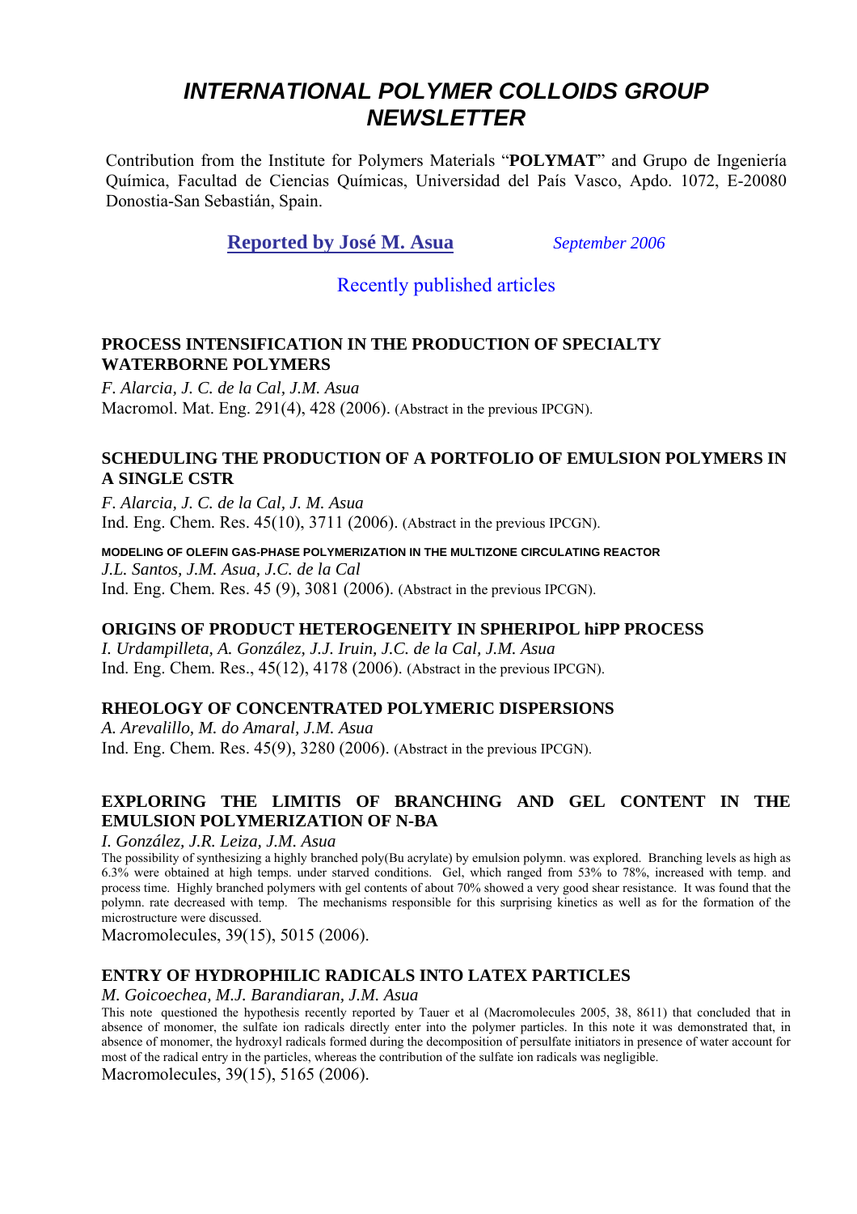# INTERNATIONAL POLYMER COLLOIDS GROUP NEWSLETTER

Contribution from the Institute for Polymers Materials "**POLYMAT**" and Grupo de Ingeniería Química, Facultad de Ciencias Químicas, Universidad del País Vasco, Apdo. 1072, E-20080 Donostia-San Sebastián, Spain.

**Reported by José M. Asua** *September 2006*

## Recently published articles

### PROCESS INTENSIFICATION IN THE PRODUCTION OF SPECIALTY WATERBORNE POLYMERS

*F. Alarcia, J. C. de la Cal, J.M. Asua*
Macromol. Mat. Eng. 291(4), 428 (2006). (Abstract in the previous IPCGN).

### SCHEDULING THE PRODUCTION OF A PORTFOLIO OF EMULSION POLYMERS IN A SINGLE CSTR

*F. Alarcia, J. C. de la Cal, J. M. Asua*
Ind. Eng. Chem. Res. 45(10), 3711 (2006). (Abstract in the previous IPCGN).

### MODELING OF OLEFIN GAS-PHASE POLYMERIZATION IN THE MULTIZONE CIRCULATING REACTOR

*J.L. Santos, J.M. Asua, J.C. de la Cal*
Ind. Eng. Chem. Res. 45 (9), 3081 (2006). (Abstract in the previous IPCGN).

### ORIGINS OF PRODUCT HETEROGENEITY IN SPHERIPOL hiPP PROCESS

*I. Urdampilleta, A. González, J.J. Iruin, J.C. de la Cal, J.M. Asua*
Ind. Eng. Chem. Res., 45(12), 4178 (2006). (Abstract in the previous IPCGN).

### RHEOLOGY OF CONCENTRATED POLYMERIC DISPERSIONS

*A. Arevalillo, M. do Amaral, J.M. Asua*
Ind. Eng. Chem. Res. 45(9), 3280 (2006). (Abstract in the previous IPCGN).

### EXPLORING THE LIMITIS OF BRANCHING AND GEL CONTENT IN THE EMULSION POLYMERIZATION OF N-BA

*I. González, J.R. Leiza, J.M. Asua*

The possibility of synthesizing a highly branched poly(Bu acrylate) by emulsion polymn. was explored. Branching levels as high as 6.3% were obtained at high temps. under starved conditions. Gel, which ranged from 53% to 78%, increased with temp. and process time. Highly branched polymers with gel contents of about 70% showed a very good shear resistance. It was found that the polymn. rate decreased with temp. The mechanisms responsible for this surprising kinetics as well as for the formation of the microstructure were discussed.

Macromolecules, 39(15), 5015 (2006).

### ENTRY OF HYDROPHILIC RADICALS INTO LATEX PARTICLES

*M. Goicoechea, M.J. Barandiaran, J.M. Asua*

This note questioned the hypothesis recently reported by Tauer et al (Macromolecules 2005, 38, 8611) that concluded that in absence of monomer, the sulfate ion radicals directly enter into the polymer particles. In this note it was demonstrated that, in absence of monomer, the hydroxyl radicals formed during the decomposition of persulfate initiators in presence of water account for most of the radical entry in the particles, whereas the contribution of the sulfate ion radicals was negligible.

Macromolecules, 39(15), 5165 (2006).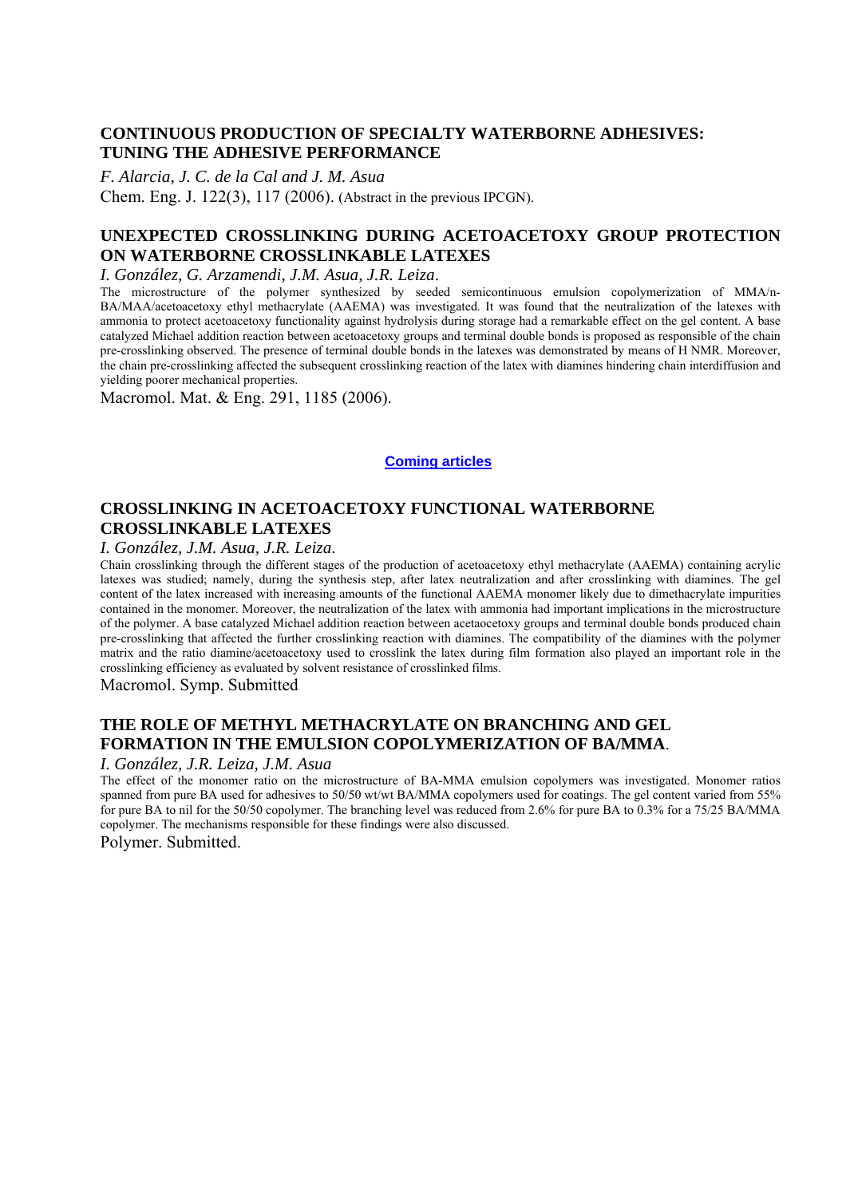## CONTINUOUS PRODUCTION OF SPECIALTY WATERBORNE ADHESIVES: TUNING THE ADHESIVE PERFORMANCE

*F. Alarcia, J. C. de la Cal and J. M. Asua*

Chem. Eng. J. 122(3), 117 (2006). (Abstract in the previous IPCGN).

## UNEXPECTED CROSSLINKING DURING ACETOACETOXY GROUP PROTECTION ON WATERBORNE CROSSLINKABLE LATEXES

*I. González, G. Arzamendi, J.M. Asua, J.R. Leiza*.

The microstructure of the polymer synthesized by seeded semicontinuous emulsion copolymerization of MMA/n-BA/MAA/acetoacetoxy ethyl methacrylate (AAEMA) was investigated. It was found that the neutralization of the latexes with ammonia to protect acetoacetoxy functionality against hydrolysis during storage had a remarkable effect on the gel content. A base catalyzed Michael addition reaction between acetoacetoxy groups and terminal double bonds is proposed as responsible of the chain pre-crosslinking observed. The presence of terminal double bonds in the latexes was demonstrated by means of H NMR. Moreover, the chain pre-crosslinking affected the subsequent crosslinking reaction of the latex with diamines hindering chain interdiffusion and yielding poorer mechanical properties.

Macromol. Mat. & Eng. 291, 1185 (2006).

**Coming articles**

## CROSSLINKING IN ACETOACETOXY FUNCTIONAL WATERBORNE CROSSLINKABLE LATEXES

*I. González, J.M. Asua, J.R. Leiza*.

Chain crosslinking through the different stages of the production of acetoacetoxy ethyl methacrylate (AAEMA) containing acrylic latexes was studied; namely, during the synthesis step, after latex neutralization and after crosslinking with diamines. The gel content of the latex increased with increasing amounts of the functional AAEMA monomer likely due to dimethacrylate impurities contained in the monomer. Moreover, the neutralization of the latex with ammonia had important implications in the microstructure of the polymer. A base catalyzed Michael addition reaction between acetaocetoxy groups and terminal double bonds produced chain pre-crosslinking that affected the further crosslinking reaction with diamines. The compatibility of the diamines with the polymer matrix and the ratio diamine/acetoacetoxy used to crosslink the latex during film formation also played an important role in the crosslinking efficiency as evaluated by solvent resistance of crosslinked films.

Macromol. Symp. Submitted

## THE ROLE OF METHYL METHACRYLATE ON BRANCHING AND GEL FORMATION IN THE EMULSION COPOLYMERIZATION OF BA/MMA.

*I. González, J.R. Leiza, J.M. Asua*

The effect of the monomer ratio on the microstructure of BA-MMA emulsion copolymers was investigated. Monomer ratios spanned from pure BA used for adhesives to 50/50 wt/wt BA/MMA copolymers used for coatings. The gel content varied from 55% for pure BA to nil for the 50/50 copolymer. The branching level was reduced from 2.6% for pure BA to 0.3% for a 75/25 BA/MMA copolymer. The mechanisms responsible for these findings were also discussed.

Polymer. Submitted.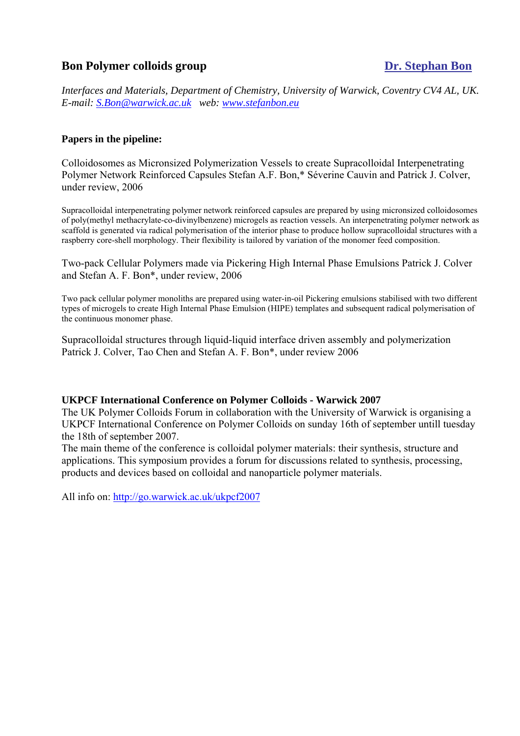## Bon Polymer colloids group

**Dr. Stephan Bon**

*Interfaces and Materials, Department of Chemistry, University of Warwick, Coventry CV4 AL, UK.*
*E-mail: S.Bon@warwick.ac.uk web: www.stefanbon.eu*

### Papers in the pipeline:

Colloidosomes as Micronsized Polymerization Vessels to create Supracolloidal Interpenetrating Polymer Network Reinforced Capsules Stefan A.F. Bon,* Séverine Cauvin and Patrick J. Colver, under review, 2006

Supracolloidal interpenetrating polymer network reinforced capsules are prepared by using micronsized colloidosomes of poly(methyl methacrylate-co-divinylbenzene) microgels as reaction vessels. An interpenetrating polymer network as scaffold is generated via radical polymerisation of the interior phase to produce hollow supracolloidal structures with a raspberry core-shell morphology. Their flexibility is tailored by variation of the monomer feed composition.

Two-pack Cellular Polymers made via Pickering High Internal Phase Emulsions Patrick J. Colver and Stefan A. F. Bon*, under review, 2006

Two pack cellular polymer monoliths are prepared using water-in-oil Pickering emulsions stabilised with two different types of microgels to create High Internal Phase Emulsion (HIPE) templates and subsequent radical polymerisation of the continuous monomer phase.

Supracolloidal structures through liquid-liquid interface driven assembly and polymerization Patrick J. Colver, Tao Chen and Stefan A. F. Bon*, under review 2006

### UKPCF International Conference on Polymer Colloids - Warwick 2007

The UK Polymer Colloids Forum in collaboration with the University of Warwick is organising a UKPCF International Conference on Polymer Colloids on sunday 16th of september untill tuesday the 18th of september 2007.
The main theme of the conference is colloidal polymer materials: their synthesis, structure and applications. This symposium provides a forum for discussions related to synthesis, processing, products and devices based on colloidal and nanoparticle polymer materials.

All info on: http://go.warwick.ac.uk/ukpcf2007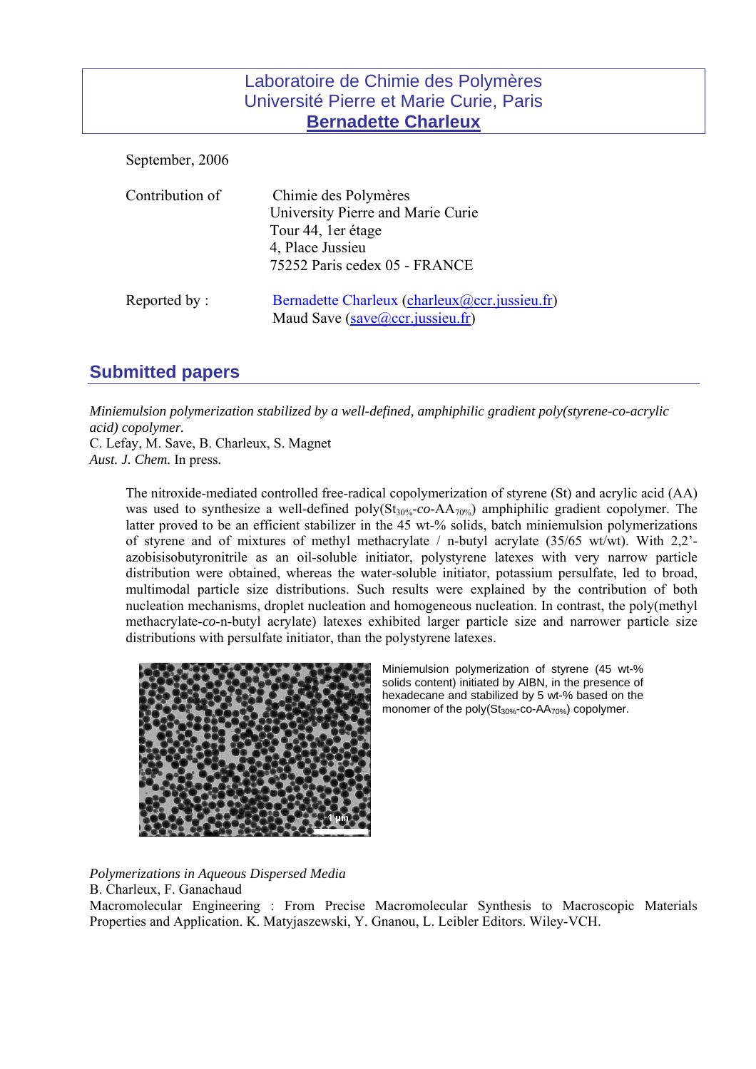Laboratoire de Chimie des Polymères
Université Pierre et Marie Curie, Paris
**Bernadette Charleux**

September, 2006

Contribution of

Chimie des Polymères
University Pierre and Marie Curie
Tour 44, 1er étage
4, Place Jussieu
75252 Paris cedex 05 - FRANCE

Reported by :

Bernadette Charleux (charleux@ccr.jussieu.fr)
Maud Save (save@ccr.jussieu.fr)

## Submitted papers

*Miniemulsion polymerization stabilized by a well-defined, amphiphilic gradient poly(styrene-co-acrylic acid) copolymer.*
C. Lefay, M. Save, B. Charleux, S. Magnet
*Aust. J. Chem.* In press.

> The nitroxide-mediated controlled free-radical copolymerization of styrene (St) and acrylic acid (AA) was used to synthesize a well-defined poly($St_{30\%}$-*co*-$AA_{70\%}$) amphiphilic gradient copolymer. The latter proved to be an efficient stabilizer in the 45 wt-% solids, batch miniemulsion polymerizations of styrene and of mixtures of methyl methacrylate / n-butyl acrylate (35/65 wt/wt). With 2,2'-azobisisobutyronitrile as an oil-soluble initiator, polystyrene latexes with very narrow particle distribution were obtained, whereas the water-soluble initiator, potassium persulfate, led to broad, multimodal particle size distributions. Such results were explained by the contribution of both nucleation mechanisms, droplet nucleation and homogeneous nucleation. In contrast, the poly(methyl methacrylate-*co*-n-butyl acrylate) latexes exhibited larger particle size and narrower particle size distributions with persulfate initiator, than the polystyrene latexes.

Miniemulsion polymerization of styrene (45 wt-% solids content) initiated by AIBN, in the presence of hexadecane and stabilized by 5 wt-% based on the monomer of the poly($St_{30\%}$-co-$AA_{70\%}$) copolymer.

*Polymerizations in Aqueous Dispersed Media*
B. Charleux, F. Ganachaud
Macromolecular Engineering : From Precise Macromolecular Synthesis to Macroscopic Materials Properties and Application. K. Matyjaszewski, Y. Gnanou, L. Leibler Editors. Wiley-VCH.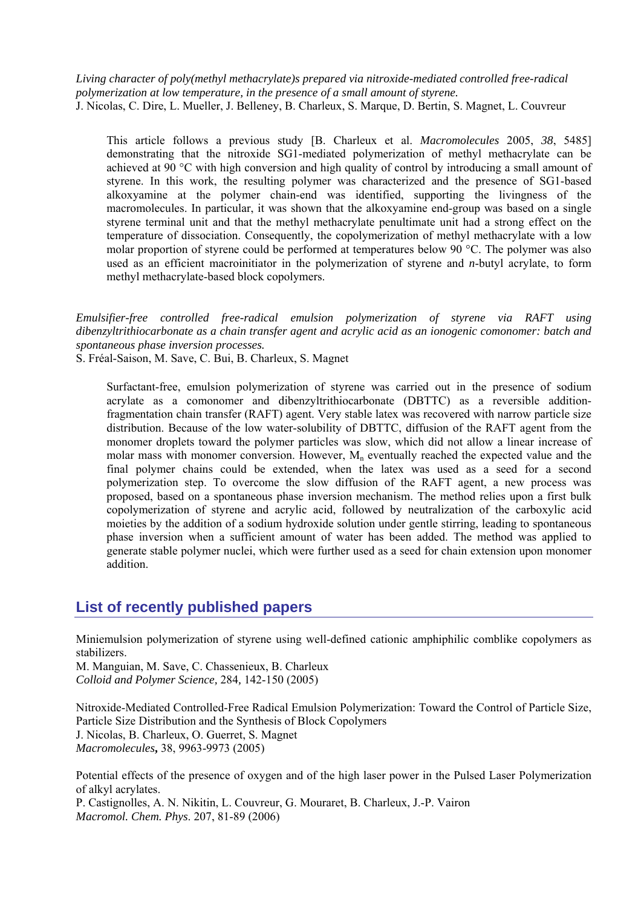*Living character of poly(methyl methacrylate)s prepared via nitroxide-mediated controlled free-radical polymerization at low temperature, in the presence of a small amount of styrene.*
J. Nicolas, C. Dire, L. Mueller, J. Belleney, B. Charleux, S. Marque, D. Bertin, S. Magnet, L. Couvreur

> This article follows a previous study [B. Charleux et al. *Macromolecules* 2005, *38*, 5485] demonstrating that the nitroxide SG1-mediated polymerization of methyl methacrylate can be achieved at 90 °C with high conversion and high quality of control by introducing a small amount of styrene. In this work, the resulting polymer was characterized and the presence of SG1-based alkoxyamine at the polymer chain-end was identified, supporting the livingness of the macromolecules. In particular, it was shown that the alkoxyamine end-group was based on a single styrene terminal unit and that the methyl methacrylate penultimate unit had a strong effect on the temperature of dissociation. Consequently, the copolymerization of methyl methacrylate with a low molar proportion of styrene could be performed at temperatures below 90 °C. The polymer was also used as an efficient macroinitiator in the polymerization of styrene and *n*-butyl acrylate, to form methyl methacrylate-based block copolymers.

*Emulsifier-free controlled free-radical emulsion polymerization of styrene via RAFT using dibenzyltrithiocarbonate as a chain transfer agent and acrylic acid as an ionogenic comonomer: batch and spontaneous phase inversion processes.*
S. Fréal-Saison, M. Save, C. Bui, B. Charleux, S. Magnet

> Surfactant-free, emulsion polymerization of styrene was carried out in the presence of sodium acrylate as a comonomer and dibenzyltrithiocarbonate (DBTTC) as a reversible addition-fragmentation chain transfer (RAFT) agent. Very stable latex was recovered with narrow particle size distribution. Because of the low water-solubility of DBTTC, diffusion of the RAFT agent from the monomer droplets toward the polymer particles was slow, which did not allow a linear increase of molar mass with monomer conversion. However, $M_n$ eventually reached the expected value and the final polymer chains could be extended, when the latex was used as a seed for a second polymerization step. To overcome the slow diffusion of the RAFT agent, a new process was proposed, based on a spontaneous phase inversion mechanism. The method relies upon a first bulk copolymerization of styrene and acrylic acid, followed by neutralization of the carboxylic acid moieties by the addition of a sodium hydroxide solution under gentle stirring, leading to spontaneous phase inversion when a sufficient amount of water has been added. The method was applied to generate stable polymer nuclei, which were further used as a seed for chain extension upon monomer addition.

## List of recently published papers

Miniemulsion polymerization of styrene using well-defined cationic amphiphilic comblike copolymers as stabilizers.
M. Manguian, M. Save, C. Chassenieux, B. Charleux
*Colloid and Polymer Science,* 284*,* 142-150 (2005)

Nitroxide-Mediated Controlled-Free Radical Emulsion Polymerization: Toward the Control of Particle Size, Particle Size Distribution and the Synthesis of Block Copolymers
J. Nicolas, B. Charleux, O. Guerret, S. Magnet
*Macromolecules***,** 38, 9963-9973 (2005)

Potential effects of the presence of oxygen and of the high laser power in the Pulsed Laser Polymerization of alkyl acrylates.
P. Castignolles, A. N. Nikitin, L. Couvreur, G. Mouraret, B. Charleux, J.-P. Vairon
*Macromol. Chem. Phys*. 207, 81-89 (2006)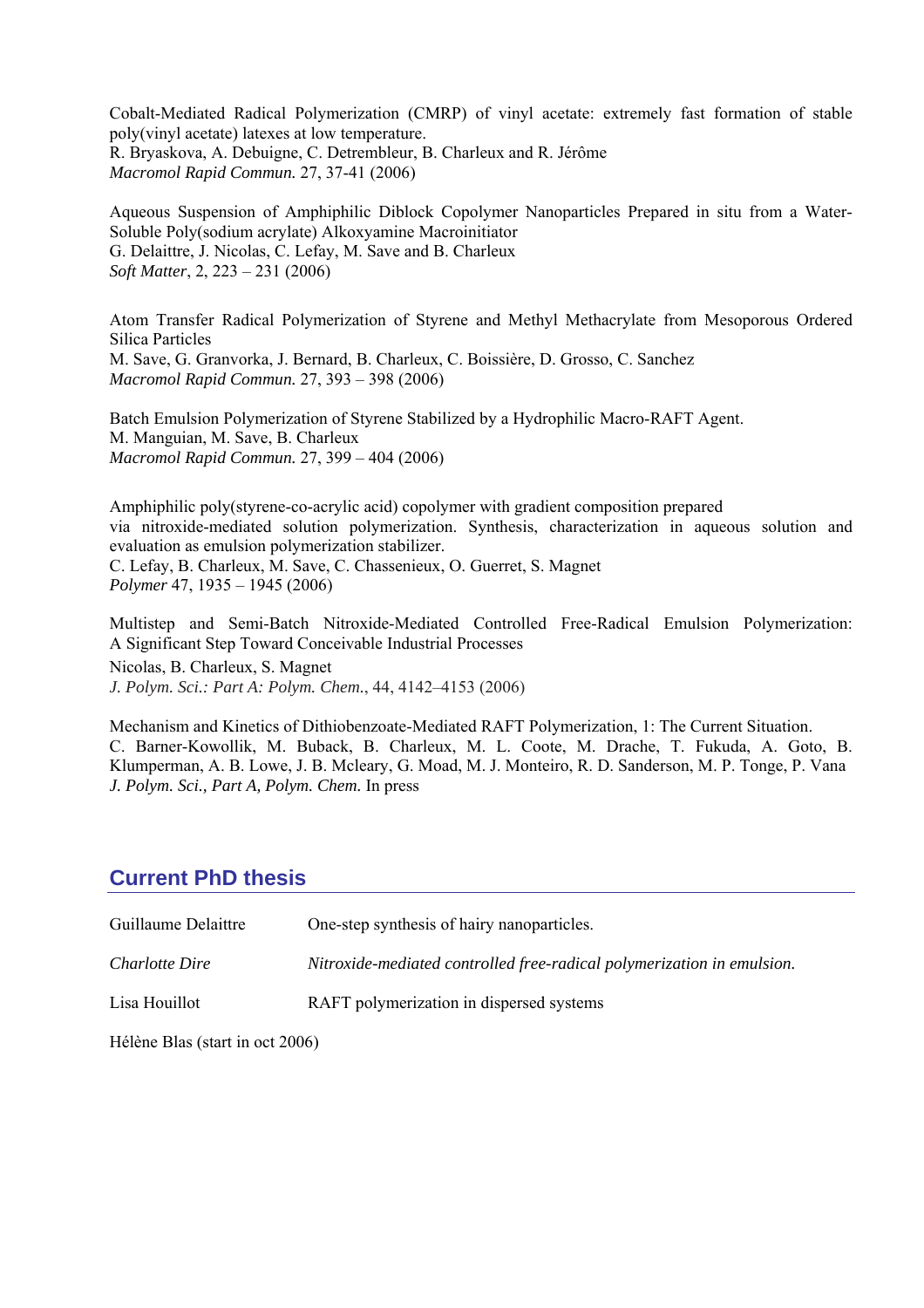Cobalt-Mediated Radical Polymerization (CMRP) of vinyl acetate: extremely fast formation of stable poly(vinyl acetate) latexes at low temperature.
R. Bryaskova, A. Debuigne, C. Detrembleur, B. Charleux and R. Jérôme
*Macromol Rapid Commun.* 27, 37-41 (2006)

Aqueous Suspension of Amphiphilic Diblock Copolymer Nanoparticles Prepared in situ from a Water-Soluble Poly(sodium acrylate) Alkoxyamine Macroinitiator
G. Delaittre, J. Nicolas, C. Lefay, M. Save and B. Charleux
*Soft Matter*, 2, 223 – 231 (2006)

Atom Transfer Radical Polymerization of Styrene and Methyl Methacrylate from Mesoporous Ordered Silica Particles
M. Save, G. Granvorka, J. Bernard, B. Charleux, C. Boissière, D. Grosso, C. Sanchez
*Macromol Rapid Commun.* 27, 393 – 398 (2006)

Batch Emulsion Polymerization of Styrene Stabilized by a Hydrophilic Macro-RAFT Agent.
M. Manguian, M. Save, B. Charleux
*Macromol Rapid Commun.* 27, 399 – 404 (2006)

Amphiphilic poly(styrene-co-acrylic acid) copolymer with gradient composition prepared via nitroxide-mediated solution polymerization. Synthesis, characterization in aqueous solution and evaluation as emulsion polymerization stabilizer.
C. Lefay, B. Charleux, M. Save, C. Chassenieux, O. Guerret, S. Magnet
*Polymer* 47, 1935 – 1945 (2006)

Multistep and Semi-Batch Nitroxide-Mediated Controlled Free-Radical Emulsion Polymerization: A Significant Step Toward Conceivable Industrial Processes
Nicolas, B. Charleux, S. Magnet
*J. Polym. Sci.: Part A: Polym. Chem.*, 44, 4142–4153 (2006)

Mechanism and Kinetics of Dithiobenzoate-Mediated RAFT Polymerization, 1: The Current Situation.
C. Barner-Kowollik, M. Buback, B. Charleux, M. L. Coote, M. Drache, T. Fukuda, A. Goto, B. Klumperman, A. B. Lowe, J. B. Mcleary, G. Moad, M. J. Monteiro, R. D. Sanderson, M. P. Tonge, P. Vana
*J. Polym. Sci., Part A, Polym. Chem.* In press

## Current PhD thesis

| | |
|---|---|
| Guillaume Delaittre | One-step synthesis of hairy nanoparticles. |
| *Charlotte Dire* | *Nitroxide-mediated controlled free-radical polymerization in emulsion.* |
| Lisa Houillot | RAFT polymerization in dispersed systems |
| Hélène Blas (start in oct 2006) | |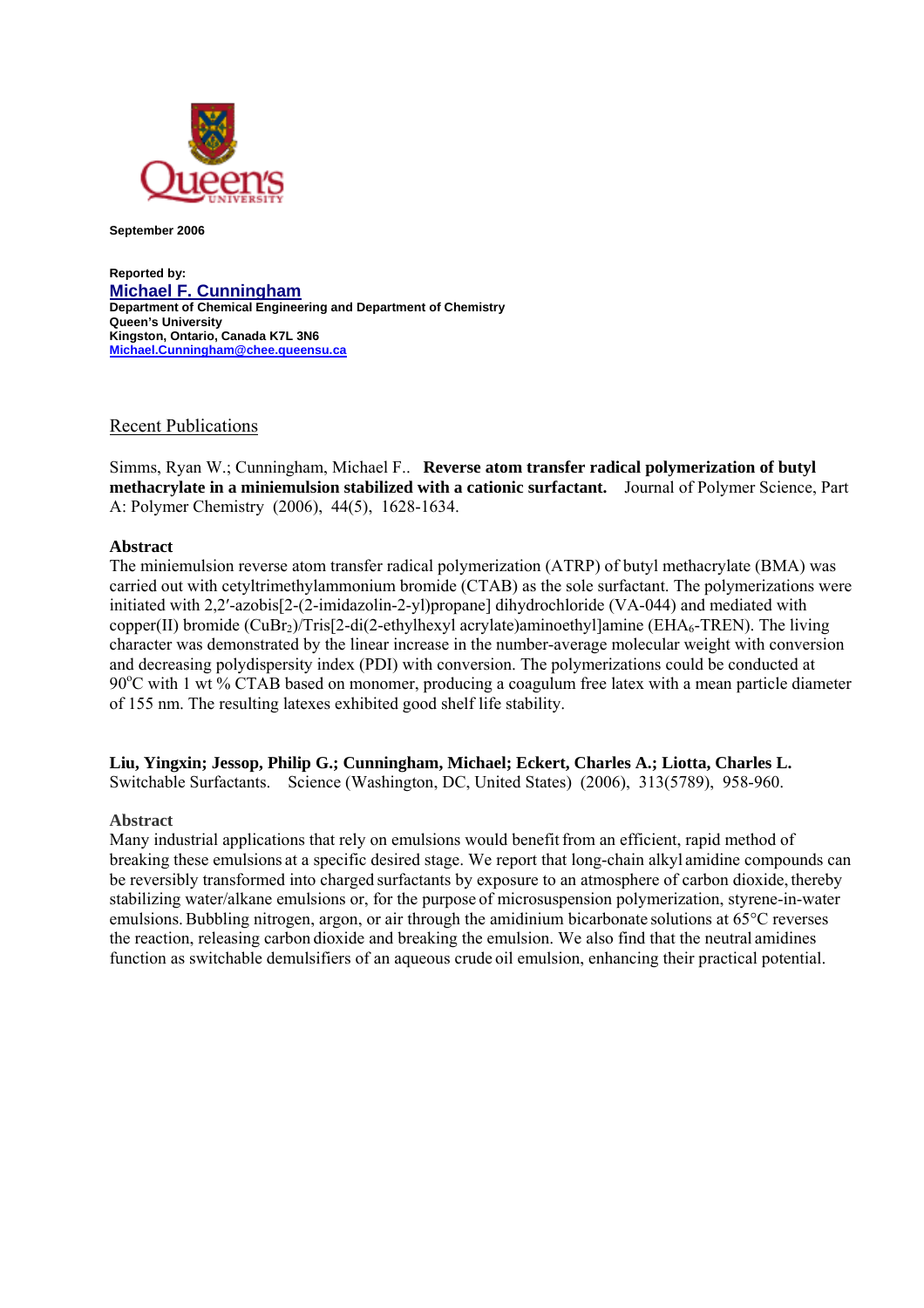September 2006

**Reported by:**
**Michael F. Cunningham**
**Department of Chemical Engineering and Department of Chemistry**
**Queen's University**
**Kingston, Ontario, Canada K7L 3N6**
**Michael.Cunningham@chee.queensu.ca**

## Recent Publications

Simms, Ryan W.; Cunningham, Michael F.. **Reverse atom transfer radical polymerization of butyl methacrylate in a miniemulsion stabilized with a cationic surfactant.** Journal of Polymer Science, Part A: Polymer Chemistry (2006), 44(5), 1628-1634.

**Abstract**

The miniemulsion reverse atom transfer radical polymerization (ATRP) of butyl methacrylate (BMA) was carried out with cetyltrimethylammonium bromide (CTAB) as the sole surfactant. The polymerizations were initiated with 2,2′-azobis[2-(2-imidazolin-2-yl)propane] dihydrochloride (VA-044) and mediated with copper(II) bromide ($CuBr_2$)/Tris[2-di(2-ethylhexyl acrylate)aminoethyl]amine ($EHA_6$-TREN). The living character was demonstrated by the linear increase in the number-average molecular weight with conversion and decreasing polydispersity index (PDI) with conversion. The polymerizations could be conducted at 90°C with 1 wt % CTAB based on monomer, producing a coagulum free latex with a mean particle diameter of 155 nm. The resulting latexes exhibited good shelf life stability.

**Liu, Yingxin; Jessop, Philip G.; Cunningham, Michael; Eckert, Charles A.; Liotta, Charles L.** Switchable Surfactants. Science (Washington, DC, United States) (2006), 313(5789), 958-960.

**Abstract**

Many industrial applications that rely on emulsions would benefit from an efficient, rapid method of breaking these emulsions at a specific desired stage. We report that long-chain alkyl amidine compounds can be reversibly transformed into charged surfactants by exposure to an atmosphere of carbon dioxide, thereby stabilizing water/alkane emulsions or, for the purpose of microsuspension polymerization, styrene-in-water emulsions. Bubbling nitrogen, argon, or air through the amidinium bicarbonate solutions at 65°C reverses the reaction, releasing carbon dioxide and breaking the emulsion. We also find that the neutral amidines function as switchable demulsifiers of an aqueous crude oil emulsion, enhancing their practical potential.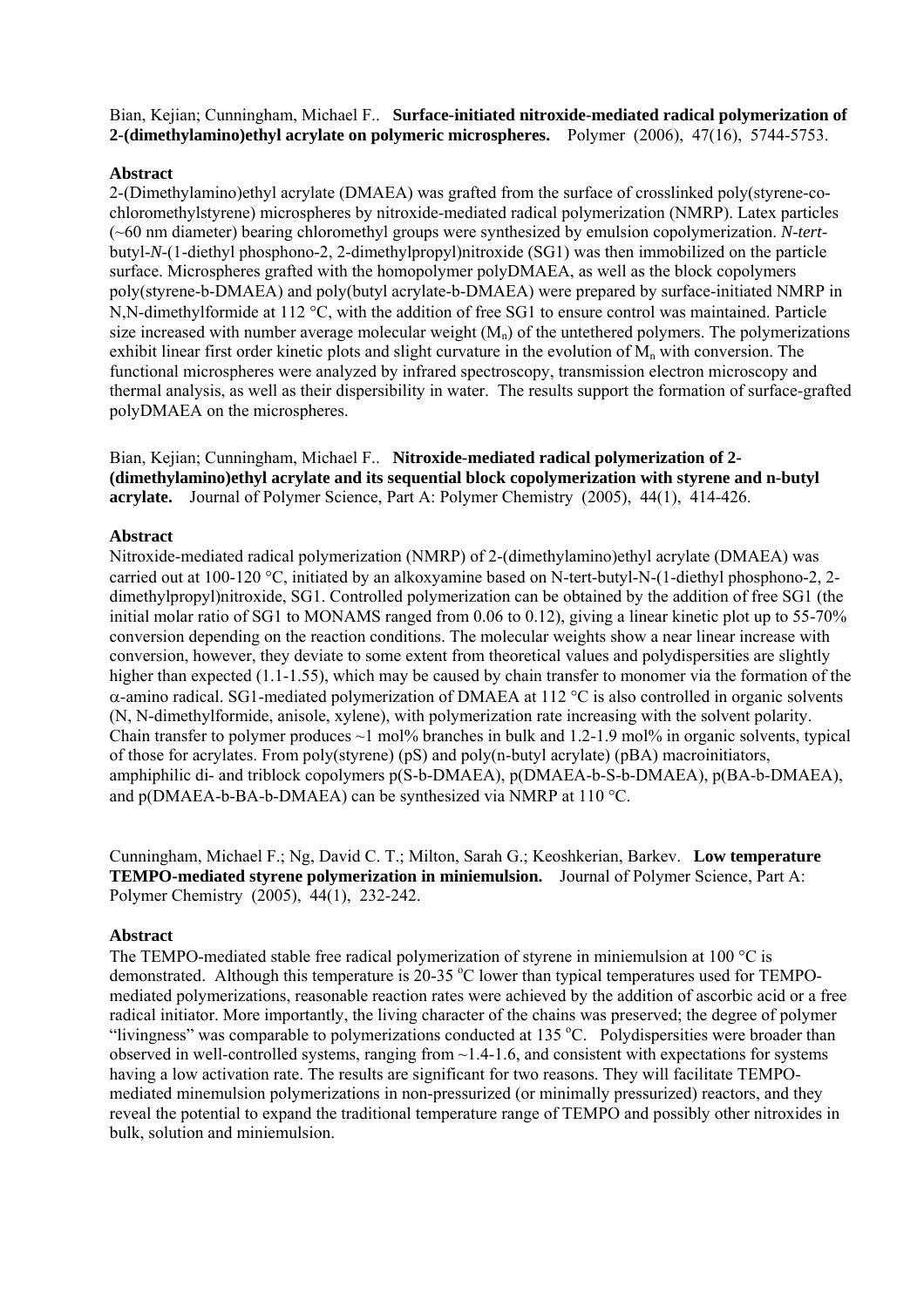Bian, Kejian; Cunningham, Michael F.. **Surface-initiated nitroxide-mediated radical polymerization of 2-(dimethylamino)ethyl acrylate on polymeric microspheres.** Polymer (2006), 47(16), 5744-5753.

**Abstract**

2-(Dimethylamino)ethyl acrylate (DMAEA) was grafted from the surface of crosslinked poly(styrene-co-chloromethylstyrene) microspheres by nitroxide-mediated radical polymerization (NMRP). Latex particles (~60 nm diameter) bearing chloromethyl groups were synthesized by emulsion copolymerization. *N-tert*-butyl-*N*-(1-diethyl phosphono-2, 2-dimethylpropyl)nitroxide (SG1) was then immobilized on the particle surface. Microspheres grafted with the homopolymer polyDMAEA, as well as the block copolymers poly(styrene-b-DMAEA) and poly(butyl acrylate-b-DMAEA) were prepared by surface-initiated NMRP in N,N-dimethylformide at 112 °C, with the addition of free SG1 to ensure control was maintained. Particle size increased with number average molecular weight ($M_n$) of the untethered polymers. The polymerizations exhibit linear first order kinetic plots and slight curvature in the evolution of $M_n$ with conversion. The functional microspheres were analyzed by infrared spectroscopy, transmission electron microscopy and thermal analysis, as well as their dispersibility in water. The results support the formation of surface-grafted polyDMAEA on the microspheres.

Bian, Kejian; Cunningham, Michael F.. **Nitroxide-mediated radical polymerization of 2-(dimethylamino)ethyl acrylate and its sequential block copolymerization with styrene and n-butyl acrylate.** Journal of Polymer Science, Part A: Polymer Chemistry (2005), 44(1), 414-426.

**Abstract**

Nitroxide-mediated radical polymerization (NMRP) of 2-(dimethylamino)ethyl acrylate (DMAEA) was carried out at 100-120 °C, initiated by an alkoxyamine based on N-tert-butyl-N-(1-diethyl phosphono-2, 2-dimethylpropyl)nitroxide, SG1. Controlled polymerization can be obtained by the addition of free SG1 (the initial molar ratio of SG1 to MONAMS ranged from 0.06 to 0.12), giving a linear kinetic plot up to 55-70% conversion depending on the reaction conditions. The molecular weights show a near linear increase with conversion, however, they deviate to some extent from theoretical values and polydispersities are slightly higher than expected (1.1-1.55), which may be caused by chain transfer to monomer via the formation of the $\alpha$-amino radical. SG1-mediated polymerization of DMAEA at 112 °C is also controlled in organic solvents (N, N-dimethylformide, anisole, xylene), with polymerization rate increasing with the solvent polarity. Chain transfer to polymer produces ~1 mol% branches in bulk and 1.2-1.9 mol% in organic solvents, typical of those for acrylates. From poly(styrene) (pS) and poly(n-butyl acrylate) (pBA) macroinitiators, amphiphilic di- and triblock copolymers p(S-b-DMAEA), p(DMAEA-b-S-b-DMAEA), p(BA-b-DMAEA), and p(DMAEA-b-BA-b-DMAEA) can be synthesized via NMRP at 110 °C.

Cunningham, Michael F.; Ng, David C. T.; Milton, Sarah G.; Keoshkerian, Barkev. **Low temperature TEMPO-mediated styrene polymerization in miniemulsion.** Journal of Polymer Science, Part A: Polymer Chemistry (2005), 44(1), 232-242.

**Abstract**

The TEMPO-mediated stable free radical polymerization of styrene in miniemulsion at 100 °C is demonstrated. Although this temperature is 20-35 °C lower than typical temperatures used for TEMPO-mediated polymerizations, reasonable reaction rates were achieved by the addition of ascorbic acid or a free radical initiator. More importantly, the living character of the chains was preserved; the degree of polymer "livingness" was comparable to polymerizations conducted at 135 °C. Polydispersities were broader than observed in well-controlled systems, ranging from ~1.4-1.6, and consistent with expectations for systems having a low activation rate. The results are significant for two reasons. They will facilitate TEMPO-mediated minemulsion polymerizations in non-pressurized (or minimally pressurized) reactors, and they reveal the potential to expand the traditional temperature range of TEMPO and possibly other nitroxides in bulk, solution and miniemulsion.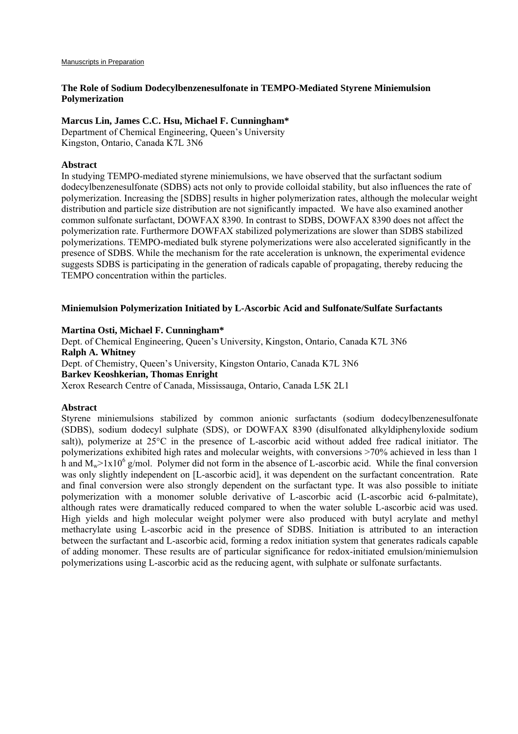Manuscripts in Preparation

### The Role of Sodium Dodecylbenzenesulfonate in TEMPO-Mediated Styrene Miniemulsion Polymerization

**Marcus Lin, James C.C. Hsu, Michael F. Cunningham***
Department of Chemical Engineering, Queen's University
Kingston, Ontario, Canada K7L 3N6

**Abstract**
In studying TEMPO-mediated styrene miniemulsions, we have observed that the surfactant sodium dodecylbenzenesulfonate (SDBS) acts not only to provide colloidal stability, but also influences the rate of polymerization. Increasing the [SDBS] results in higher polymerization rates, although the molecular weight distribution and particle size distribution are not significantly impacted. We have also examined another common sulfonate surfactant, DOWFAX 8390. In contrast to SDBS, DOWFAX 8390 does not affect the polymerization rate. Furthermore DOWFAX stabilized polymerizations are slower than SDBS stabilized polymerizations. TEMPO-mediated bulk styrene polymerizations were also accelerated significantly in the presence of SDBS. While the mechanism for the rate acceleration is unknown, the experimental evidence suggests SDBS is participating in the generation of radicals capable of propagating, thereby reducing the TEMPO concentration within the particles.

### Miniemulsion Polymerization Initiated by L-Ascorbic Acid and Sulfonate/Sulfate Surfactants

**Martina Osti, Michael F. Cunningham***
Dept. of Chemical Engineering, Queen's University, Kingston, Ontario, Canada K7L 3N6
**Ralph A. Whitney**
Dept. of Chemistry, Queen's University, Kingston Ontario, Canada K7L 3N6
**Barkev Keoshkerian, Thomas Enright**
Xerox Research Centre of Canada, Mississauga, Ontario, Canada L5K 2L1

**Abstract**
Styrene miniemulsions stabilized by common anionic surfactants (sodium dodecylbenzenesulfonate (SDBS), sodium dodecyl sulphate (SDS), or DOWFAX 8390 (disulfonated alkyldiphenyloxide sodium salt)), polymerize at 25°C in the presence of L-ascorbic acid without added free radical initiator. The polymerizations exhibited high rates and molecular weights, with conversions >70% achieved in less than 1 h and $M_w > 1x10^6$ g/mol. Polymer did not form in the absence of L-ascorbic acid. While the final conversion was only slightly independent on [L-ascorbic acid], it was dependent on the surfactant concentration. Rate and final conversion were also strongly dependent on the surfactant type. It was also possible to initiate polymerization with a monomer soluble derivative of L-ascorbic acid (L-ascorbic acid 6-palmitate), although rates were dramatically reduced compared to when the water soluble L-ascorbic acid was used. High yields and high molecular weight polymer were also produced with butyl acrylate and methyl methacrylate using L-ascorbic acid in the presence of SDBS. Initiation is attributed to an interaction between the surfactant and L-ascorbic acid, forming a redox initiation system that generates radicals capable of adding monomer. These results are of particular significance for redox-initiated emulsion/miniemulsion polymerizations using L-ascorbic acid as the reducing agent, with sulphate or sulfonate surfactants.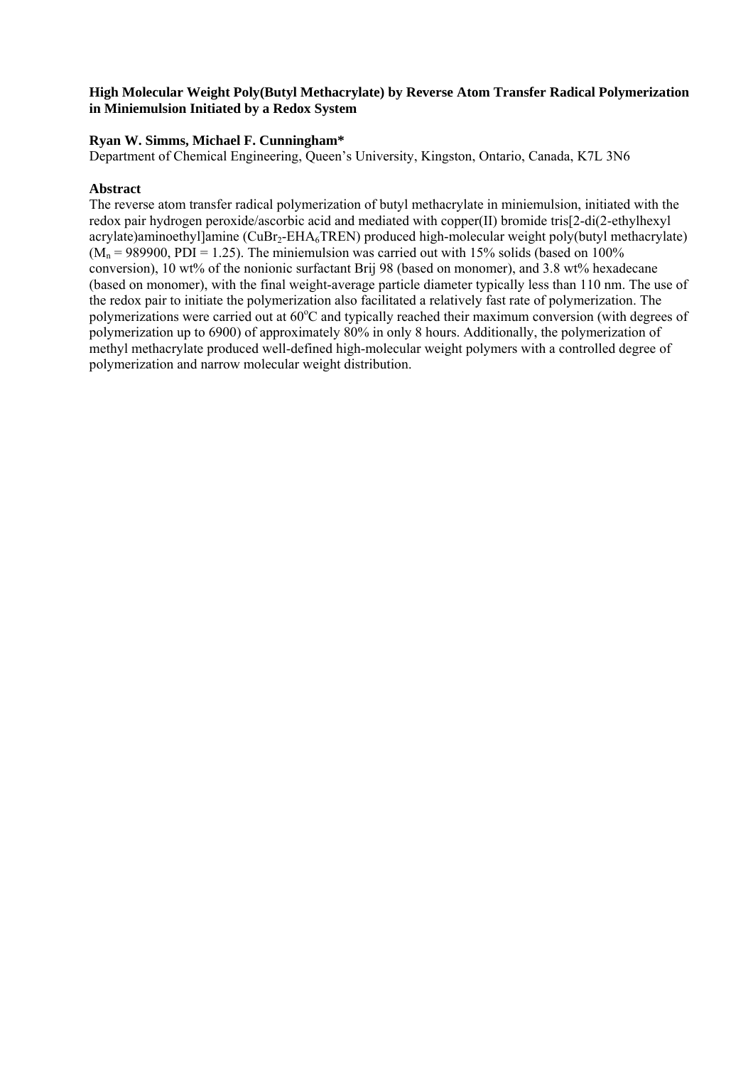## High Molecular Weight Poly(Butyl Methacrylate) by Reverse Atom Transfer Radical Polymerization in Miniemulsion Initiated by a Redox System

**Ryan W. Simms, Michael F. Cunningham***

Department of Chemical Engineering, Queen's University, Kingston, Ontario, Canada, K7L 3N6

### Abstract

The reverse atom transfer radical polymerization of butyl methacrylate in miniemulsion, initiated with the redox pair hydrogen peroxide/ascorbic acid and mediated with copper(II) bromide tris[2-di(2-ethylhexyl acrylate)aminoethyl]amine ($CuBr_2$-$EHA_6$TREN) produced high-molecular weight poly(butyl methacrylate) ($M_n$ = 989900, PDI = 1.25). The miniemulsion was carried out with 15% solids (based on 100% conversion), 10 wt% of the nonionic surfactant Brij 98 (based on monomer), and 3.8 wt% hexadecane (based on monomer), with the final weight-average particle diameter typically less than 110 nm. The use of the redox pair to initiate the polymerization also facilitated a relatively fast rate of polymerization. The polymerizations were carried out at 60°C and typically reached their maximum conversion (with degrees of polymerization up to 6900) of approximately 80% in only 8 hours. Additionally, the polymerization of methyl methacrylate produced well-defined high-molecular weight polymers with a controlled degree of polymerization and narrow molecular weight distribution.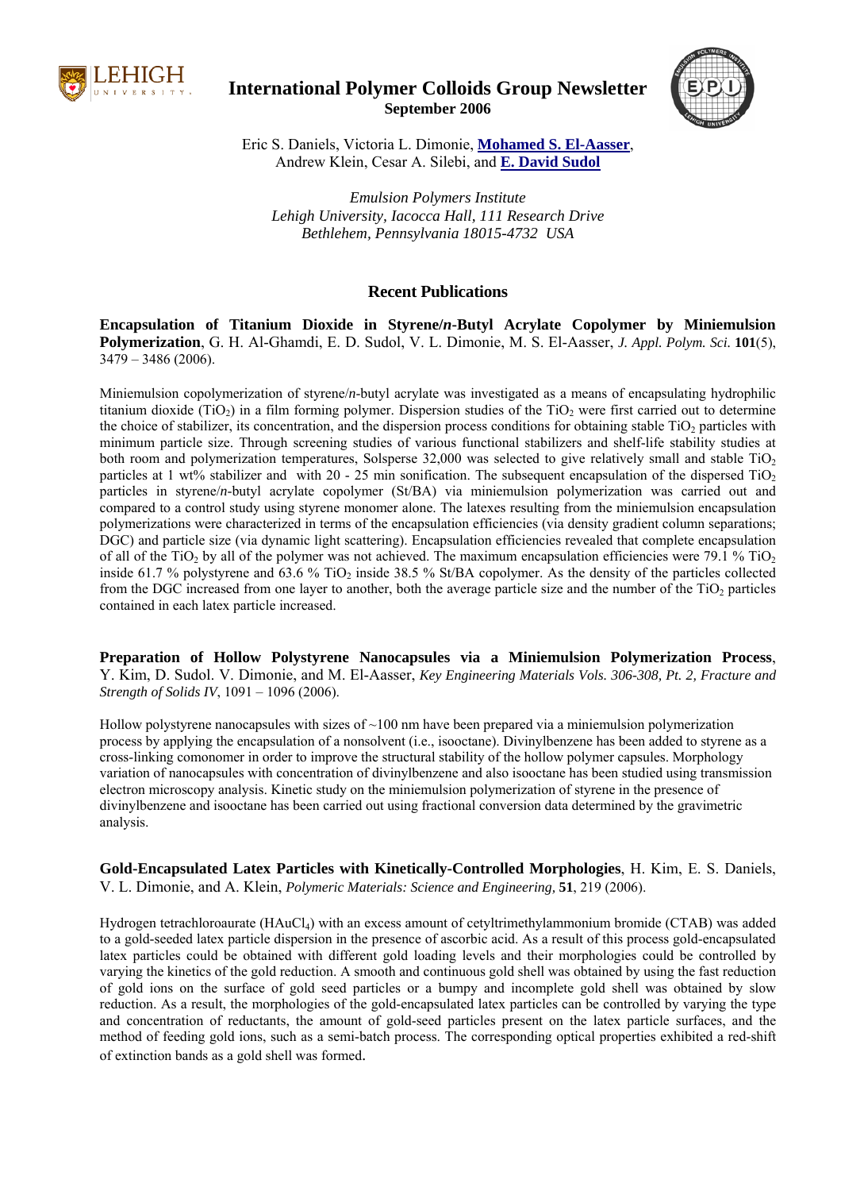# International Polymer Colloids Group Newsletter

**September 2006**

Eric S. Daniels, Victoria L. Dimonie, **Mohamed S. El-Aasser**, Andrew Klein, Cesar A. Silebi, and **E. David Sudol**

*Emulsion Polymers Institute*
*Lehigh University, Iacocca Hall, 111 Research Drive*
*Bethlehem, Pennsylvania 18015-4732 USA*

## Recent Publications

**Encapsulation of Titanium Dioxide in Styrene/*n*-Butyl Acrylate Copolymer by Miniemulsion Polymerization**, G. H. Al-Ghamdi, E. D. Sudol, V. L. Dimonie, M. S. El-Aasser, *J. Appl. Polym. Sci.* **101**(5), 3479 – 3486 (2006).

Miniemulsion copolymerization of styrene/*n*-butyl acrylate was investigated as a means of encapsulating hydrophilic titanium dioxide ($TiO_2$) in a film forming polymer. Dispersion studies of the $TiO_2$ were first carried out to determine the choice of stabilizer, its concentration, and the dispersion process conditions for obtaining stable $TiO_2$ particles with minimum particle size. Through screening studies of various functional stabilizers and shelf-life stability studies at both room and polymerization temperatures, Solsperse 32,000 was selected to give relatively small and stable $TiO_2$ particles at 1 wt% stabilizer and with 20 - 25 min sonification. The subsequent encapsulation of the dispersed $TiO_2$ particles in styrene/*n*-butyl acrylate copolymer (St/BA) via miniemulsion polymerization was carried out and compared to a control study using styrene monomer alone. The latexes resulting from the miniemulsion encapsulation polymerizations were characterized in terms of the encapsulation efficiencies (via density gradient column separations; DGC) and particle size (via dynamic light scattering). Encapsulation efficiencies revealed that complete encapsulation of all of the $TiO_2$ by all of the polymer was not achieved. The maximum encapsulation efficiencies were 79.1 % $TiO_2$ inside 61.7 % polystyrene and 63.6 % $TiO_2$ inside 38.5 % St/BA copolymer. As the density of the particles collected from the DGC increased from one layer to another, both the average particle size and the number of the $TiO_2$ particles contained in each latex particle increased.

**Preparation of Hollow Polystyrene Nanocapsules via a Miniemulsion Polymerization Process**, Y. Kim, D. Sudol. V. Dimonie, and M. El-Aasser, *Key Engineering Materials Vols. 306-308, Pt. 2, Fracture and Strength of Solids IV*, 1091 – 1096 (2006).

Hollow polystyrene nanocapsules with sizes of ~100 nm have been prepared via a miniemulsion polymerization process by applying the encapsulation of a nonsolvent (i.e., isooctane). Divinylbenzene has been added to styrene as a cross-linking comonomer in order to improve the structural stability of the hollow polymer capsules. Morphology variation of nanocapsules with concentration of divinylbenzene and also isooctane has been studied using transmission electron microscopy analysis. Kinetic study on the miniemulsion polymerization of styrene in the presence of divinylbenzene and isooctane has been carried out using fractional conversion data determined by the gravimetric analysis.

**Gold-Encapsulated Latex Particles with Kinetically-Controlled Morphologies**, H. Kim, E. S. Daniels, V. L. Dimonie, and A. Klein, *Polymeric Materials: Science and Engineering,* **51**, 219 (2006).

Hydrogen tetrachloroaurate ($HAuCl_4$) with an excess amount of cetyltrimethylammonium bromide (CTAB) was added to a gold-seeded latex particle dispersion in the presence of ascorbic acid. As a result of this process gold-encapsulated latex particles could be obtained with different gold loading levels and their morphologies could be controlled by varying the kinetics of the gold reduction. A smooth and continuous gold shell was obtained by using the fast reduction of gold ions on the surface of gold seed particles or a bumpy and incomplete gold shell was obtained by slow reduction. As a result, the morphologies of the gold-encapsulated latex particles can be controlled by varying the type and concentration of reductants, the amount of gold-seed particles present on the latex particle surfaces, and the method of feeding gold ions, such as a semi-batch process. The corresponding optical properties exhibited a red-shift of extinction bands as a gold shell was formed.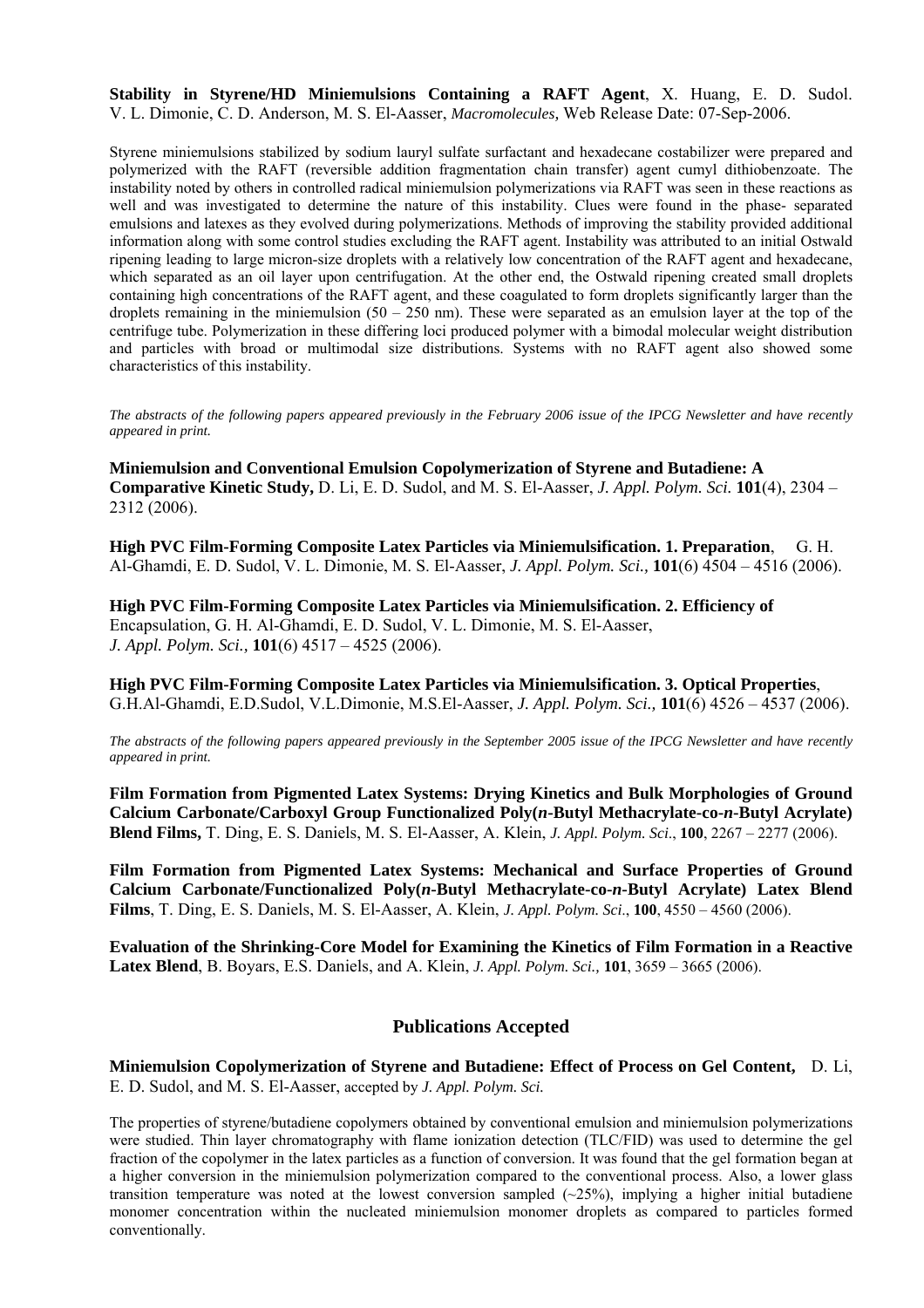**Stability in Styrene/HD Miniemulsions Containing a RAFT Agent**, X. Huang, E. D. Sudol. V. L. Dimonie, C. D. Anderson, M. S. El-Aasser, *Macromolecules,* Web Release Date: 07-Sep-2006.

Styrene miniemulsions stabilized by sodium lauryl sulfate surfactant and hexadecane costabilizer were prepared and polymerized with the RAFT (reversible addition fragmentation chain transfer) agent cumyl dithiobenzoate. The instability noted by others in controlled radical miniemulsion polymerizations via RAFT was seen in these reactions as well and was investigated to determine the nature of this instability. Clues were found in the phase- separated emulsions and latexes as they evolved during polymerizations. Methods of improving the stability provided additional information along with some control studies excluding the RAFT agent. Instability was attributed to an initial Ostwald ripening leading to large micron-size droplets with a relatively low concentration of the RAFT agent and hexadecane, which separated as an oil layer upon centrifugation. At the other end, the Ostwald ripening created small droplets containing high concentrations of the RAFT agent, and these coagulated to form droplets significantly larger than the droplets remaining in the miniemulsion (50 – 250 nm). These were separated as an emulsion layer at the top of the centrifuge tube. Polymerization in these differing loci produced polymer with a bimodal molecular weight distribution and particles with broad or multimodal size distributions. Systems with no RAFT agent also showed some characteristics of this instability.

*The abstracts of the following papers appeared previously in the February 2006 issue of the IPCG Newsletter and have recently appeared in print.*

**Miniemulsion and Conventional Emulsion Copolymerization of Styrene and Butadiene: A Comparative Kinetic Study,** D. Li, E. D. Sudol, and M. S. El-Aasser, *J. Appl. Polym. Sci.* **101**(4), 2304 – 2312 (2006).

**High PVC Film-Forming Composite Latex Particles via Miniemulsification. 1. Preparation**, G. H. Al-Ghamdi, E. D. Sudol, V. L. Dimonie, M. S. El-Aasser, *J. Appl. Polym. Sci.,* **101**(6) 4504 – 4516 (2006).

**High PVC Film-Forming Composite Latex Particles via Miniemulsification. 2. Efficiency of** Encapsulation, G. H. Al-Ghamdi, E. D. Sudol, V. L. Dimonie, M. S. El-Aasser, *J. Appl. Polym. Sci.,* **101**(6) 4517 – 4525 (2006).

**High PVC Film-Forming Composite Latex Particles via Miniemulsification. 3. Optical Properties**, G.H.Al-Ghamdi, E.D.Sudol, V.L.Dimonie, M.S.El-Aasser, *J. Appl. Polym. Sci.,* **101**(6) 4526 – 4537 (2006).

*The abstracts of the following papers appeared previously in the September 2005 issue of the IPCG Newsletter and have recently appeared in print.*

**Film Formation from Pigmented Latex Systems: Drying Kinetics and Bulk Morphologies of Ground Calcium Carbonate/Carboxyl Group Functionalized Poly(*n*-Butyl Methacrylate-co-*n*-Butyl Acrylate) Blend Films,** T. Ding, E. S. Daniels, M. S. El-Aasser, A. Klein, *J. Appl. Polym. Sci*., **100**, 2267 – 2277 (2006).

**Film Formation from Pigmented Latex Systems: Mechanical and Surface Properties of Ground Calcium Carbonate/Functionalized Poly(*n*-Butyl Methacrylate-co-*n*-Butyl Acrylate) Latex Blend Films**, T. Ding, E. S. Daniels, M. S. El-Aasser, A. Klein, *J. Appl. Polym. Sci*., **100**, 4550 – 4560 (2006).

**Evaluation of the Shrinking-Core Model for Examining the Kinetics of Film Formation in a Reactive Latex Blend**, B. Boyars, E.S. Daniels, and A. Klein, *J. Appl. Polym. Sci.,* **101**, 3659 – 3665 (2006).

## Publications Accepted

**Miniemulsion Copolymerization of Styrene and Butadiene: Effect of Process on Gel Content,** D. Li, E. D. Sudol, and M. S. El-Aasser, accepted by *J. Appl. Polym. Sci.*

The properties of styrene/butadiene copolymers obtained by conventional emulsion and miniemulsion polymerizations were studied. Thin layer chromatography with flame ionization detection (TLC/FID) was used to determine the gel fraction of the copolymer in the latex particles as a function of conversion. It was found that the gel formation began at a higher conversion in the miniemulsion polymerization compared to the conventional process. Also, a lower glass transition temperature was noted at the lowest conversion sampled (~25%), implying a higher initial butadiene monomer concentration within the nucleated miniemulsion monomer droplets as compared to particles formed conventionally.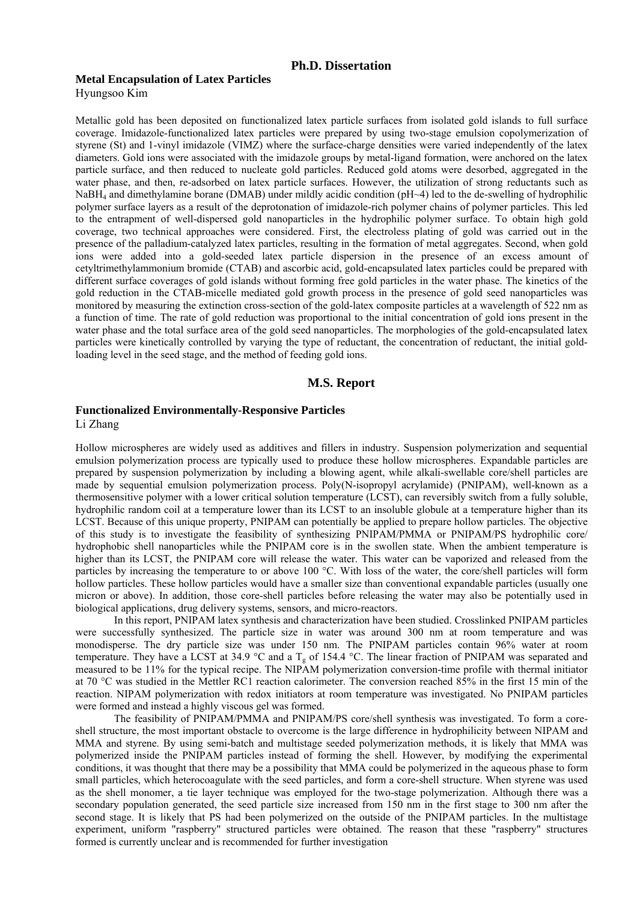## Ph.D. Dissertation

**Metal Encapsulation of Latex Particles**
Hyungsoo Kim

Metallic gold has been deposited on functionalized latex particle surfaces from isolated gold islands to full surface coverage. Imidazole-functionalized latex particles were prepared by using two-stage emulsion copolymerization of styrene (St) and 1-vinyl imidazole (VIMZ) where the surface-charge densities were varied independently of the latex diameters. Gold ions were associated with the imidazole groups by metal-ligand formation, were anchored on the latex particle surface, and then reduced to nucleate gold particles. Reduced gold atoms were desorbed, aggregated in the water phase, and then, re-adsorbed on latex particle surfaces. However, the utilization of strong reductants such as $NaBH_4$ and dimethylamine borane (DMAB) under mildly acidic condition (pH~4) led to the de-swelling of hydrophilic polymer surface layers as a result of the deprotonation of imidazole-rich polymer chains of polymer particles. This led to the entrapment of well-dispersed gold nanoparticles in the hydrophilic polymer surface. To obtain high gold coverage, two technical approaches were considered. First, the electroless plating of gold was carried out in the presence of the palladium-catalyzed latex particles, resulting in the formation of metal aggregates. Second, when gold ions were added into a gold-seeded latex particle dispersion in the presence of an excess amount of cetyltrimethylammonium bromide (CTAB) and ascorbic acid, gold-encapsulated latex particles could be prepared with different surface coverages of gold islands without forming free gold particles in the water phase. The kinetics of the gold reduction in the CTAB-micelle mediated gold growth process in the presence of gold seed nanoparticles was monitored by measuring the extinction cross-section of the gold-latex composite particles at a wavelength of 522 nm as a function of time. The rate of gold reduction was proportional to the initial concentration of gold ions present in the water phase and the total surface area of the gold seed nanoparticles. The morphologies of the gold-encapsulated latex particles were kinetically controlled by varying the type of reductant, the concentration of reductant, the initial gold-loading level in the seed stage, and the method of feeding gold ions.

## M.S. Report

**Functionalized Environmentally-Responsive Particles**
Li Zhang

Hollow microspheres are widely used as additives and fillers in industry. Suspension polymerization and sequential emulsion polymerization process are typically used to produce these hollow microspheres. Expandable particles are prepared by suspension polymerization by including a blowing agent, while alkali-swellable core/shell particles are made by sequential emulsion polymerization process. Poly(N-isopropyl acrylamide) (PNIPAM), well-known as a thermosensitive polymer with a lower critical solution temperature (LCST), can reversibly switch from a fully soluble, hydrophilic random coil at a temperature lower than its LCST to an insoluble globule at a temperature higher than its LCST. Because of this unique property, PNIPAM can potentially be applied to prepare hollow particles. The objective of this study is to investigate the feasibility of synthesizing PNIPAM/PMMA or PNIPAM/PS hydrophilic core/ hydrophobic shell nanoparticles while the PNIPAM core is in the swollen state. When the ambient temperature is higher than its LCST, the PNIPAM core will release the water. This water can be vaporized and released from the particles by increasing the temperature to or above 100 °C. With loss of the water, the core/shell particles will form hollow particles. These hollow particles would have a smaller size than conventional expandable particles (usually one micron or above). In addition, those core-shell particles before releasing the water may also be potentially used in biological applications, drug delivery systems, sensors, and micro-reactors.

In this report, PNIPAM latex synthesis and characterization have been studied. Crosslinked PNIPAM particles were successfully synthesized. The particle size in water was around 300 nm at room temperature and was monodisperse. The dry particle size was under 150 nm. The PNIPAM particles contain 96% water at room temperature. They have a LCST at 34.9 °C and a $T_g$ of 154.4 °C. The linear fraction of PNIPAM was separated and measured to be 11% for the typical recipe. The NIPAM polymerization conversion-time profile with thermal initiator at 70 °C was studied in the Mettler RC1 reaction calorimeter. The conversion reached 85% in the first 15 min of the reaction. NIPAM polymerization with redox initiators at room temperature was investigated. No PNIPAM particles were formed and instead a highly viscous gel was formed.

The feasibility of PNIPAM/PMMA and PNIPAM/PS core/shell synthesis was investigated. To form a core-shell structure, the most important obstacle to overcome is the large difference in hydrophilicity between NIPAM and MMA and styrene. By using semi-batch and multistage seeded polymerization methods, it is likely that MMA was polymerized inside the PNIPAM particles instead of forming the shell. However, by modifying the experimental conditions, it was thought that there may be a possibility that MMA could be polymerized in the aqueous phase to form small particles, which heterocoagulate with the seed particles, and form a core-shell structure. When styrene was used as the shell monomer, a tie layer technique was employed for the two-stage polymerization. Although there was a secondary population generated, the seed particle size increased from 150 nm in the first stage to 300 nm after the second stage. It is likely that PS had been polymerized on the outside of the PNIPAM particles. In the multistage experiment, uniform "raspberry" structured particles were obtained. The reason that these "raspberry" structures formed is currently unclear and is recommended for further investigation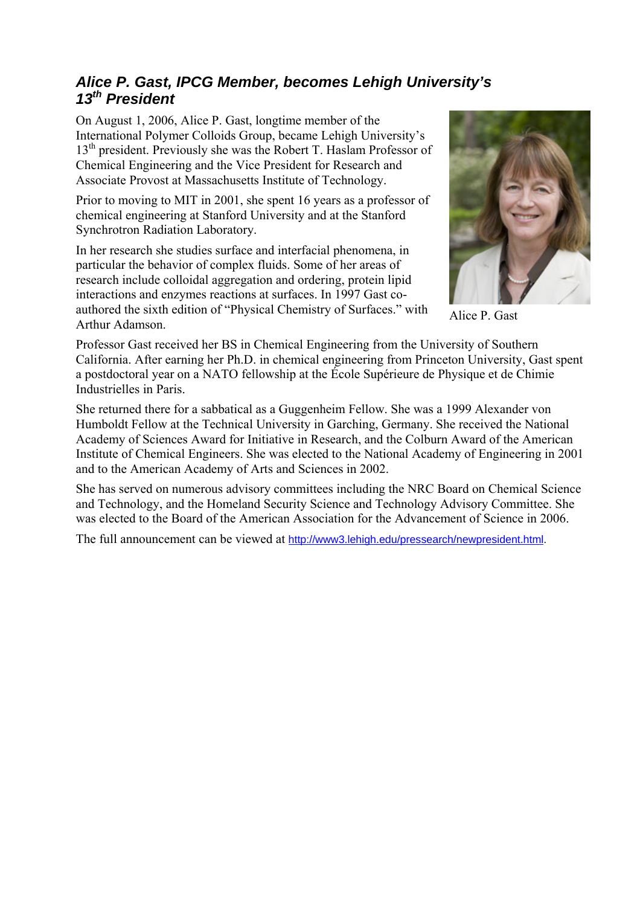## *Alice P. Gast, IPCG Member, becomes Lehigh University's 13th President*

On August 1, 2006, Alice P. Gast, longtime member of the International Polymer Colloids Group, became Lehigh University's 13th president. Previously she was the Robert T. Haslam Professor of Chemical Engineering and the Vice President for Research and Associate Provost at Massachusetts Institute of Technology.

Prior to moving to MIT in 2001, she spent 16 years as a professor of chemical engineering at Stanford University and at the Stanford Synchrotron Radiation Laboratory.

In her research she studies surface and interfacial phenomena, in particular the behavior of complex fluids. Some of her areas of research include colloidal aggregation and ordering, protein lipid interactions and enzymes reactions at surfaces. In 1997 Gast co-authored the sixth edition of "Physical Chemistry of Surfaces." with Arthur Adamson.

Alice P. Gast

Professor Gast received her BS in Chemical Engineering from the University of Southern California. After earning her Ph.D. in chemical engineering from Princeton University, Gast spent a postdoctoral year on a NATO fellowship at the École Supérieure de Physique et de Chimie Industrielles in Paris.

She returned there for a sabbatical as a Guggenheim Fellow. She was a 1999 Alexander von Humboldt Fellow at the Technical University in Garching, Germany. She received the National Academy of Sciences Award for Initiative in Research, and the Colburn Award of the American Institute of Chemical Engineers. She was elected to the National Academy of Engineering in 2001 and to the American Academy of Arts and Sciences in 2002.

She has served on numerous advisory committees including the NRC Board on Chemical Science and Technology, and the Homeland Security Science and Technology Advisory Committee. She was elected to the Board of the American Association for the Advancement of Science in 2006.

The full announcement can be viewed at http://www3.lehigh.edu/pressearch/newpresident.html.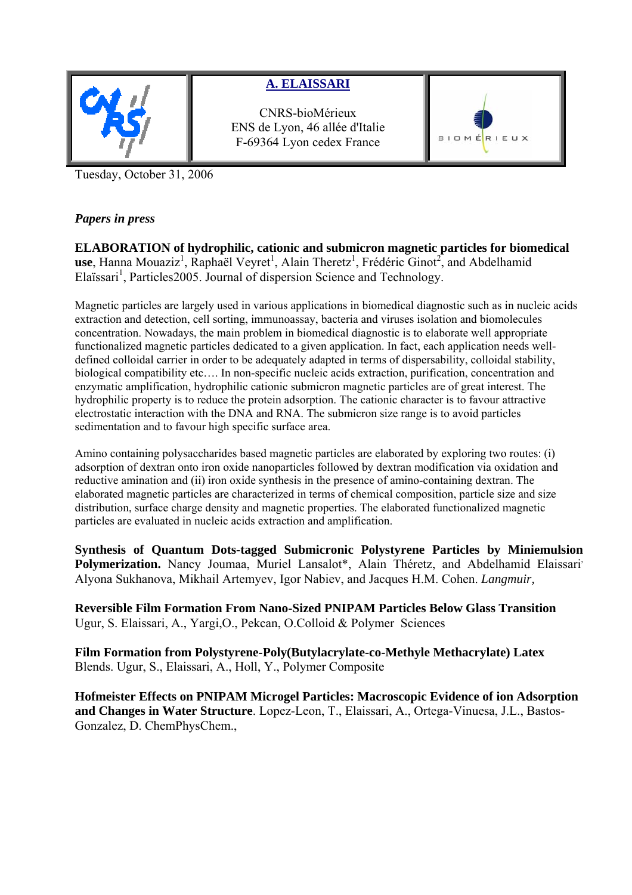| | **A. ELAISSARI** CNRS-bioMérieux ENS de Lyon, 46 allée d'Italie F-69364 Lyon cedex France | BIOMÉRIEUX |
|---|---|---|

Tuesday, October 31, 2006

*Papers in press*

**ELABORATION of hydrophilic, cationic and submicron magnetic particles for biomedical use**, Hanna Mouaziz[1], Raphaël Veyret[1], Alain Theretz[1], Frédéric Ginot[2], and Abdelhamid Elaïssari[1], Particles2005. Journal of dispersion Science and Technology.

Magnetic particles are largely used in various applications in biomedical diagnostic such as in nucleic acids extraction and detection, cell sorting, immunoassay, bacteria and viruses isolation and biomolecules concentration. Nowadays, the main problem in biomedical diagnostic is to elaborate well appropriate functionalized magnetic particles dedicated to a given application. In fact, each application needs well-defined colloidal carrier in order to be adequately adapted in terms of dispersability, colloidal stability, biological compatibility etc…. In non-specific nucleic acids extraction, purification, concentration and enzymatic amplification, hydrophilic cationic submicron magnetic particles are of great interest. The hydrophilic property is to reduce the protein adsorption. The cationic character is to favour attractive electrostatic interaction with the DNA and RNA. The submicron size range is to avoid particles sedimentation and to favour high specific surface area.

Amino containing polysaccharides based magnetic particles are elaborated by exploring two routes: (i) adsorption of dextran onto iron oxide nanoparticles followed by dextran modification via oxidation and reductive amination and (ii) iron oxide synthesis in the presence of amino-containing dextran. The elaborated magnetic particles are characterized in terms of chemical composition, particle size and size distribution, surface charge density and magnetic properties. The elaborated functionalized magnetic particles are evaluated in nucleic acids extraction and amplification.

**Synthesis of Quantum Dots-tagged Submicronic Polystyrene Particles by Miniemulsion Polymerization.** Nancy Joumaa, Muriel Lansalot*, Alain Théretz, and Abdelhamid Elaissari, Alyona Sukhanova, Mikhail Artemyev, Igor Nabiev, and Jacques H.M. Cohen. *Langmuir,*

**Reversible Film Formation From Nano-Sized PNIPAM Particles Below Glass Transition** Ugur, S. Elaissari, A., Yargi,O., Pekcan, O.Colloid & Polymer Sciences

**Film Formation from Polystyrene-Poly(Butylacrylate-co-Methyle Methacrylate) Latex** Blends. Ugur, S., Elaissari, A., Holl, Y., Polymer Composite

**Hofmeister Effects on PNIPAM Microgel Particles: Macroscopic Evidence of ion Adsorption and Changes in Water Structure**. Lopez-Leon, T., Elaissari, A., Ortega-Vinuesa, J.L., Bastos-Gonzalez, D. ChemPhysChem.,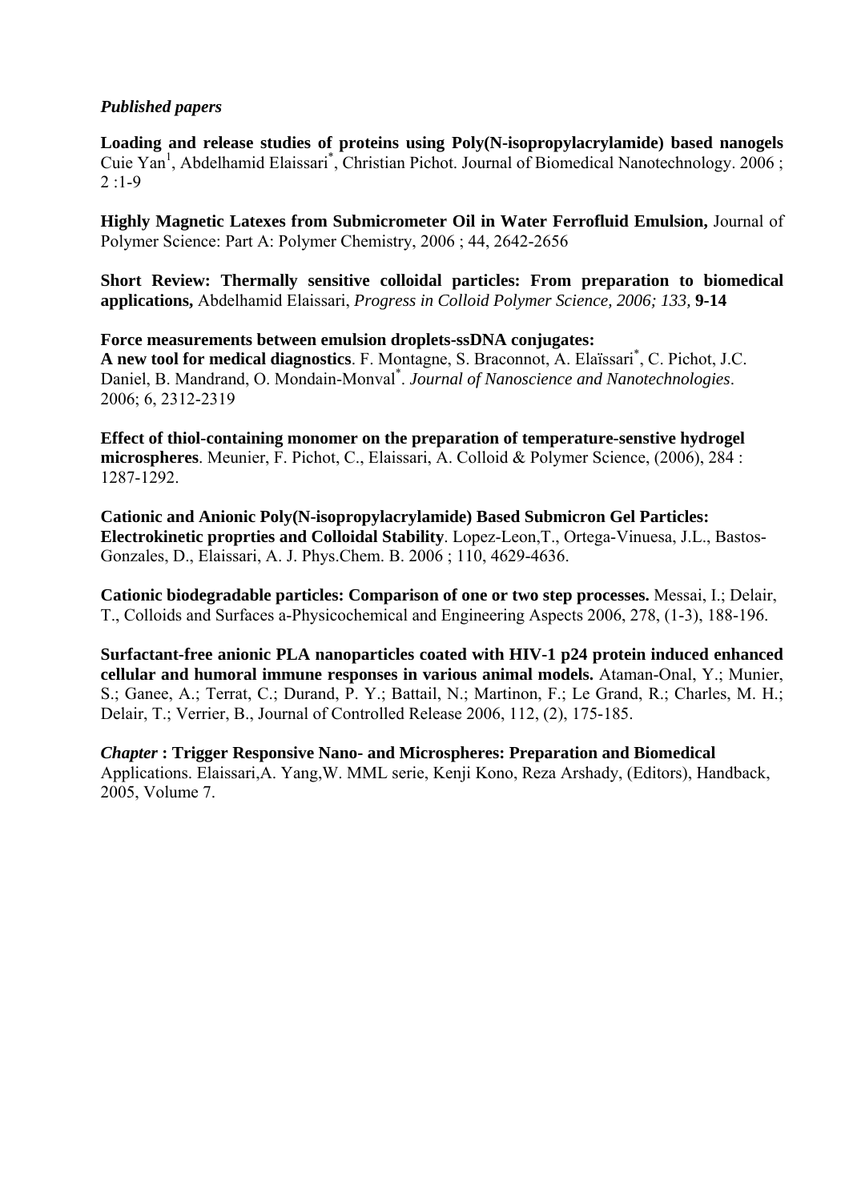*Published papers*

**Loading and release studies of proteins using Poly(N-isopropylacrylamide) based nanogels** Cuie Yan[1], Abdelhamid Elaissari[*], Christian Pichot. Journal of Biomedical Nanotechnology. 2006 ; 2 :1-9

**Highly Magnetic Latexes from Submicrometer Oil in Water Ferrofluid Emulsion,** Journal of Polymer Science: Part A: Polymer Chemistry, 2006 ; 44, 2642-2656

**Short Review: Thermally sensitive colloidal particles: From preparation to biomedical applications,** Abdelhamid Elaissari, *Progress in Colloid Polymer Science, 2006; 133,* **9-14**

**Force measurements between emulsion droplets-ssDNA conjugates:**
**A new tool for medical diagnostics**. F. Montagne, S. Braconnot, A. Elaïssari[*], C. Pichot, J.C. Daniel, B. Mandrand, O. Mondain-Monval[*]. *Journal of Nanoscience and Nanotechnologies*. 2006; 6, 2312-2319

**Effect of thiol-containing monomer on the preparation of temperature-senstive hydrogel microspheres**. Meunier, F. Pichot, C., Elaissari, A. Colloid & Polymer Science, (2006), 284 : 1287-1292.

**Cationic and Anionic Poly(N-isopropylacrylamide) Based Submicron Gel Particles: Electrokinetic proprties and Colloidal Stability**. Lopez-Leon,T., Ortega-Vinuesa, J.L., Bastos-Gonzales, D., Elaissari, A. J. Phys.Chem. B. 2006 ; 110, 4629-4636.

**Cationic biodegradable particles: Comparison of one or two step processes.** Messai, I.; Delair, T., Colloids and Surfaces a-Physicochemical and Engineering Aspects 2006, 278, (1-3), 188-196.

**Surfactant-free anionic PLA nanoparticles coated with HIV-1 p24 protein induced enhanced cellular and humoral immune responses in various animal models.** Ataman-Onal, Y.; Munier, S.; Ganee, A.; Terrat, C.; Durand, P. Y.; Battail, N.; Martinon, F.; Le Grand, R.; Charles, M. H.; Delair, T.; Verrier, B., Journal of Controlled Release 2006, 112, (2), 175-185.

***Chapter*** **: Trigger Responsive Nano- and Microspheres: Preparation and Biomedical** Applications. Elaissari,A. Yang,W. MML serie, Kenji Kono, Reza Arshady, (Editors), Handback, 2005, Volume 7.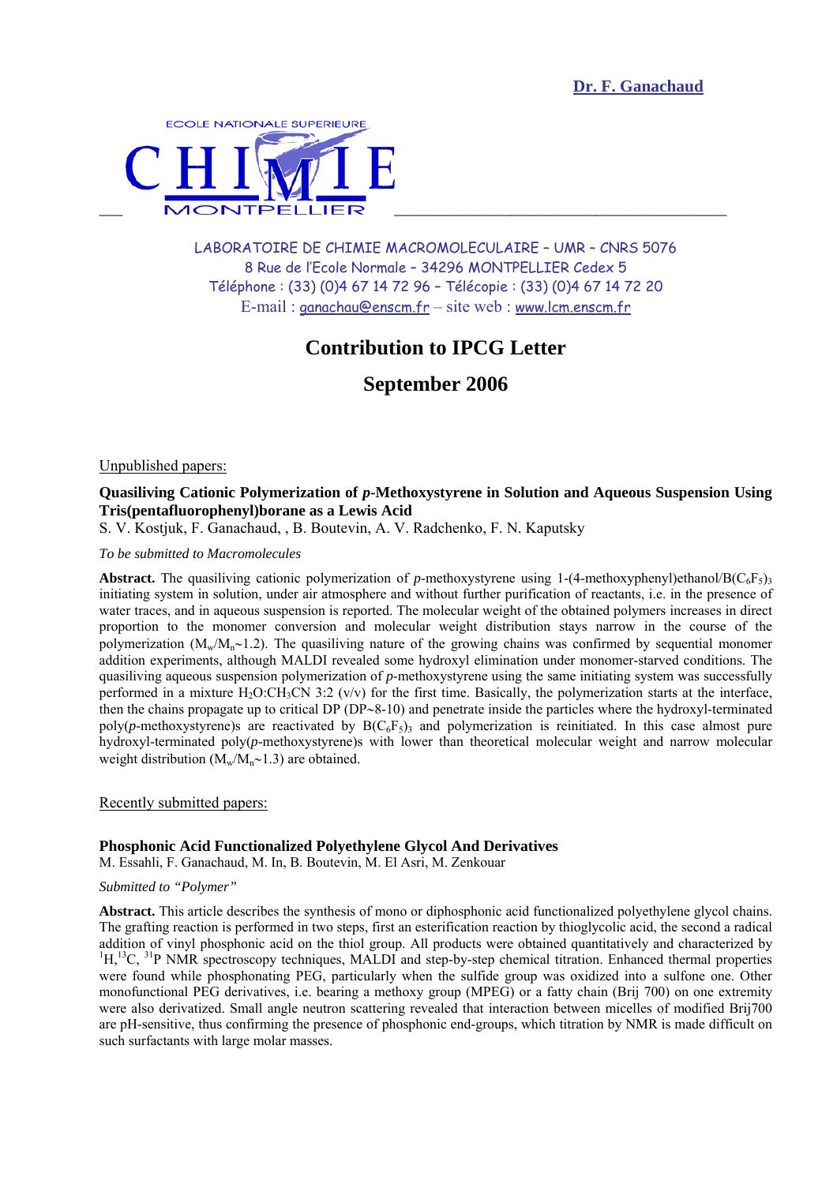**Dr. F. Ganachaud**

ECOLE NATIONALE SUPERIEURE
CHIMIE
MONTPELLIER

LABORATOIRE DE CHIMIE MACROMOLECULAIRE – UMR – CNRS 5076
8 Rue de l'Ecole Normale – 34296 MONTPELLIER Cedex 5
Téléphone : (33) (0)4 67 14 72 96 – Télécopie : (33) (0)4 67 14 72 20
E-mail : ganachau@enscm.fr – site web : www.lcm.enscm.fr

# Contribution to IPCG Letter

## September 2006

Unpublished papers:

**Quasiliving Cationic Polymerization of *p*-Methoxystyrene in Solution and Aqueous Suspension Using Tris(pentafluorophenyl)borane as a Lewis Acid**
S. V. Kostjuk, F. Ganachaud, , B. Boutevin, A. V. Radchenko, F. N. Kaputsky

*To be submitted to Macromolecules*

**Abstract.** The quasiliving cationic polymerization of *p*-methoxystyrene using 1-(4-methoxyphenyl)ethanol/$B(C_6F_5)_3$ initiating system in solution, under air atmosphere and without further purification of reactants, i.e. in the presence of water traces, and in aqueous suspension is reported. The molecular weight of the obtained polymers increases in direct proportion to the monomer conversion and molecular weight distribution stays narrow in the course of the polymerization ($M_w/M_n$~1.2). The quasiliving nature of the growing chains was confirmed by sequential monomer addition experiments, although MALDI revealed some hydroxyl elimination under monomer-starved conditions. The quasiliving aqueous suspension polymerization of *p*-methoxystyrene using the same initiating system was successfully performed in a mixture $H_2O$:$CH_3CN$ 3:2 (v/v) for the first time. Basically, the polymerization starts at the interface, then the chains propagate up to critical DP (DP~8-10) and penetrate inside the particles where the hydroxyl-terminated poly(*p*-methoxystyrene)s are reactivated by $B(C_6F_5)_3$ and polymerization is reinitiated. In this case almost pure hydroxyl-terminated poly(*p*-methoxystyrene)s with lower than theoretical molecular weight and narrow molecular weight distribution ($M_w/M_n$~1.3) are obtained.

Recently submitted papers:

**Phosphonic Acid Functionalized Polyethylene Glycol And Derivatives**
M. Essahli, F. Ganachaud, M. In, B. Boutevin, M. El Asri, M. Zenkouar

*Submitted to "Polymer"*

**Abstract.** This article describes the synthesis of mono or diphosphonic acid functionalized polyethylene glycol chains. The grafting reaction is performed in two steps, first an esterification reaction by thioglycolic acid, the second a radical addition of vinyl phosphonic acid on the thiol group. All products were obtained quantitatively and characterized by $^{1}H$, $^{13}C$, $^{31}P$ NMR spectroscopy techniques, MALDI and step-by-step chemical titration. Enhanced thermal properties were found while phosphonating PEG, particularly when the sulfide group was oxidized into a sulfone one. Other monofunctional PEG derivatives, i.e. bearing a methoxy group (MPEG) or a fatty chain (Brij 700) on one extremity were also derivatized. Small angle neutron scattering revealed that interaction between micelles of modified Brij700 are pH-sensitive, thus confirming the presence of phosphonic end-groups, which titration by NMR is made difficult on such surfactants with large molar masses.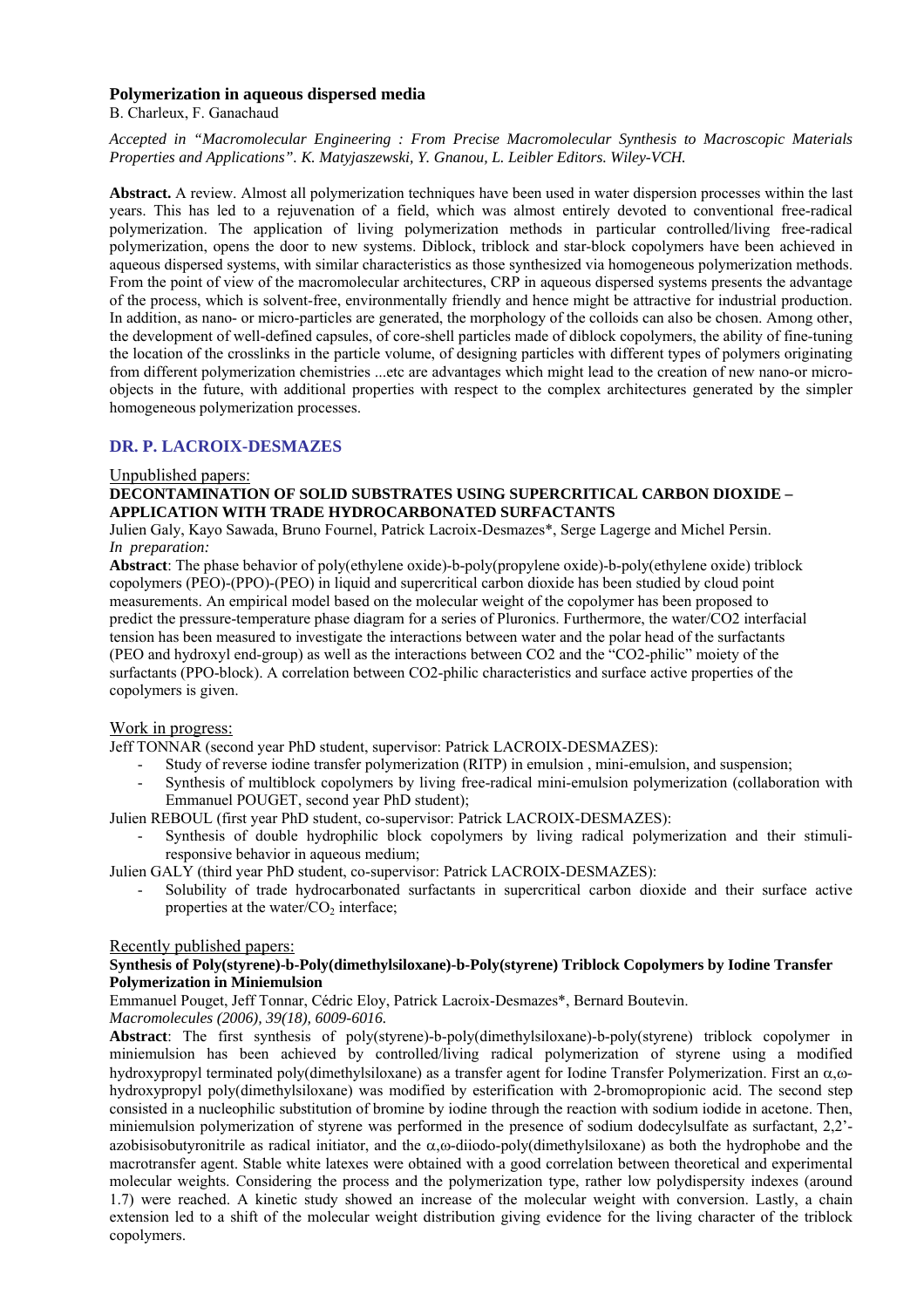**Polymerization in aqueous dispersed media**

B. Charleux, F. Ganachaud

*Accepted in "Macromolecular Engineering : From Precise Macromolecular Synthesis to Macroscopic Materials Properties and Applications". K. Matyjaszewski, Y. Gnanou, L. Leibler Editors. Wiley-VCH.*

**Abstract.** A review. Almost all polymerization techniques have been used in water dispersion processes within the last years. This has led to a rejuvenation of a field, which was almost entirely devoted to conventional free-radical polymerization. The application of living polymerization methods in particular controlled/living free-radical polymerization, opens the door to new systems. Diblock, triblock and star-block copolymers have been achieved in aqueous dispersed systems, with similar characteristics as those synthesized via homogeneous polymerization methods. From the point of view of the macromolecular architectures, CRP in aqueous dispersed systems presents the advantage of the process, which is solvent-free, environmentally friendly and hence might be attractive for industrial production. In addition, as nano- or micro-particles are generated, the morphology of the colloids can also be chosen. Among other, the development of well-defined capsules, of core-shell particles made of diblock copolymers, the ability of fine-tuning the location of the crosslinks in the particle volume, of designing particles with different types of polymers originating from different polymerization chemistries ...etc are advantages which might lead to the creation of new nano-or micro-objects in the future, with additional properties with respect to the complex architectures generated by the simpler homogeneous polymerization processes.

## DR. P. LACROIX-DESMAZES

Unpublished papers:

**DECONTAMINATION OF SOLID SUBSTRATES USING SUPERCRITICAL CARBON DIOXIDE – APPLICATION WITH TRADE HYDROCARBONATED SURFACTANTS**

Julien Galy, Kayo Sawada, Bruno Fournel, Patrick Lacroix-Desmazes*, Serge Lagerge and Michel Persin.

*In preparation:*

**Abstract**: The phase behavior of poly(ethylene oxide)-b-poly(propylene oxide)-b-poly(ethylene oxide) triblock copolymers (PEO)-(PPO)-(PEO) in liquid and supercritical carbon dioxide has been studied by cloud point measurements. An empirical model based on the molecular weight of the copolymer has been proposed to predict the pressure-temperature phase diagram for a series of Pluronics. Furthermore, the water/CO2 interfacial tension has been measured to investigate the interactions between water and the polar head of the surfactants (PEO and hydroxyl end-group) as well as the interactions between CO2 and the "CO2-philic" moiety of the surfactants (PPO-block). A correlation between CO2-philic characteristics and surface active properties of the copolymers is given.

Work in progress:

Jeff TONNAR (second year PhD student, supervisor: Patrick LACROIX-DESMAZES):

- Study of reverse iodine transfer polymerization (RITP) in emulsion , mini-emulsion, and suspension;
- Synthesis of multiblock copolymers by living free-radical mini-emulsion polymerization (collaboration with Emmanuel POUGET, second year PhD student);

Julien REBOUL (first year PhD student, co-supervisor: Patrick LACROIX-DESMAZES):

- Synthesis of double hydrophilic block copolymers by living radical polymerization and their stimuli-responsive behavior in aqueous medium;

Julien GALY (third year PhD student, co-supervisor: Patrick LACROIX-DESMAZES):

- Solubility of trade hydrocarbonated surfactants in supercritical carbon dioxide and their surface active properties at the water/$CO_2$ interface;

Recently published papers:

**Synthesis of Poly(styrene)-b-Poly(dimethylsiloxane)-b-Poly(styrene) Triblock Copolymers by Iodine Transfer Polymerization in Miniemulsion**

Emmanuel Pouget, Jeff Tonnar, Cédric Eloy, Patrick Lacroix-Desmazes*, Bernard Boutevin.

*Macromolecules (2006), 39(18), 6009-6016.*

**Abstract**: The first synthesis of poly(styrene)-b-poly(dimethylsiloxane)-b-poly(styrene) triblock copolymer in miniemulsion has been achieved by controlled/living radical polymerization of styrene using a modified hydroxypropyl terminated poly(dimethylsiloxane) as a transfer agent for Iodine Transfer Polymerization. First an $\alpha,\omega$-hydroxypropyl poly(dimethylsiloxane) was modified by esterification with 2-bromopropionic acid. The second step consisted in a nucleophilic substitution of bromine by iodine through the reaction with sodium iodide in acetone. Then, miniemulsion polymerization of styrene was performed in the presence of sodium dodecylsulfate as surfactant, 2,2'-azobisisobutyronitrile as radical initiator, and the $\alpha,\omega$-diiodo-poly(dimethylsiloxane) as both the hydrophobe and the macrotransfer agent. Stable white latexes were obtained with a good correlation between theoretical and experimental molecular weights. Considering the process and the polymerization type, rather low polydispersity indexes (around 1.7) were reached. A kinetic study showed an increase of the molecular weight with conversion. Lastly, a chain extension led to a shift of the molecular weight distribution giving evidence for the living character of the triblock copolymers.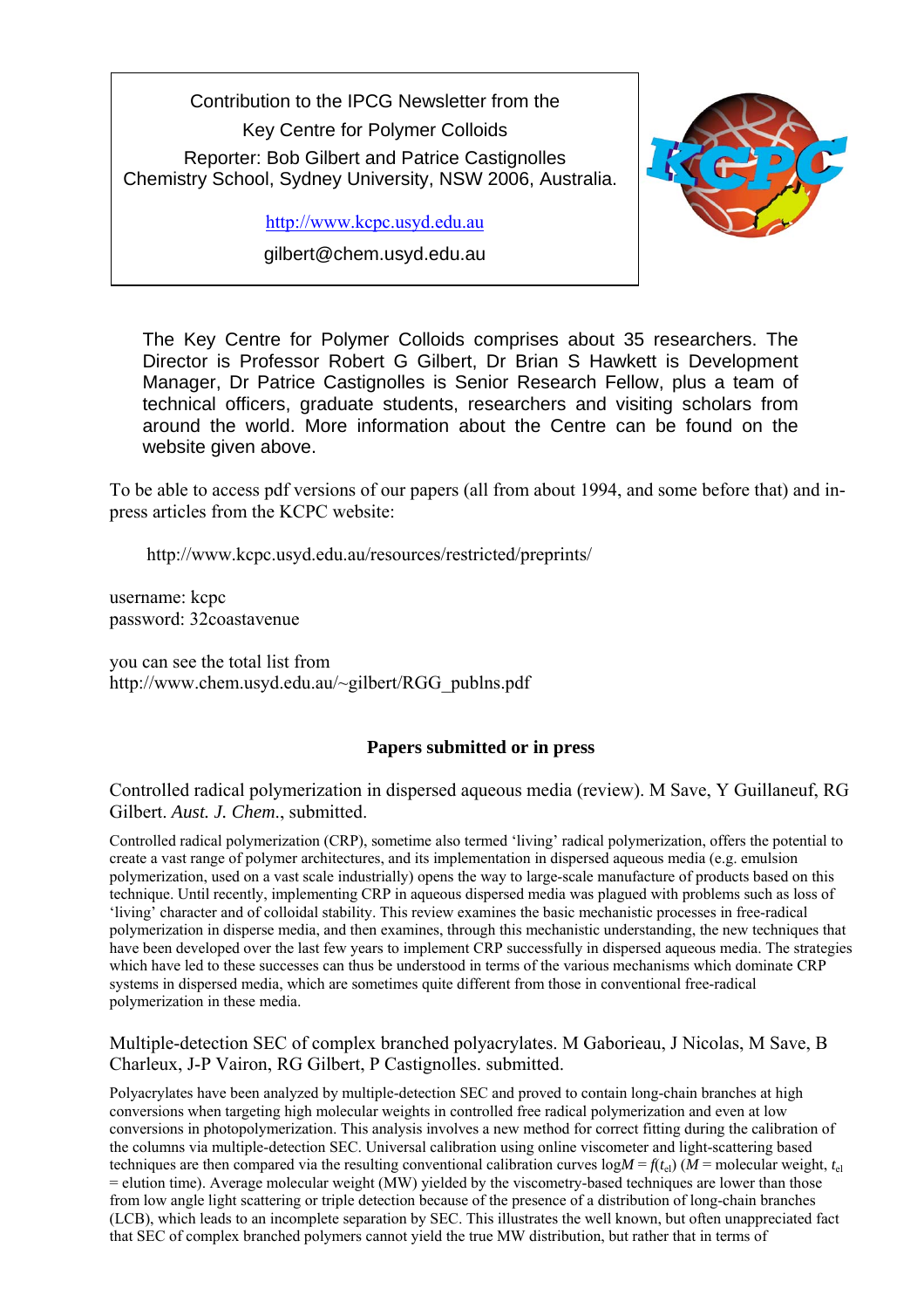Contribution to the IPCG Newsletter from the
Key Centre for Polymer Colloids
Reporter: Bob Gilbert and Patrice Castignolles
Chemistry School, Sydney University, NSW 2006, Australia.

http://www.kcpc.usyd.edu.au

gilbert@chem.usyd.edu.au

The Key Centre for Polymer Colloids comprises about 35 researchers. The Director is Professor Robert G Gilbert, Dr Brian S Hawkett is Development Manager, Dr Patrice Castignolles is Senior Research Fellow, plus a team of technical officers, graduate students, researchers and visiting scholars from around the world. More information about the Centre can be found on the website given above.

To be able to access pdf versions of our papers (all from about 1994, and some before that) and in-press articles from the KCPC website:

http://www.kcpc.usyd.edu.au/resources/restricted/preprints/

username: kcpc
password: 32coastavenue

you can see the total list from
http://www.chem.usyd.edu.au/~gilbert/RGG_publns.pdf

## Papers submitted or in press

Controlled radical polymerization in dispersed aqueous media (review). M Save, Y Guillaneuf, RG Gilbert. *Aust. J. Chem*., submitted.

Controlled radical polymerization (CRP), sometime also termed 'living' radical polymerization, offers the potential to create a vast range of polymer architectures, and its implementation in dispersed aqueous media (e.g. emulsion polymerization, used on a vast scale industrially) opens the way to large-scale manufacture of products based on this technique. Until recently, implementing CRP in aqueous dispersed media was plagued with problems such as loss of 'living' character and of colloidal stability. This review examines the basic mechanistic processes in free-radical polymerization in disperse media, and then examines, through this mechanistic understanding, the new techniques that have been developed over the last few years to implement CRP successfully in dispersed aqueous media. The strategies which have led to these successes can thus be understood in terms of the various mechanisms which dominate CRP systems in dispersed media, which are sometimes quite different from those in conventional free-radical polymerization in these media.

Multiple-detection SEC of complex branched polyacrylates. M Gaborieau, J Nicolas, M Save, B Charleux, J-P Vairon, RG Gilbert, P Castignolles. submitted.

Polyacrylates have been analyzed by multiple-detection SEC and proved to contain long-chain branches at high conversions when targeting high molecular weights in controlled free radical polymerization and even at low conversions in photopolymerization. This analysis involves a new method for correct fitting during the calibration of the columns via multiple-detection SEC. Universal calibration using online viscometer and light-scattering based techniques are then compared via the resulting conventional calibration curves $\log M = f(t_{el})$ ($M$ = molecular weight, $t_{el}$ = elution time). Average molecular weight (MW) yielded by the viscometry-based techniques are lower than those from low angle light scattering or triple detection because of the presence of a distribution of long-chain branches (LCB), which leads to an incomplete separation by SEC. This illustrates the well known, but often unappreciated fact that SEC of complex branched polymers cannot yield the true MW distribution, but rather that in terms of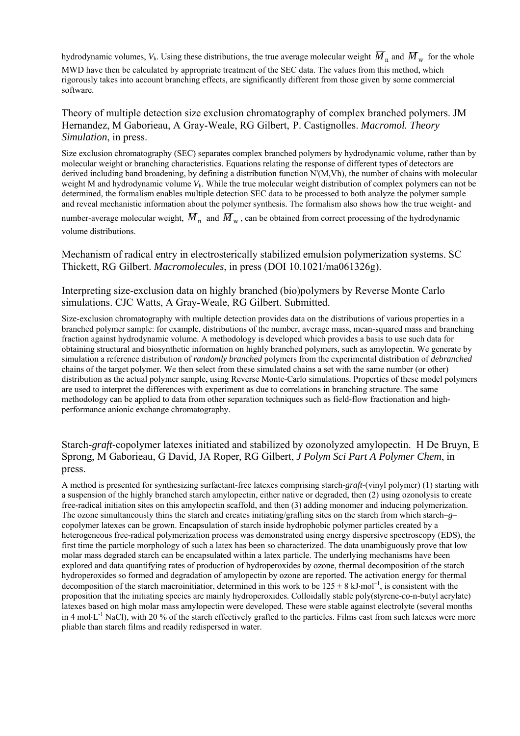hydrodynamic volumes, $V_h$. Using these distributions, the true average molecular weight $\overline{M}_n$ and $\overline{M}_w$ for the whole MWD have then be calculated by appropriate treatment of the SEC data. The values from this method, which rigorously takes into account branching effects, are significantly different from those given by some commercial software.

### Theory of multiple detection size exclusion chromatography of complex branched polymers. JM Hernandez, M Gaborieau, A Gray-Weale, RG Gilbert, P. Castignolles. *Macromol. Theory Simulation*, in press.

Size exclusion chromatography (SEC) separates complex branched polymers by hydrodynamic volume, rather than by molecular weight or branching characteristics. Equations relating the response of different types of detectors are derived including band broadening, by defining a distribution function N'(M,Vh), the number of chains with molecular weight M and hydrodynamic volume $V_h$. While the true molecular weight distribution of complex polymers can not be determined, the formalism enables multiple detection SEC data to be processed to both analyze the polymer sample and reveal mechanistic information about the polymer synthesis. The formalism also shows how the true weight- and number-average molecular weight, $\overline{M}_n$ and $\overline{M}_w$, can be obtained from correct processing of the hydrodynamic volume distributions.

### Mechanism of radical entry in electrosterically stabilized emulsion polymerization systems. SC Thickett, RG Gilbert. *Macromolecules*, in press (DOI 10.1021/ma061326g).

### Interpreting size-exclusion data on highly branched (bio)polymers by Reverse Monte Carlo simulations. CJC Watts, A Gray-Weale, RG Gilbert. Submitted.

Size-exclusion chromatography with multiple detection provides data on the distributions of various properties in a branched polymer sample: for example, distributions of the number, average mass, mean-squared mass and branching fraction against hydrodynamic volume. A methodology is developed which provides a basis to use such data for obtaining structural and biosynthetic information on highly branched polymers, such as amylopectin. We generate by simulation a reference distribution of *randomly branched* polymers from the experimental distribution of *debranched* chains of the target polymer. We then select from these simulated chains a set with the same number (or other) distribution as the actual polymer sample, using Reverse Monte-Carlo simulations. Properties of these model polymers are used to interpret the differences with experiment as due to correlations in branching structure. The same methodology can be applied to data from other separation techniques such as field-flow fractionation and high-performance anionic exchange chromatography.

### Starch-*graft*-copolymer latexes initiated and stabilized by ozonolyzed amylopectin. H De Bruyn, E Sprong, M Gaborieau, G David, JA Roper, RG Gilbert, *J Polym Sci Part A Polymer Chem*, in press.

A method is presented for synthesizing surfactant-free latexes comprising starch-*graft*-(vinyl polymer) (1) starting with a suspension of the highly branched starch amylopectin, either native or degraded, then (2) using ozonolysis to create free-radical initiation sites on this amylopectin scaffold, and then (3) adding monomer and inducing polymerization. The ozone simultaneously thins the starch and creates initiating/grafting sites on the starch from which starch–*g*–copolymer latexes can be grown. Encapsulation of starch inside hydrophobic polymer particles created by a heterogeneous free-radical polymerization process was demonstrated using energy dispersive spectroscopy (EDS), the first time the particle morphology of such a latex has been so characterized. The data unambiguously prove that low molar mass degraded starch can be encapsulated within a latex particle. The underlying mechanisms have been explored and data quantifying rates of production of hydroperoxides by ozone, thermal decomposition of the starch hydroperoxides so formed and degradation of amylopectin by ozone are reported. The activation energy for thermal decomposition of the starch macroinitiatior, determined in this work to be $125 \pm 8$ kJ·mol$^{-1}$, is consistent with the proposition that the initiating species are mainly hydroperoxides. Colloidally stable poly(styrene-*co*-n-butyl acrylate) latexes based on high molar mass amylopectin were developed. These were stable against electrolyte (several months in 4 mol·L$^{-1}$ NaCl), with 20 % of the starch effectively grafted to the particles. Films cast from such latexes were more pliable than starch films and readily redispersed in water.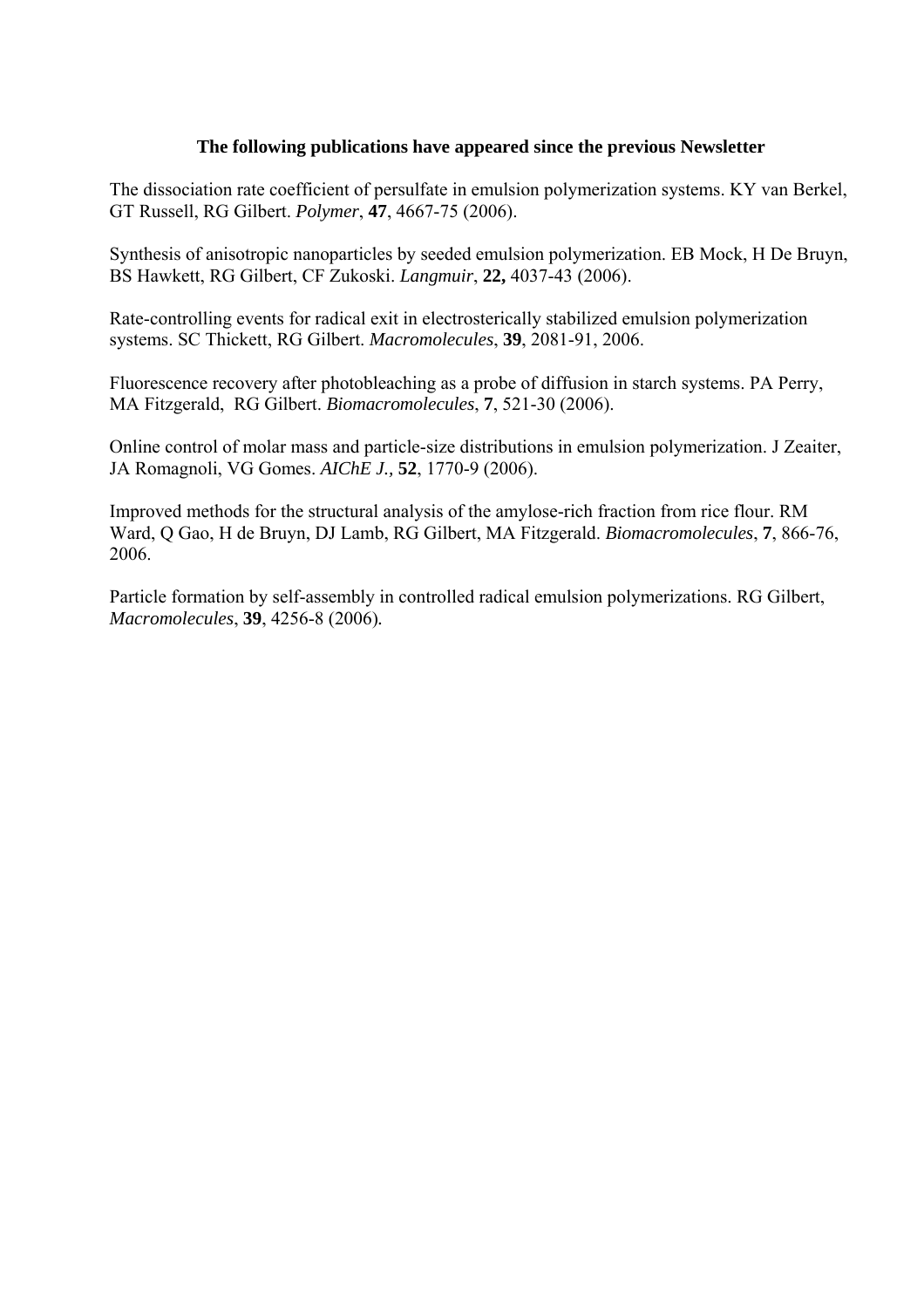**The following publications have appeared since the previous Newsletter**

The dissociation rate coefficient of persulfate in emulsion polymerization systems. KY van Berkel, GT Russell, RG Gilbert. *Polymer*, **47**, 4667-75 (2006).

Synthesis of anisotropic nanoparticles by seeded emulsion polymerization. EB Mock, H De Bruyn, BS Hawkett, RG Gilbert, CF Zukoski. *Langmuir*, **22,** 4037-43 (2006).

Rate-controlling events for radical exit in electrosterically stabilized emulsion polymerization systems. SC Thickett, RG Gilbert. *Macromolecules*, **39**, 2081-91, 2006.

Fluorescence recovery after photobleaching as a probe of diffusion in starch systems. PA Perry, MA Fitzgerald, RG Gilbert. *Biomacromolecules*, **7**, 521-30 (2006).

Online control of molar mass and particle-size distributions in emulsion polymerization. J Zeaiter, JA Romagnoli, VG Gomes. *AIChE J.,* **52**, 1770-9 (2006).

Improved methods for the structural analysis of the amylose-rich fraction from rice flour. RM Ward, Q Gao, H de Bruyn, DJ Lamb, RG Gilbert, MA Fitzgerald. *Biomacromolecules*, **7**, 866-76, 2006.

Particle formation by self-assembly in controlled radical emulsion polymerizations. RG Gilbert, *Macromolecules*, **39**, 4256-8 (2006).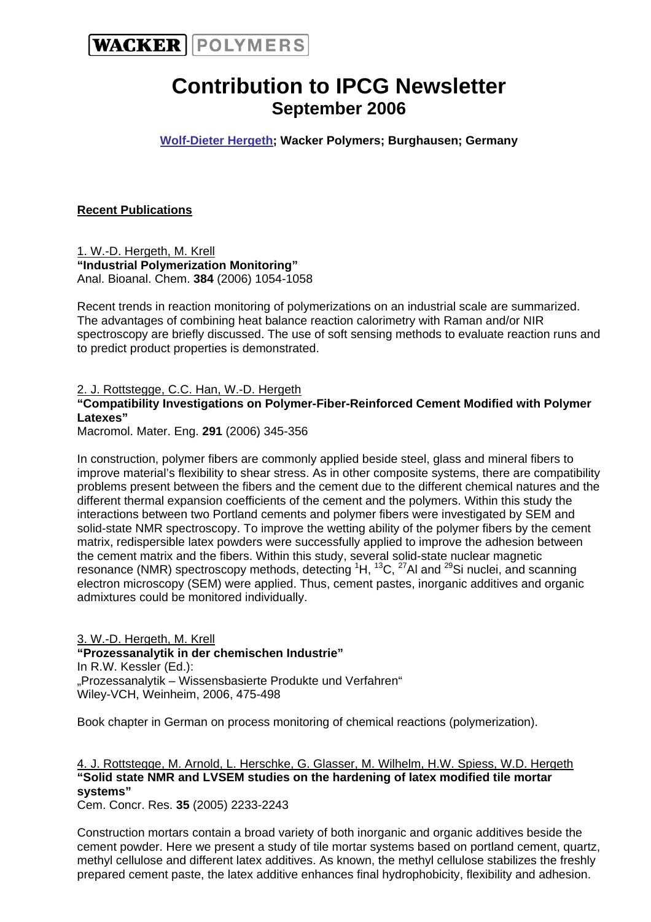WACKER POLYMERS

# Contribution to IPCG Newsletter
## September 2006

**Wolf-Dieter Hergeth; Wacker Polymers; Burghausen; Germany**

**Recent Publications**

1. W.-D. Hergeth, M. Krell
**"Industrial Polymerization Monitoring"**
Anal. Bioanal. Chem. **384** (2006) 1054-1058

Recent trends in reaction monitoring of polymerizations on an industrial scale are summarized. The advantages of combining heat balance reaction calorimetry with Raman and/or NIR spectroscopy are briefly discussed. The use of soft sensing methods to evaluate reaction runs and to predict product properties is demonstrated.

2. J. Rottstegge, C.C. Han, W.-D. Hergeth
**"Compatibility Investigations on Polymer-Fiber-Reinforced Cement Modified with Polymer Latexes"**
Macromol. Mater. Eng. **291** (2006) 345-356

In construction, polymer fibers are commonly applied beside steel, glass and mineral fibers to improve material's flexibility to shear stress. As in other composite systems, there are compatibility problems present between the fibers and the cement due to the different chemical natures and the different thermal expansion coefficients of the cement and the polymers. Within this study the interactions between two Portland cements and polymer fibers were investigated by SEM and solid-state NMR spectroscopy. To improve the wetting ability of the polymer fibers by the cement matrix, redispersible latex powders were successfully applied to improve the adhesion between the cement matrix and the fibers. Within this study, several solid-state nuclear magnetic resonance (NMR) spectroscopy methods, detecting $^{1}H$, $^{13}C$, $^{27}Al$ and $^{29}Si$ nuclei, and scanning electron microscopy (SEM) were applied. Thus, cement pastes, inorganic additives and organic admixtures could be monitored individually.

3. W.-D. Hergeth, M. Krell
**"Prozessanalytik in der chemischen Industrie"**
In R.W. Kessler (Ed.):
„Prozessanalytik – Wissensbasierte Produkte und Verfahren"
Wiley-VCH, Weinheim, 2006, 475-498

Book chapter in German on process monitoring of chemical reactions (polymerization).

4. J. Rottstegge, M. Arnold, L. Herschke, G. Glasser, M. Wilhelm, H.W. Spiess, W.D. Hergeth
**"Solid state NMR and LVSEM studies on the hardening of latex modified tile mortar systems"**
Cem. Concr. Res. **35** (2005) 2233-2243

Construction mortars contain a broad variety of both inorganic and organic additives beside the cement powder. Here we present a study of tile mortar systems based on portland cement, quartz, methyl cellulose and different latex additives. As known, the methyl cellulose stabilizes the freshly prepared cement paste, the latex additive enhances final hydrophobicity, flexibility and adhesion.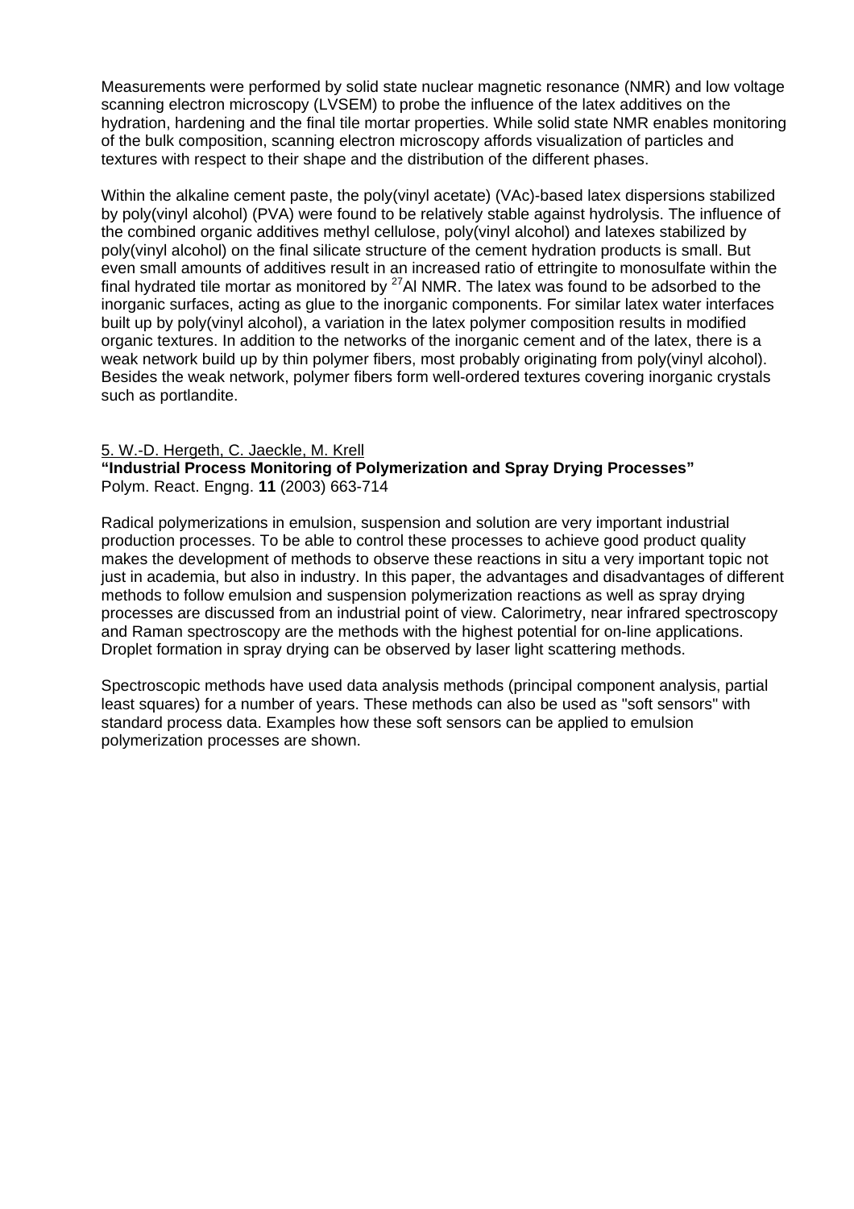Measurements were performed by solid state nuclear magnetic resonance (NMR) and low voltage scanning electron microscopy (LVSEM) to probe the influence of the latex additives on the hydration, hardening and the final tile mortar properties. While solid state NMR enables monitoring of the bulk composition, scanning electron microscopy affords visualization of particles and textures with respect to their shape and the distribution of the different phases.

Within the alkaline cement paste, the poly(vinyl acetate) (VAc)-based latex dispersions stabilized by poly(vinyl alcohol) (PVA) were found to be relatively stable against hydrolysis. The influence of the combined organic additives methyl cellulose, poly(vinyl alcohol) and latexes stabilized by poly(vinyl alcohol) on the final silicate structure of the cement hydration products is small. But even small amounts of additives result in an increased ratio of ettringite to monosulfate within the final hydrated tile mortar as monitored by $^{27}$Al NMR. The latex was found to be adsorbed to the inorganic surfaces, acting as glue to the inorganic components. For similar latex water interfaces built up by poly(vinyl alcohol), a variation in the latex polymer composition results in modified organic textures. In addition to the networks of the inorganic cement and of the latex, there is a weak network build up by thin polymer fibers, most probably originating from poly(vinyl alcohol). Besides the weak network, polymer fibers form well-ordered textures covering inorganic crystals such as portlandite.

5. W.-D. Hergeth, C. Jaeckle, M. Krell
**"Industrial Process Monitoring of Polymerization and Spray Drying Processes"**
Polym. React. Engng. **11** (2003) 663-714

Radical polymerizations in emulsion, suspension and solution are very important industrial production processes. To be able to control these processes to achieve good product quality makes the development of methods to observe these reactions in situ a very important topic not just in academia, but also in industry. In this paper, the advantages and disadvantages of different methods to follow emulsion and suspension polymerization reactions as well as spray drying processes are discussed from an industrial point of view. Calorimetry, near infrared spectroscopy and Raman spectroscopy are the methods with the highest potential for on-line applications. Droplet formation in spray drying can be observed by laser light scattering methods.

Spectroscopic methods have used data analysis methods (principal component analysis, partial least squares) for a number of years. These methods can also be used as "soft sensors" with standard process data. Examples how these soft sensors can be applied to emulsion polymerization processes are shown.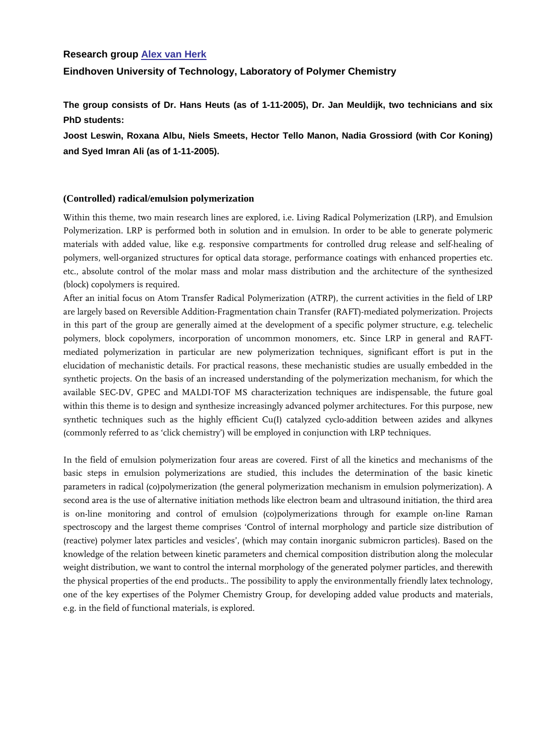**Research group Alex van Herk**

**Eindhoven University of Technology, Laboratory of Polymer Chemistry**

**The group consists of Dr. Hans Heuts (as of 1-11-2005), Dr. Jan Meuldijk, two technicians and six PhD students:**

**Joost Leswin, Roxana Albu, Niels Smeets, Hector Tello Manon, Nadia Grossiord (with Cor Koning) and Syed Imran Ali (as of 1-11-2005).**

**(Controlled) radical/emulsion polymerization**

Within this theme, two main research lines are explored, i.e. Living Radical Polymerization (LRP), and Emulsion Polymerization. LRP is performed both in solution and in emulsion. In order to be able to generate polymeric materials with added value, like e.g. responsive compartments for controlled drug release and self-healing of polymers, well-organized structures for optical data storage, performance coatings with enhanced properties etc. etc., absolute control of the molar mass and molar mass distribution and the architecture of the synthesized (block) copolymers is required.

After an initial focus on Atom Transfer Radical Polymerization (ATRP), the current activities in the field of LRP are largely based on Reversible Addition-Fragmentation chain Transfer (RAFT)-mediated polymerization. Projects in this part of the group are generally aimed at the development of a specific polymer structure, e.g. telechelic polymers, block copolymers, incorporation of uncommon monomers, etc. Since LRP in general and RAFT-mediated polymerization in particular are new polymerization techniques, significant effort is put in the elucidation of mechanistic details. For practical reasons, these mechanistic studies are usually embedded in the synthetic projects. On the basis of an increased understanding of the polymerization mechanism, for which the available SEC-DV, GPEC and MALDI-TOF MS characterization techniques are indispensable, the future goal within this theme is to design and synthesize increasingly advanced polymer architectures. For this purpose, new synthetic techniques such as the highly efficient Cu(I) catalyzed cyclo-addition between azides and alkynes (commonly referred to as 'click chemistry') will be employed in conjunction with LRP techniques.

In the field of emulsion polymerization four areas are covered. First of all the kinetics and mechanisms of the basic steps in emulsion polymerizations are studied, this includes the determination of the basic kinetic parameters in radical (co)polymerization (the general polymerization mechanism in emulsion polymerization). A second area is the use of alternative initiation methods like electron beam and ultrasound initiation, the third area is on-line monitoring and control of emulsion (co)polymerizations through for example on-line Raman spectroscopy and the largest theme comprises 'Control of internal morphology and particle size distribution of (reactive) polymer latex particles and vesicles', (which may contain inorganic submicron particles). Based on the knowledge of the relation between kinetic parameters and chemical composition distribution along the molecular weight distribution, we want to control the internal morphology of the generated polymer particles, and therewith the physical properties of the end products.. The possibility to apply the environmentally friendly latex technology, one of the key expertises of the Polymer Chemistry Group, for developing added value products and materials, e.g. in the field of functional materials, is explored.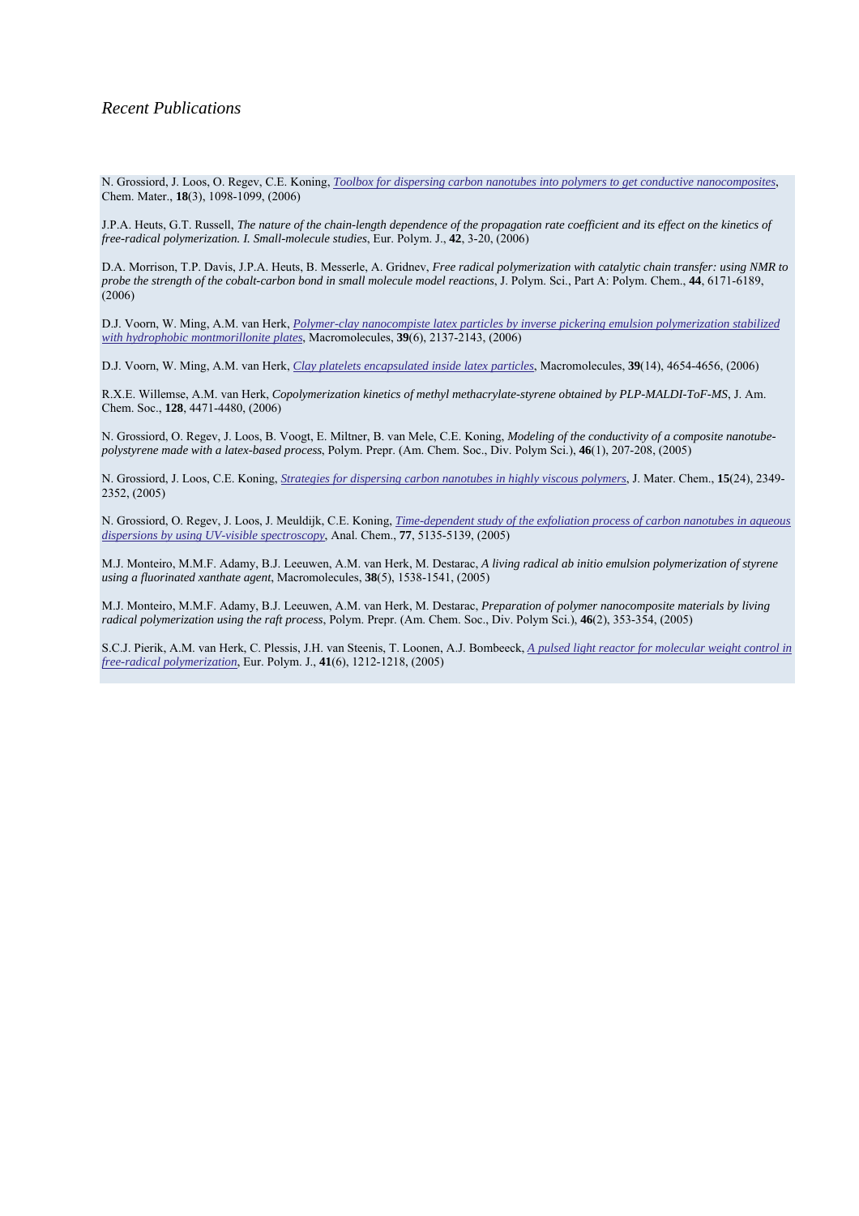*Recent Publications*

N. Grossiord, J. Loos, O. Regev, C.E. Koning, *Toolbox for dispersing carbon nanotubes into polymers to get conductive nanocomposites*, Chem. Mater., **18**(3), 1098-1099, (2006)

J.P.A. Heuts, G.T. Russell, *The nature of the chain-length dependence of the propagation rate coefficient and its effect on the kinetics of free-radical polymerization. I. Small-molecule studies*, Eur. Polym. J., **42**, 3-20, (2006)

D.A. Morrison, T.P. Davis, J.P.A. Heuts, B. Messerle, A. Gridnev, *Free radical polymerization with catalytic chain transfer: using NMR to probe the strength of the cobalt-carbon bond in small molecule model reactions*, J. Polym. Sci., Part A: Polym. Chem., **44**, 6171-6189, (2006)

D.J. Voorn, W. Ming, A.M. van Herk, *Polymer-clay nanocompiste latex particles by inverse pickering emulsion polymerization stabilized with hydrophobic montmorillonite plates*, Macromolecules, **39**(6), 2137-2143, (2006)

D.J. Voorn, W. Ming, A.M. van Herk, *Clay platelets encapsulated inside latex particles*, Macromolecules, **39**(14), 4654-4656, (2006)

R.X.E. Willemse, A.M. van Herk, *Copolymerization kinetics of methyl methacrylate-styrene obtained by PLP-MALDI-ToF-MS*, J. Am. Chem. Soc., **128**, 4471-4480, (2006)

N. Grossiord, O. Regev, J. Loos, B. Voogt, E. Miltner, B. van Mele, C.E. Koning, *Modeling of the conductivity of a composite nanotube-polystyrene made with a latex-based process*, Polym. Prepr. (Am. Chem. Soc., Div. Polym Sci.), **46**(1), 207-208, (2005)

N. Grossiord, J. Loos, C.E. Koning, *Strategies for dispersing carbon nanotubes in highly viscous polymers*, J. Mater. Chem., **15**(24), 2349-2352, (2005)

N. Grossiord, O. Regev, J. Loos, J. Meuldijk, C.E. Koning, *Time-dependent study of the exfoliation process of carbon nanotubes in aqueous dispersions by using UV-visible spectroscopy*, Anal. Chem., **77**, 5135-5139, (2005)

M.J. Monteiro, M.M.F. Adamy, B.J. Leeuwen, A.M. van Herk, M. Destarac, *A living radical ab initio emulsion polymerization of styrene using a fluorinated xanthate agent*, Macromolecules, **38**(5), 1538-1541, (2005)

M.J. Monteiro, M.M.F. Adamy, B.J. Leeuwen, A.M. van Herk, M. Destarac, *Preparation of polymer nanocomposite materials by living radical polymerization using the raft process*, Polym. Prepr. (Am. Chem. Soc., Div. Polym Sci.), **46**(2), 353-354, (2005)

S.C.J. Pierik, A.M. van Herk, C. Plessis, J.H. van Steenis, T. Loonen, A.J. Bombeeck, *A pulsed light reactor for molecular weight control in free-radical polymerization*, Eur. Polym. J., **41**(6), 1212-1218, (2005)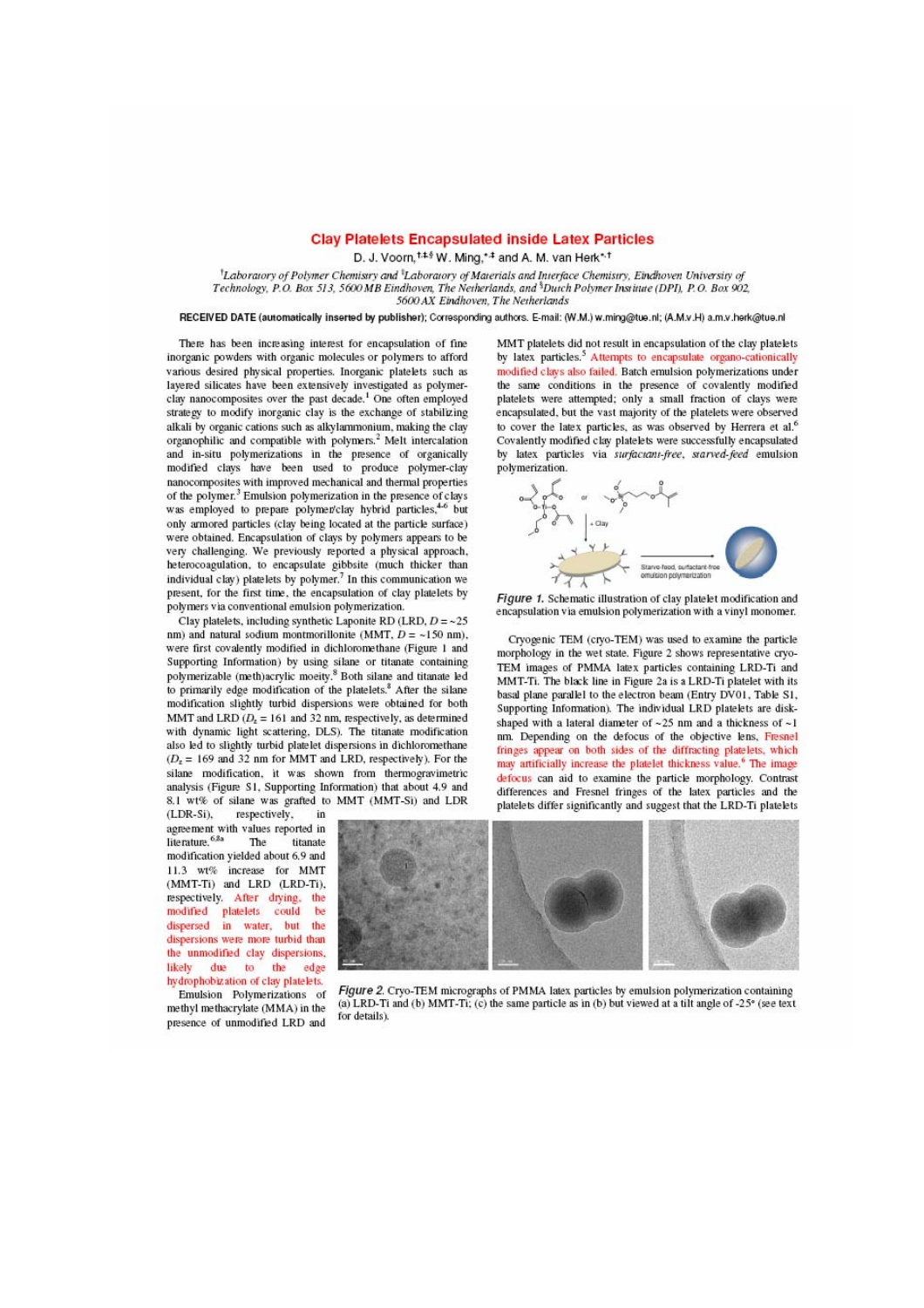# Clay Platelets Encapsulated inside Latex Particles

D. J. Voorn,[†‡§] W. Ming,[*‡] and A. M. van Herk[*†]

[†]Laboratory of Polymer Chemistry and [‡]Laboratory of Materials and Interface Chemistry, Eindhoven University of Technology, P.O. Box 513, 5600 MB Eindhoven, The Netherlands, and [§]Dutch Polymer Institute (DPI), P.O. Box 902, 5600 AX Eindhoven, The Netherlands

**RECEIVED DATE (automatically inserted by publisher)**; Corresponding authors. E-mail: (W.M.) w.ming@tue.nl; (A.M.v.H) a.m.v.herk@tue.nl

There has been increasing interest for encapsulation of fine inorganic powders with organic molecules or polymers to afford various desired physical properties. Inorganic platelets such as layered silicates have been extensively investigated as polymer-clay nanocomposites over the past decade.[1] One often employed strategy to modify inorganic clay is the exchange of stabilizing alkali by organic cations such as alkylammonium, making the clay organophilic and compatible with polymers.[2] Melt intercalation and in-situ polymerizations in the presence of organically modified clays have been used to produce polymer-clay nanocomposites with improved mechanical and thermal properties of the polymer.[3] Emulsion polymerization in the presence of clays was employed to prepare polymer/clay hybrid particles,[4-6] but only armored particles (clay being located at the particle surface) were obtained. Encapsulation of clays by polymers appears to be very challenging. We previously reported a physical approach, heterocoagulation, to encapsulate gibbsite (much thicker than individual clay) platelets by polymer.[7] In this communication we present, for the first time, the encapsulation of clay platelets by polymers via conventional emulsion polymerization.

Clay platelets, including synthetic Laponite RD (LRD, $D = \sim 25$ nm) and natural sodium montmorillonite (MMT, $D = \sim 150$ nm), were first covalently modified in dichloromethane (Figure 1 and Supporting Information) by using silane or titanate containing polymerizable (meth)acrylic moiety.[8] Both silane and titanate led to primarily edge modification of the platelets.[8] After the silane modification slightly turbid dispersions were obtained for both MMT and LRD ($D_z = 161$ and 32 nm, respectively, as determined with dynamic light scattering, DLS). The titanate modification also led to slightly turbid platelet dispersions in dichloromethane ($D_z = 169$ and 32 nm for MMT and LRD, respectively). For the silane modification, it was shown from thermogravimetric analysis (Figure S1, Supporting Information) that about 4.9 and 8.1 wt% of silane was grafted to MMT (MMT-Si) and LDR (LDR-Si), respectively, in agreement with values reported in literature.[6,8a] The titanate modification yielded about 6.9 and 11.3 wt% increase for MMT (MMT-Ti) and LRD (LRD-Ti), respectively. After drying, the modified platelets could be dispersed in water, but the dispersions were more turbid than the unmodified clay dispersions, likely due to the edge hydrophobization of clay platelets.

Emulsion Polymerizations of methyl methacrylate (MMA) in the presence of unmodified LRD and MMT platelets did not result in encapsulation of the clay platelets by latex particles.[5] Attempts to encapsulate organo-cationically modified clays also failed. Batch emulsion polymerizations under the same conditions in the presence of covalently modified platelets were attempted; only a small fraction of clays were encapsulated, but the vast majority of the platelets were observed to cover the latex particles, as was observed by Herrera et al.[6] Covalently modified clay platelets were successfully encapsulated by latex particles via *surfactant-free, starved-feed* emulsion polymerization.

*Figure 1.* Schematic illustration of clay platelet modification and encapsulation via emulsion polymerization with a vinyl monomer.

Cryogenic TEM (cryo-TEM) was used to examine the particle morphology in the wet state. Figure 2 shows representative cryo-TEM images of PMMA latex particles containing LRD-Ti and MMT-Ti. The black line in Figure 2a is a LRD-Ti platelet with its basal plane parallel to the electron beam (Entry DV01, Table S1, Supporting Information). The individual LRD platelets are disk-shaped with a lateral diameter of ~25 nm and a thickness of ~1 nm. Depending on the defocus of the objective lens, Fresnel fringes appear on both sides of the diffracting platelets, which may artificially increase the platelet thickness value.[6] The image defocus can aid to examine the particle morphology. Contrast differences and Fresnel fringes of the latex particles and the platelets differ significantly and suggest that the LRD-Ti platelets

*Figure 2.* Cryo-TEM micrographs of PMMA latex particles by emulsion polymerization containing (a) LRD-Ti and (b) MMT-Ti; (c) the same particle as in (b) but viewed at a tilt angle of -25° (see text for details).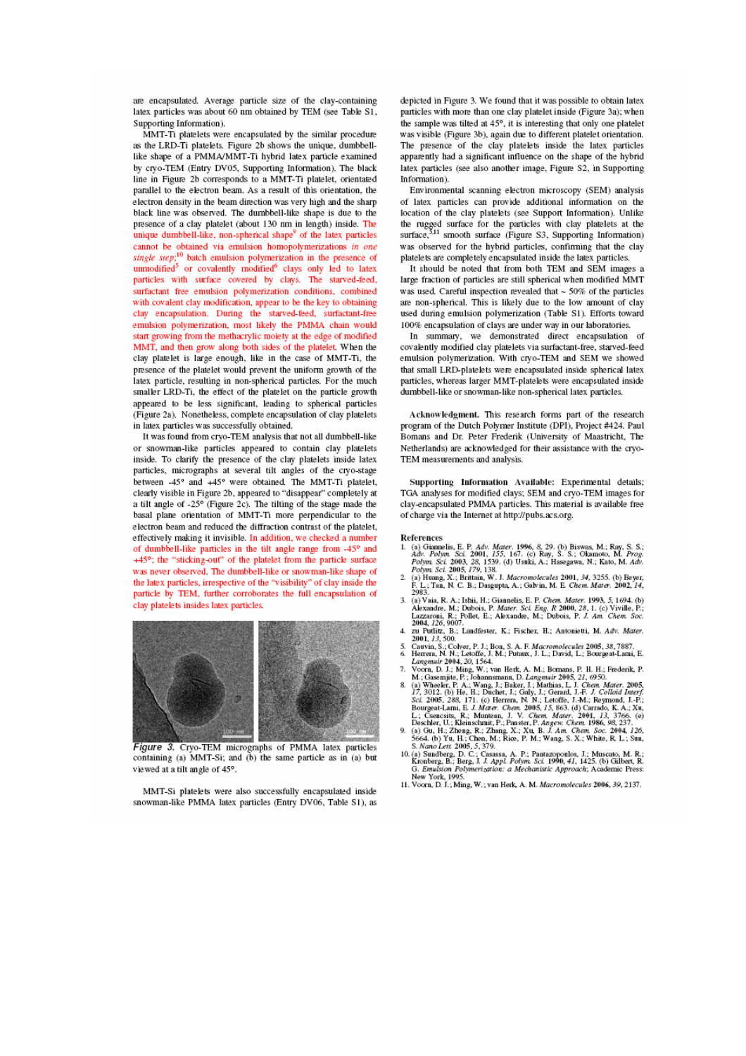are encapsulated. Average particle size of the clay-containing latex particles was about 60 nm obtained by TEM (see Table S1, Supporting Information).

MMT-Ti platelets were encapsulated by the similar procedure as the LRD-Ti platelets. Figure 2b shows the unique, dumbbell-like shape of a PMMA/MMT-Ti hybrid latex particle examined by cryo-TEM (Entry DV05, Supporting Information). The black line in Figure 2b corresponds to a MMT-Ti platelet, orientated parallel to the electron beam. As a result of this orientation, the electron density in the beam direction was very high and the sharp black line was observed. The dumbbell-like shape is due to the presence of a clay platelet (about 130 nm in length) inside. The unique dumbbell-like, non-spherical shape[9] of the latex particles cannot be obtained via emulsion homopolymerizations *in one single step*;[10] batch emulsion polymerization in the presence of unmodified[5] or covalently modified[6] clays only led to latex particles with surface covered by clays. The starved-feed, surfactant free emulsion polymerization conditions, combined with covalent clay modification, appear to be the key to obtaining clay encapsulation. During the starved-feed, surfactant-free emulsion polymerization, most likely the PMMA chain would start growing from the methacrylic moiety at the edge of modified MMT, and then grow along both sides of the platelet. When the clay platelet is large enough, like in the case of MMT-Ti, the presence of the platelet would prevent the uniform growth of the latex particle, resulting in non-spherical particles. For the much smaller LRD-Ti, the effect of the platelet on the particle growth appeared to be less significant, leading to spherical particles (Figure 2a). Nonetheless, complete encapsulation of clay platelets in latex particles was successfully obtained.

It was found from cryo-TEM analysis that not all dumbbell-like or snowman-like particles appeared to contain clay platelets inside. To clarify the presence of the clay platelets inside latex particles, micrographs at several tilt angles of the cryo-stage between -45° and +45° were obtained. The MMT-Ti platelet, clearly visible in Figure 2b, appeared to "disappear" completely at a tilt angle of -25° (Figure 2c). The tilting of the stage made the basal plane orientation of MMT-Ti more perpendicular to the electron beam and reduced the diffraction contrast of the platelet, effectively making it invisible. In addition, we checked a number of dumbbell-like particles in the tilt angle range from -45° and +45°; the "sticking-out" of the platelet from the particle surface was never observed. The dumbbell-like or snowman-like shape of the latex particles, irrespective of the "visibility" of clay inside the particle by TEM, further corroborates the full encapsulation of clay platelets insides latex particles.

***Figure 3.*** Cryo-TEM micrographs of PMMA latex particles containing (a) MMT-Si; and (b) the same particle as in (a) but viewed at a tilt angle of 45°.

MMT-Si platelets were also successfully encapsulated inside snowman-like PMMA latex particles (Entry DV06, Table S1), as depicted in Figure 3. We found that it was possible to obtain latex particles with more than one clay platelet inside (Figure 3a); when the sample was tilted at 45°, it is interesting that only one platelet was visible (Figure 3b), again due to different platelet orientation. The presence of the clay platelets inside the latex particles apparently had a significant influence on the shape of the hybrid latex particles (see also another image, Figure S2, in Supporting Information).

Environmental scanning electron microscopy (SEM) analysis of latex particles can provide additional information on the location of the clay platelets (see Support Information). Unlike the rugged surface for the particles with clay platelets at the surface,[5,11] smooth surface (Figure S3, Supporting Information) was observed for the hybrid particles, confirming that the clay platelets are completely encapsulated inside the latex particles.

It should be noted that from both TEM and SEM images a large fraction of particles are still spherical when modified MMT was used. Careful inspection revealed that ~ 50% of the particles are non-spherical. This is likely due to the low amount of clay used during emulsion polymerization (Table S1). Efforts toward 100% encapsulation of clays are under way in our laboratories.

In summary, we demonstrated direct encapsulation of covalently modified clay platelets via surfactant-free, starved-feed emulsion polymerization. With cryo-TEM and SEM we showed that small LRD-platelets were encapsulated inside spherical latex particles, whereas larger MMT-platelets were encapsulated inside dumbbell-like or snowman-like non-spherical latex particles.

**Acknowledgment.** This research forms part of the research program of the Dutch Polymer Institute (DPI), Project #424. Paul Bomans and Dr. Peter Frederik (University of Maastricht, The Netherlands) are acknowledged for their assistance with the cryo-TEM measurements and analysis.

**Supporting Information Available:** Experimental details; TGA analyses for modified clays; SEM and cryo-TEM images for clay-encapsulated PMMA particles. This material is available free of charge via the Internet at http://pubs.acs.org.

## References

1. (a) Giannelis, E. P. *Adv. Mater.* **1996**, *8*, 29. (b) Biswas, M.; Ray, S. S.; *Adv. Polym. Sci.* **2001**, *155*, 167. (c) Ray, S. S.; Okamoto, M. *Prog. Polym. Sci.* **2003**, *28*, 1539. (d) Usuki, A.; Hasegawa, N.; Kato, M. *Adv. Polym. Sci.* **2005**, *179*, 138.
2. (a) Huang, X.; Brittain, W. J. *Macromolecules* **2001**, *34*, 3255. (b) Beyer, F. L.; Tan, N. C. B.; Dasgupta, A.; Galvin, M. E. *Chem. Mater.* **2002**, *14*, 2983.
3. (a) Vaia, R. A.; Ishii, H.; Giannelis, E. P. *Chem. Mater.* **1993**, *5*, 1694. (b) Alexandre, M.; Dubois, P. *Mater. Sci. Eng. R* **2000**, *28*, 1. (c) Viville, P.; Lazzaroni, R.; Pollet, E.; Alexandre, M.; Dubois, P. *J. Am. Chem. Soc.* **2004**, *126*, 9007.
4. zu Putlitz, B.; Landfester, K.; Fischer, H.; Antonietti, M. *Adv. Mater.* **2001**, *13*, 500.
5. Cauvin, S.; Colver, P. J.; Bon, S. A. F. *Macromolecules* **2005**, *38*, 7887.
6. Herrera, N. N.; Letoffe, J. M.; Putaux, J. L.; David, L.; Bourgeat-Lami, E. *Langmuir* **2004**, *20*, 1564.
7. Voorn, D. J.; Ming, W.; van Herk, A. M.; Bomans, P. H. H.; Frederik, P. M.; Gasemjite, P.; Johannsmann, D. *Langmuir* **2005**, *21*, 6950.
8. (a) Wheeler, P. A.; Wang, J.; Baker, J.; Mathias, L. J. *Chem. Mater.* **2005**, *17*, 3012. (b) He, H.; Duchet, J.; Galy, J.; Gerard, J.-F. *J. Colloid Interf. Sci.* **2005**, *288*, 171. (c) Herrera, N. N.; Letoffe, J.-M.; Reymond, J.-P.; Bourgeat-Lami, E. *J. Mater. Chem.* **2005**, *15*, 863. (d) Carrado, K. A.; Xu, L.; Csencsits, R.; Muntean, J. V. *Chem. Mater.* **2001**, *13*, 3766. (e) Deschler, U.; Kleinschmit, P.; Panster, P. *Angew. Chem.* **1986**, *98*, 237.
9. (a) Gu, H.; Zheng, R.; Zhang, X.; Xu, B. *J. Am. Chem. Soc.* **2004**, *126*, 5664. (b) Yu, H.; Chen, M.; Rice, P. M.; Wang, S. X.; White, R. L.; Sun, S. *Nano Lett.* **2005**, *5*, 379.
10. (a) Sundberg, D. C.; Casassa, A. P.; Pantazopoulos, J.; Muscato, M. R.; Kronberg, B.; Berg, J. *J. Appl. Polym. Sci.* **1990**, *41*, 1425. (b) Gilbert, R. G. *Emulsion Polymerization: a Mechanistic Approach*; Academic Press: New York, 1995.
11. Voorn, D. J.; Ming, W.; van Herk, A. M. *Macromolecules* **2006**, *39*, 2137.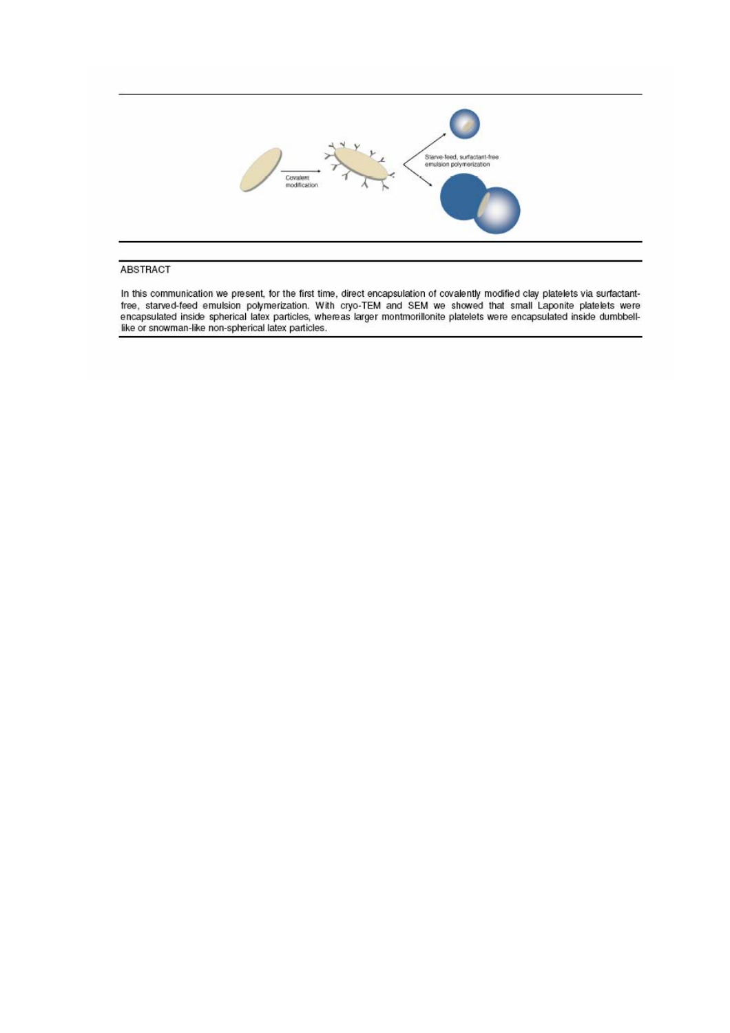Covalent modification

Starve-feed, surfactant-free emulsion polymerization

## ABSTRACT

In this communication we present, for the first time, direct encapsulation of covalently modified clay platelets via surfactant-free, starved-feed emulsion polymerization. With cryo-TEM and SEM we showed that small Laponite platelets were encapsulated inside spherical latex particles, whereas larger montmorillonite platelets were encapsulated inside dumbbell-like or snowman-like non-spherical latex particles.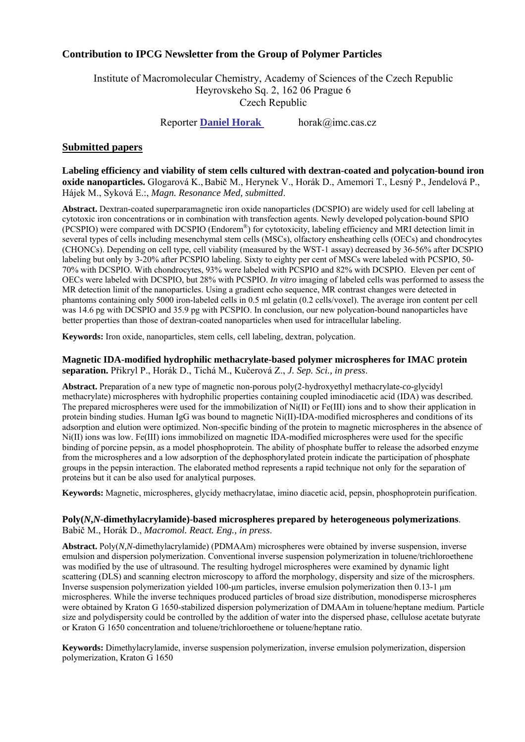## Contribution to IPCG Newsletter from the Group of Polymer Particles

Institute of Macromolecular Chemistry, Academy of Sciences of the Czech Republic
Heyrovskeho Sq. 2, 162 06 Prague 6
Czech Republic

Reporter **Daniel Horak** horak@imc.cas.cz

## Submitted papers

**Labeling efficiency and viability of stem cells cultured with dextran-coated and polycation-bound iron oxide nanoparticles.** Glogarová K., Babič M., Herynek V., Horák D., Amemori T., Lesný P., Jendelová P., Hájek M., Syková E.:, *Magn. Resonance Med, submitted*.

**Abstract.** Dextran-coated superparamagnetic iron oxide nanoparticles (DCSPIO) are widely used for cell labeling at cytotoxic iron concentrations or in combination with transfection agents. Newly developed polycation-bound SPIO (PCSPIO) were compared with DCSPIO (Endorem®) for cytotoxicity, labeling efficiency and MRI detection limit in several types of cells including mesenchymal stem cells (MSCs), olfactory ensheathing cells (OECs) and chondrocytes (CHONCs). Depending on cell type, cell viability (measured by the WST-1 assay) decreased by 36-56% after DCSPIO labeling but only by 3-20% after PCSPIO labeling. Sixty to eighty per cent of MSCs were labeled with PCSPIO, 50-70% with DCSPIO. With chondrocytes, 93% were labeled with PCSPIO and 82% with DCSPIO. Eleven per cent of OECs were labeled with DCSPIO, but 28% with PCSPIO. *In vitro* imaging of labeled cells was performed to assess the MR detection limit of the nanoparticles. Using a gradient echo sequence, MR contrast changes were detected in phantoms containing only 5000 iron-labeled cells in 0.5 ml gelatin (0.2 cells/voxel). The average iron content per cell was 14.6 pg with DCSPIO and 35.9 pg with PCSPIO. In conclusion, our new polycation-bound nanoparticles have better properties than those of dextran-coated nanoparticles when used for intracellular labeling.

**Keywords:** Iron oxide, nanoparticles, stem cells, cell labeling, dextran, polycation.

**Magnetic IDA-modified hydrophilic methacrylate-based polymer microspheres for IMAC protein separation.** Přikryl P., Horák D., Tichá M., Kučerová Z., *J. Sep. Sci., in press*.

**Abstract.** Preparation of a new type of magnetic non-porous poly(2-hydroxyethyl methacrylate-*co*-glycidyl methacrylate) microspheres with hydrophilic properties containing coupled iminodiacetic acid (IDA) was described. The prepared microspheres were used for the immobilization of Ni(II) or Fe(III) ions and to show their application in protein binding studies. Human IgG was bound to magnetic Ni(II)-IDA-modified microspheres and conditions of its adsorption and elution were optimized. Non-specific binding of the protein to magnetic microspheres in the absence of Ni(II) ions was low. Fe(III) ions immobilized on magnetic IDA-modified microspheres were used for the specific binding of porcine pepsin, as a model phosphoprotein. The ability of phosphate buffer to release the adsorbed enzyme from the microspheres and a low adsorption of the dephosphorylated protein indicate the participation of phosphate groups in the pepsin interaction. The elaborated method represents a rapid technique not only for the separation of proteins but it can be also used for analytical purposes.

**Keywords:** Magnetic, microspheres, glycidy methacrylatae, imino diacetic acid, pepsin, phosphoprotein purification.

**Poly(*N,N*-dimethylacrylamide)-based microspheres prepared by heterogeneous polymerizations**. Babič M., Horák D., *Macromol. React. Eng., in press*.

**Abstract.** Poly(*N,N*-dimethylacrylamide) (PDMAAm) microspheres were obtained by inverse suspension, inverse emulsion and dispersion polymerization. Conventional inverse suspension polymerization in toluene/trichloroethene was modified by the use of ultrasound. The resulting hydrogel microspheres were examined by dynamic light scattering (DLS) and scanning electron microscopy to afford the morphology, dispersity and size of the microsphers. Inverse suspension polymerization yielded 100-μm particles, inverse emulsion polymerization then 0.13-1 μm microspheres. While the inverse techniques produced particles of broad size distribution, monodisperse microspheres were obtained by Kraton G 1650-stabilized dispersion polymerization of DMAAm in toluene/heptane medium. Particle size and polydispersity could be controlled by the addition of water into the dispersed phase, cellulose acetate butyrate or Kraton G 1650 concentration and toluene/trichloroethene or toluene/heptane ratio.

**Keywords:** Dimethylacrylamide, inverse suspension polymerization, inverse emulsion polymerization, dispersion polymerization, Kraton G 1650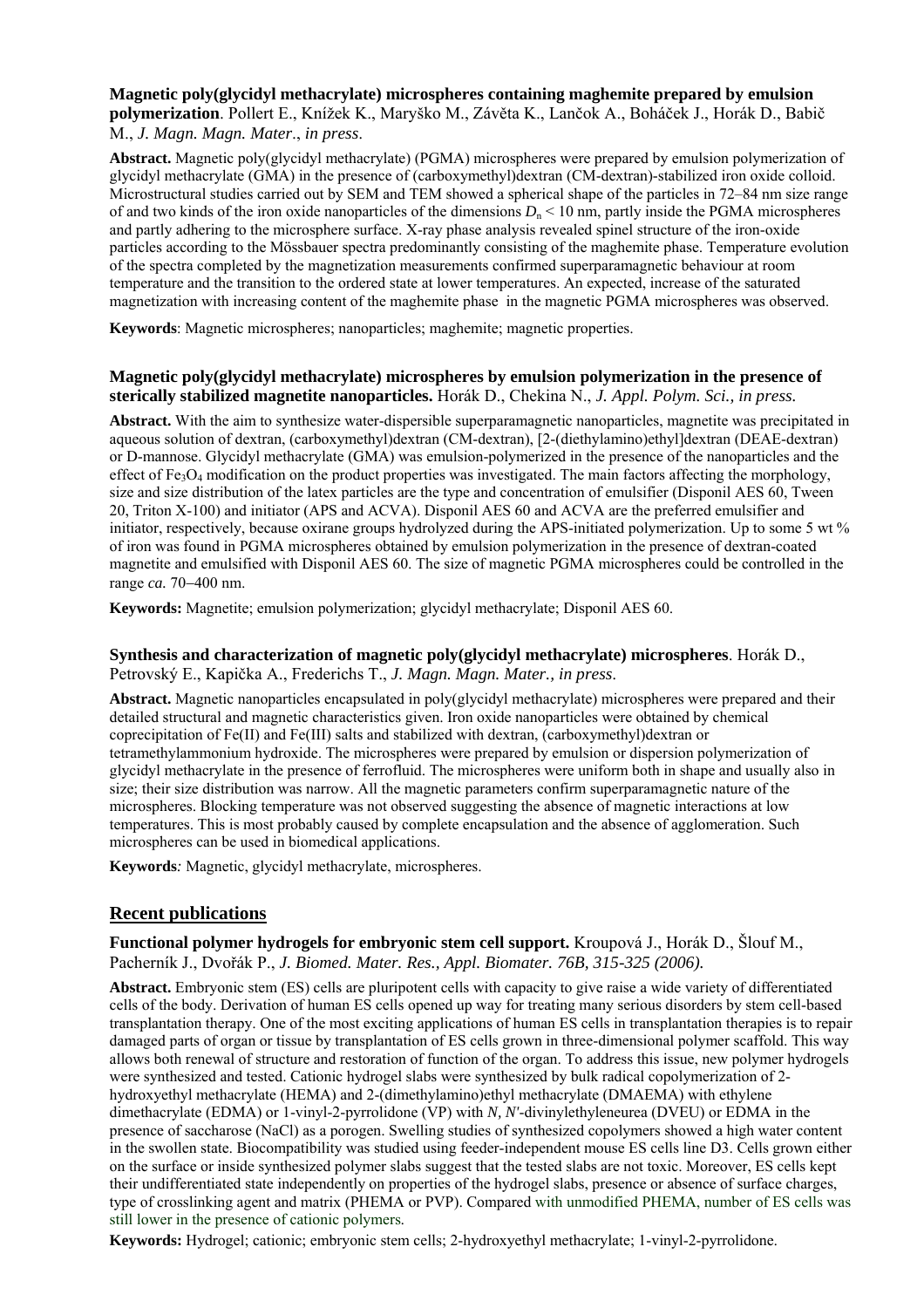**Magnetic poly(glycidyl methacrylate) microspheres containing maghemite prepared by emulsion polymerization**. Pollert E., Knížek K., Maryško M., Závěta K., Lančok A., Boháček J., Horák D., Babič M., *J. Magn. Magn. Mater*., *in press*.

**Abstract.** Magnetic poly(glycidyl methacrylate) (PGMA) microspheres were prepared by emulsion polymerization of glycidyl methacrylate (GMA) in the presence of (carboxymethyl)dextran (CM-dextran)-stabilized iron oxide colloid. Microstructural studies carried out by SEM and TEM showed a spherical shape of the particles in 72–84 nm size range of and two kinds of the iron oxide nanoparticles of the dimensions $D_n < 10$ nm, partly inside the PGMA microspheres and partly adhering to the microsphere surface. X-ray phase analysis revealed spinel structure of the iron-oxide particles according to the Mössbauer spectra predominantly consisting of the maghemite phase. Temperature evolution of the spectra completed by the magnetization measurements confirmed superparamagnetic behaviour at room temperature and the transition to the ordered state at lower temperatures. An expected, increase of the saturated magnetization with increasing content of the maghemite phase in the magnetic PGMA microspheres was observed.

**Keywords**: Magnetic microspheres; nanoparticles; maghemite; magnetic properties.

**Magnetic poly(glycidyl methacrylate) microspheres by emulsion polymerization in the presence of sterically stabilized magnetite nanoparticles.** Horák D., Chekina N., *J. Appl. Polym. Sci., in press.*

**Abstract.** With the aim to synthesize water-dispersible superparamagnetic nanoparticles, magnetite was precipitated in aqueous solution of dextran, (carboxymethyl)dextran (CM-dextran), [2-(diethylamino)ethyl]dextran (DEAE-dextran) or D-mannose. Glycidyl methacrylate (GMA) was emulsion-polymerized in the presence of the nanoparticles and the effect of $Fe_3O_4$ modification on the product properties was investigated. The main factors affecting the morphology, size and size distribution of the latex particles are the type and concentration of emulsifier (Disponil AES 60, Tween 20, Triton X-100) and initiator (APS and ACVA). Disponil AES 60 and ACVA are the preferred emulsifier and initiator, respectively, because oxirane groups hydrolyzed during the APS-initiated polymerization. Up to some 5 wt % of iron was found in PGMA microspheres obtained by emulsion polymerization in the presence of dextran-coated magnetite and emulsified with Disponil AES 60. The size of magnetic PGMA microspheres could be controlled in the range *ca.* 70–400 nm.

**Keywords:** Magnetite; emulsion polymerization; glycidyl methacrylate; Disponil AES 60.

**Synthesis and characterization of magnetic poly(glycidyl methacrylate) microspheres**. Horák D., Petrovský E., Kapička A., Frederichs T., *J. Magn. Magn. Mater., in press*.

**Abstract.** Magnetic nanoparticles encapsulated in poly(glycidyl methacrylate) microspheres were prepared and their detailed structural and magnetic characteristics given. Iron oxide nanoparticles were obtained by chemical coprecipitation of Fe(II) and Fe(III) salts and stabilized with dextran, (carboxymethyl)dextran or tetramethylammonium hydroxide. The microspheres were prepared by emulsion or dispersion polymerization of glycidyl methacrylate in the presence of ferrofluid. The microspheres were uniform both in shape and usually also in size; their size distribution was narrow. All the magnetic parameters confirm superparamagnetic nature of the microspheres. Blocking temperature was not observed suggesting the absence of magnetic interactions at low temperatures. This is most probably caused by complete encapsulation and the absence of agglomeration. Such microspheres can be used in biomedical applications.

**Keywords***:* Magnetic, glycidyl methacrylate, microspheres.

## Recent publications

**Functional polymer hydrogels for embryonic stem cell support.** Kroupová J., Horák D., Šlouf M., Pacherník J., Dvořák P., *J. Biomed. Mater. Res., Appl. Biomater. 76B, 315-325 (2006).*

**Abstract.** Embryonic stem (ES) cells are pluripotent cells with capacity to give raise a wide variety of differentiated cells of the body. Derivation of human ES cells opened up way for treating many serious disorders by stem cell-based transplantation therapy. One of the most exciting applications of human ES cells in transplantation therapies is to repair damaged parts of organ or tissue by transplantation of ES cells grown in three-dimensional polymer scaffold. This way allows both renewal of structure and restoration of function of the organ. To address this issue, new polymer hydrogels were synthesized and tested. Cationic hydrogel slabs were synthesized by bulk radical copolymerization of 2-hydroxyethyl methacrylate (HEMA) and 2-(dimethylamino)ethyl methacrylate (DMAEMA) with ethylene dimethacrylate (EDMA) or 1-vinyl-2-pyrrolidone (VP) with *N, N'*-divinylethyleneurea (DVEU) or EDMA in the presence of saccharose (NaCl) as a porogen. Swelling studies of synthesized copolymers showed a high water content in the swollen state. Biocompatibility was studied using feeder-independent mouse ES cells line D3. Cells grown either on the surface or inside synthesized polymer slabs suggest that the tested slabs are not toxic. Moreover, ES cells kept their undifferentiated state independently on properties of the hydrogel slabs, presence or absence of surface charges, type of crosslinking agent and matrix (PHEMA or PVP). Compared with unmodified PHEMA, number of ES cells was still lower in the presence of cationic polymers.

**Keywords:** Hydrogel; cationic; embryonic stem cells; 2-hydroxyethyl methacrylate; 1-vinyl-2-pyrrolidone.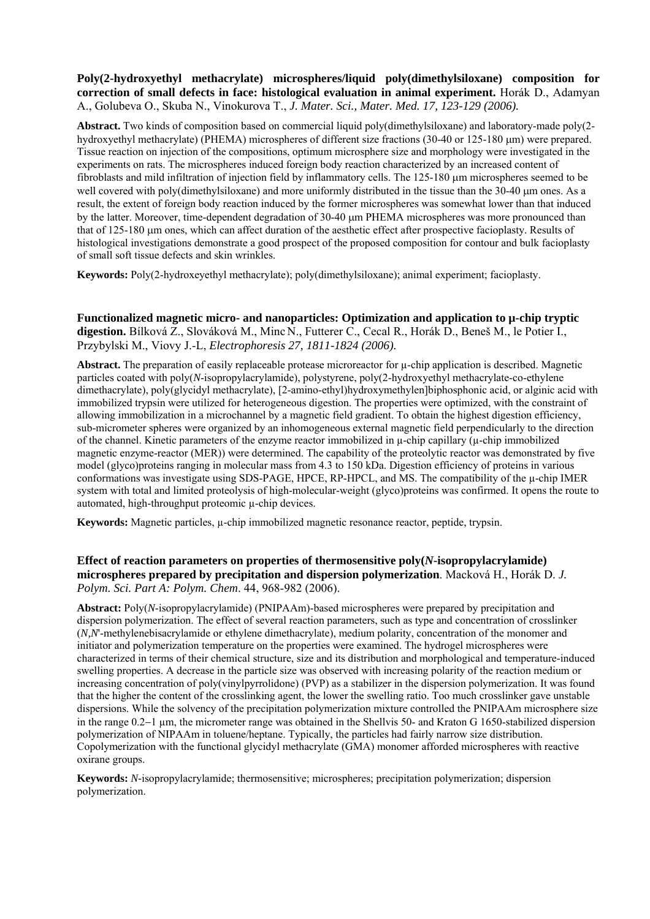**Poly(2-hydroxyethyl methacrylate) microspheres/liquid poly(dimethylsiloxane) composition for correction of small defects in face: histological evaluation in animal experiment.** Horák D., Adamyan A., Golubeva O., Skuba N., Vinokurova T., *J. Mater. Sci., Mater. Med. 17, 123-129 (2006).*

**Abstract.** Two kinds of composition based on commercial liquid poly(dimethylsiloxane) and laboratory-made poly(2-hydroxyethyl methacrylate) (PHEMA) microspheres of different size fractions (30-40 or 125-180 μm) were prepared. Tissue reaction on injection of the compositions, optimum microsphere size and morphology were investigated in the experiments on rats. The microspheres induced foreign body reaction characterized by an increased content of fibroblasts and mild infiltration of injection field by inflammatory cells. The 125-180 μm microspheres seemed to be well covered with poly(dimethylsiloxane) and more uniformly distributed in the tissue than the 30-40 μm ones. As a result, the extent of foreign body reaction induced by the former microspheres was somewhat lower than that induced by the latter. Moreover, time-dependent degradation of 30-40 μm PHEMA microspheres was more pronounced than that of 125-180 μm ones, which can affect duration of the aesthetic effect after prospective facioplasty. Results of histological investigations demonstrate a good prospect of the proposed composition for contour and bulk facioplasty of small soft tissue defects and skin wrinkles.

**Keywords:** Poly(2-hydroxeyethyl methacrylate); poly(dimethylsiloxane); animal experiment; facioplasty.

**Functionalized magnetic micro- and nanoparticles: Optimization and application to μ-chip tryptic digestion.** Bílková Z., Slováková M., Minc N., Futterer C., Cecal R., Horák D., Beneš M., le Potier I., Przybylski M., Viovy J.-L, *Electrophoresis 27, 1811-1824 (2006).*

**Abstract.** The preparation of easily replaceable protease microreactor for μ-chip application is described. Magnetic particles coated with poly(*N*-isopropylacrylamide), polystyrene, poly(2-hydroxyethyl methacrylate-co-ethylene dimethacrylate), poly(glycidyl methacrylate), [2-amino-ethyl)hydroxymethylen]biphosphonic acid, or alginic acid with immobilized trypsin were utilized for heterogeneous digestion. The properties were optimized, with the constraint of allowing immobilization in a microchannel by a magnetic field gradient. To obtain the highest digestion efficiency, sub-micrometer spheres were organized by an inhomogeneous external magnetic field perpendicularly to the direction of the channel. Kinetic parameters of the enzyme reactor immobilized in μ-chip capillary (μ-chip immobilized magnetic enzyme-reactor (MER)) were determined. The capability of the proteolytic reactor was demonstrated by five model (glyco)proteins ranging in molecular mass from 4.3 to 150 kDa. Digestion efficiency of proteins in various conformations was investigate using SDS-PAGE, HPCE, RP-HPCL, and MS. The compatibility of the μ-chip IMER system with total and limited proteolysis of high-molecular-weight (glyco)proteins was confirmed. It opens the route to automated, high-throughput proteomic μ-chip devices.

**Keywords:** Magnetic particles, μ-chip immobilized magnetic resonance reactor, peptide, trypsin.

**Effect of reaction parameters on properties of thermosensitive poly(*N*-isopropylacrylamide) microspheres prepared by precipitation and dispersion polymerization**. Macková H., Horák D. *J. Polym. Sci. Part A: Polym. Chem*. 44, 968-982 (2006).

**Abstract:** Poly(*N*-isopropylacrylamide) (PNIPAAm)-based microspheres were prepared by precipitation and dispersion polymerization. The effect of several reaction parameters, such as type and concentration of crosslinker (*N,N*'-methylenebisacrylamide or ethylene dimethacrylate), medium polarity, concentration of the monomer and initiator and polymerization temperature on the properties were examined. The hydrogel microspheres were characterized in terms of their chemical structure, size and its distribution and morphological and temperature-induced swelling properties. A decrease in the particle size was observed with increasing polarity of the reaction medium or increasing concentration of poly(vinylpyrrolidone) (PVP) as a stabilizer in the dispersion polymerization. It was found that the higher the content of the crosslinking agent, the lower the swelling ratio. Too much crosslinker gave unstable dispersions. While the solvency of the precipitation polymerization mixture controlled the PNIPAAm microsphere size in the range 0.2−1 μm, the micrometer range was obtained in the Shellvis 50- and Kraton G 1650-stabilized dispersion polymerization of NIPAAm in toluene/heptane. Typically, the particles had fairly narrow size distribution. Copolymerization with the functional glycidyl methacrylate (GMA) monomer afforded microspheres with reactive oxirane groups.

**Keywords:** *N*-isopropylacrylamide; thermosensitive; microspheres; precipitation polymerization; dispersion polymerization.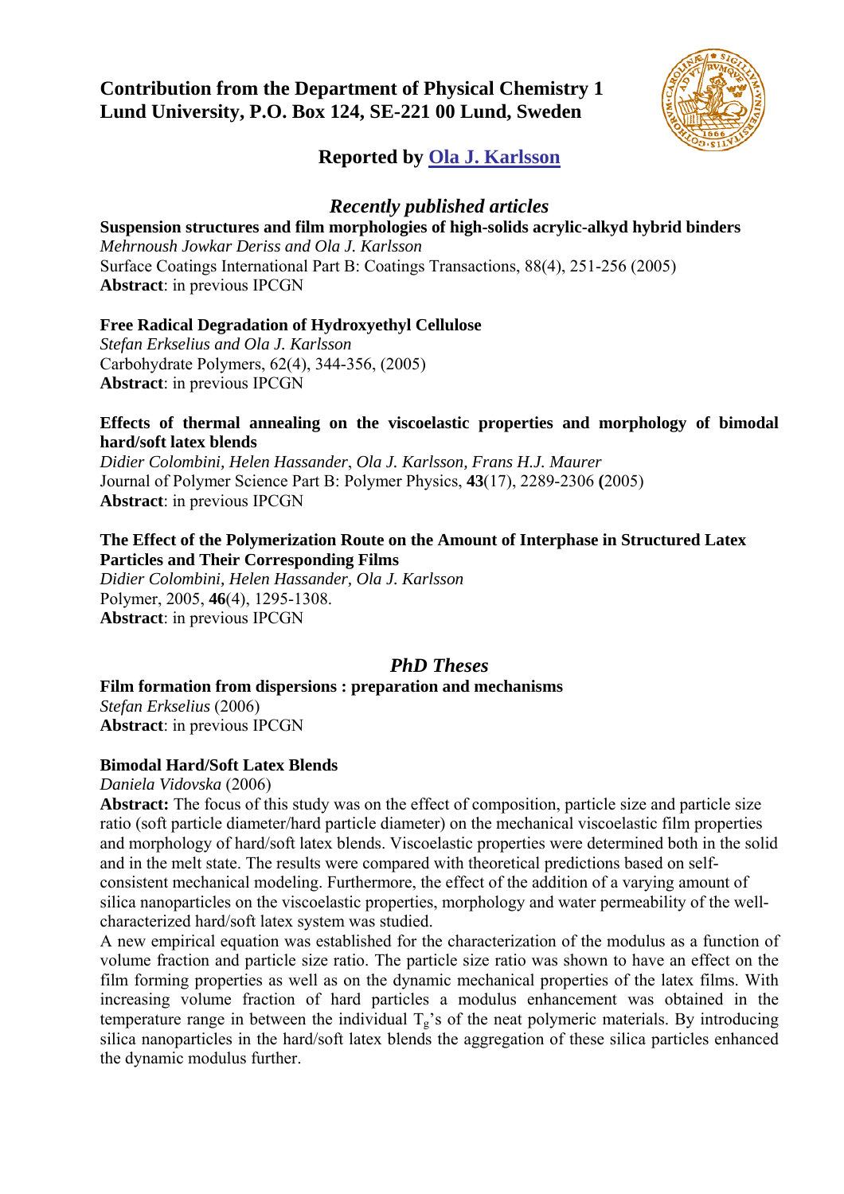# Contribution from the Department of Physical Chemistry 1 Lund University, P.O. Box 124, SE-221 00 Lund, Sweden

## Reported by Ola J. Karlsson

### *Recently published articles*

**Suspension structures and film morphologies of high-solids acrylic-alkyd hybrid binders**
*Mehrnoush Jowkar Deriss and Ola J. Karlsson*
Surface Coatings International Part B: Coatings Transactions, 88(4), 251-256 (2005)
**Abstract**: in previous IPCGN

**Free Radical Degradation of Hydroxyethyl Cellulose**
*Stefan Erkselius and Ola J. Karlsson*
Carbohydrate Polymers, 62(4), 344-356, (2005)
**Abstract**: in previous IPCGN

**Effects of thermal annealing on the viscoelastic properties and morphology of bimodal hard/soft latex blends**
*Didier Colombini, Helen Hassander, Ola J. Karlsson, Frans H.J. Maurer*
Journal of Polymer Science Part B: Polymer Physics, **43**(17), 2289-2306 **(**2005)
**Abstract**: in previous IPCGN

**The Effect of the Polymerization Route on the Amount of Interphase in Structured Latex Particles and Their Corresponding Films**
*Didier Colombini, Helen Hassander, Ola J. Karlsson*
Polymer, 2005, **46**(4), 1295-1308.
**Abstract**: in previous IPCGN

### *PhD Theses*

**Film formation from dispersions : preparation and mechanisms**
*Stefan Erkselius* (2006)
**Abstract**: in previous IPCGN

**Bimodal Hard/Soft Latex Blends**
*Daniela Vidovska* (2006)
**Abstract:** The focus of this study was on the effect of composition, particle size and particle size ratio (soft particle diameter/hard particle diameter) on the mechanical viscoelastic film properties and morphology of hard/soft latex blends. Viscoelastic properties were determined both in the solid and in the melt state. The results were compared with theoretical predictions based on self-consistent mechanical modeling. Furthermore, the effect of the addition of a varying amount of silica nanoparticles on the viscoelastic properties, morphology and water permeability of the well-characterized hard/soft latex system was studied.
A new empirical equation was established for the characterization of the modulus as a function of volume fraction and particle size ratio. The particle size ratio was shown to have an effect on the film forming properties as well as on the dynamic mechanical properties of the latex films. With increasing volume fraction of hard particles a modulus enhancement was obtained in the temperature range in between the individual $T_g$'s of the neat polymeric materials. By introducing silica nanoparticles in the hard/soft latex blends the aggregation of these silica particles enhanced the dynamic modulus further.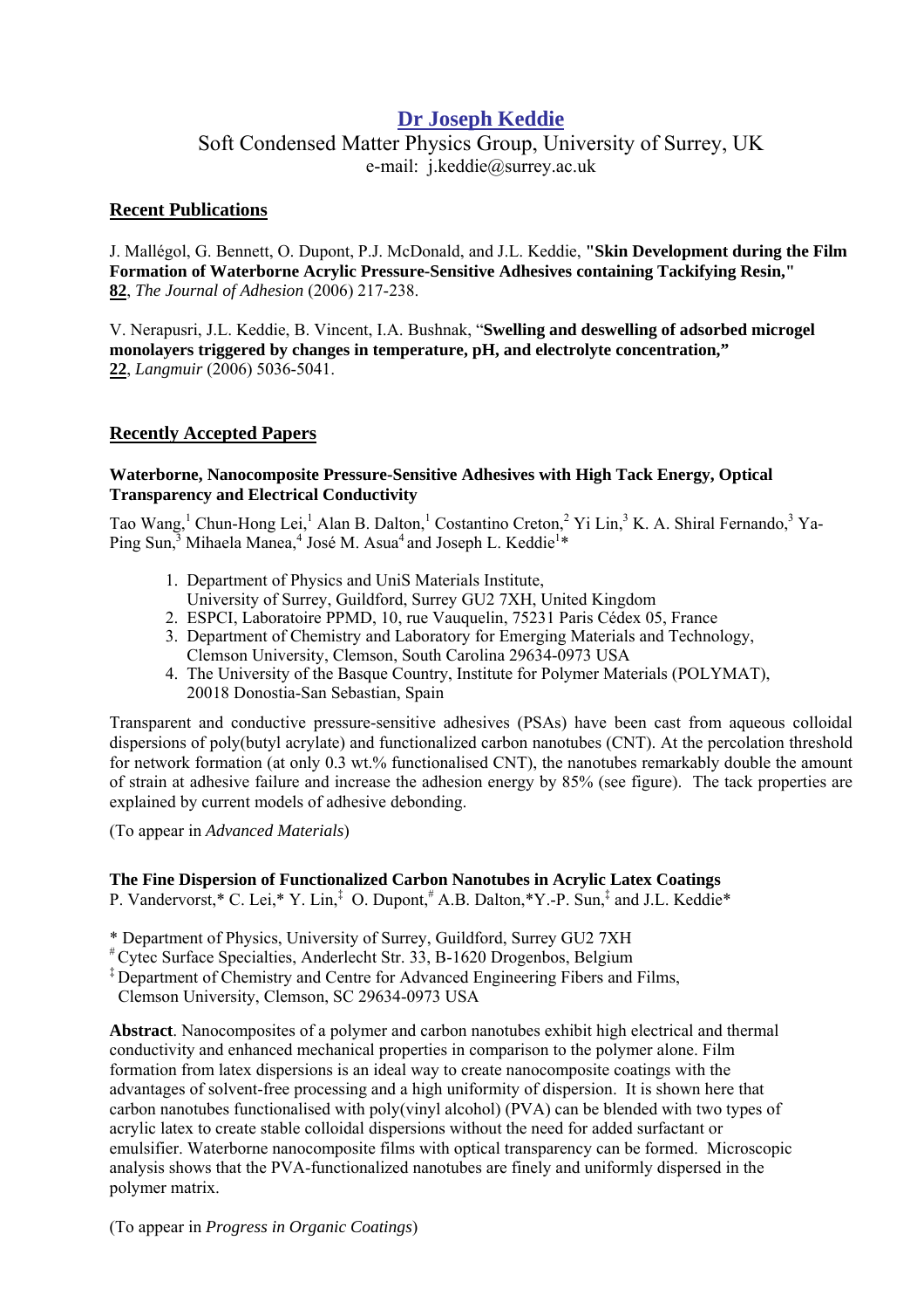# [Dr Joseph Keddie](#)

Soft Condensed Matter Physics Group, University of Surrey, UK
e-mail: j.keddie@surrey.ac.uk

## Recent Publications

J. Mallégol, G. Bennett, O. Dupont, P.J. McDonald, and J.L. Keddie, **"Skin Development during the Film Formation of Waterborne Acrylic Pressure-Sensitive Adhesives containing Tackifying Resin,"** **82**, *The Journal of Adhesion* (2006) 217-238.

V. Nerapusri, J.L. Keddie, B. Vincent, I.A. Bushnak, "**Swelling and deswelling of adsorbed microgel monolayers triggered by changes in temperature, pH, and electrolyte concentration,"** **22**, *Langmuir* (2006) 5036-5041.

## Recently Accepted Papers

### Waterborne, Nanocomposite Pressure-Sensitive Adhesives with High Tack Energy, Optical Transparency and Electrical Conductivity

Tao Wang,[1] Chun-Hong Lei,[1] Alan B. Dalton,[1] Costantino Creton,[2] Yi Lin,[3] K. A. Shiral Fernando,[3] Ya-Ping Sun,[3] Mihaela Manea,[4] José M. Asua[4] and Joseph L. Keddie[1]*

1. Department of Physics and UniS Materials Institute,
   University of Surrey, Guildford, Surrey GU2 7XH, United Kingdom
2. ESPCI, Laboratoire PPMD, 10, rue Vauquelin, 75231 Paris Cédex 05, France
3. Department of Chemistry and Laboratory for Emerging Materials and Technology,
   Clemson University, Clemson, South Carolina 29634-0973 USA
4. The University of the Basque Country, Institute for Polymer Materials (POLYMAT),
   20018 Donostia-San Sebastian, Spain

Transparent and conductive pressure-sensitive adhesives (PSAs) have been cast from aqueous colloidal dispersions of poly(butyl acrylate) and functionalized carbon nanotubes (CNT). At the percolation threshold for network formation (at only 0.3 wt.% functionalised CNT), the nanotubes remarkably double the amount of strain at adhesive failure and increase the adhesion energy by 85% (see figure). The tack properties are explained by current models of adhesive debonding.

(To appear in *Advanced Materials*)

### The Fine Dispersion of Functionalized Carbon Nanotubes in Acrylic Latex Coatings

P. Vandervorst,* C. Lei,* Y. Lin,[‡] O. Dupont,[#] A.B. Dalton,*Y.-P. Sun,[‡] and J.L. Keddie*

\* Department of Physics, University of Surrey, Guildford, Surrey GU2 7XH
[#] Cytec Surface Specialties, Anderlecht Str. 33, B-1620 Drogenbos, Belgium
[‡] Department of Chemistry and Centre for Advanced Engineering Fibers and Films, Clemson University, Clemson, SC 29634-0973 USA

**Abstract**. Nanocomposites of a polymer and carbon nanotubes exhibit high electrical and thermal conductivity and enhanced mechanical properties in comparison to the polymer alone. Film formation from latex dispersions is an ideal way to create nanocomposite coatings with the advantages of solvent-free processing and a high uniformity of dispersion. It is shown here that carbon nanotubes functionalised with poly(vinyl alcohol) (PVA) can be blended with two types of acrylic latex to create stable colloidal dispersions without the need for added surfactant or emulsifier. Waterborne nanocomposite films with optical transparency can be formed. Microscopic analysis shows that the PVA-functionalized nanotubes are finely and uniformly dispersed in the polymer matrix.

(To appear in *Progress in Organic Coatings*)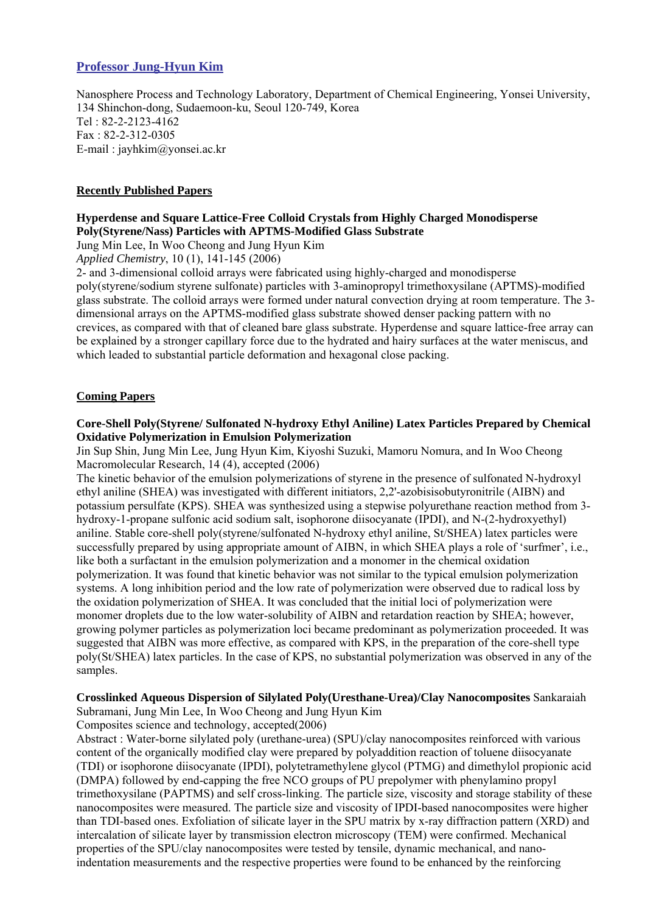## Professor Jung-Hyun Kim

Nanosphere Process and Technology Laboratory, Department of Chemical Engineering, Yonsei University, 134 Shinchon-dong, Sudaemoon-ku, Seoul 120-749, Korea
Tel : 82-2-2123-4162
Fax : 82-2-312-0305
E-mail : jayhkim@yonsei.ac.kr

### Recently Published Papers

**Hyperdense and Square Lattice-Free Colloid Crystals from Highly Charged Monodisperse Poly(Styrene/Nass) Particles with APTMS-Modified Glass Substrate**
Jung Min Lee, In Woo Cheong and Jung Hyun Kim
*Applied Chemistry*, 10 (1), 141-145 (2006)
2- and 3-dimensional colloid arrays were fabricated using highly-charged and monodisperse poly(styrene/sodium styrene sulfonate) particles with 3-aminopropyl trimethoxysilane (APTMS)-modified glass substrate. The colloid arrays were formed under natural convection drying at room temperature. The 3-dimensional arrays on the APTMS-modified glass substrate showed denser packing pattern with no crevices, as compared with that of cleaned bare glass substrate. Hyperdense and square lattice-free array can be explained by a stronger capillary force due to the hydrated and hairy surfaces at the water meniscus, and which leaded to substantial particle deformation and hexagonal close packing.

### Coming Papers

**Core-Shell Poly(Styrene/ Sulfonated N-hydroxy Ethyl Aniline) Latex Particles Prepared by Chemical Oxidative Polymerization in Emulsion Polymerization**
Jin Sup Shin, Jung Min Lee, Jung Hyun Kim, Kiyoshi Suzuki, Mamoru Nomura, and In Woo Cheong
Macromolecular Research, 14 (4), accepted (2006)
The kinetic behavior of the emulsion polymerizations of styrene in the presence of sulfonated N-hydroxyl ethyl aniline (SHEA) was investigated with different initiators, 2,2'-azobisisobutyronitrile (AIBN) and potassium persulfate (KPS). SHEA was synthesized using a stepwise polyurethane reaction method from 3-hydroxy-1-propane sulfonic acid sodium salt, isophorone diisocyanate (IPDI), and N-(2-hydroxyethyl) aniline. Stable core-shell poly(styrene/sulfonated N-hydroxy ethyl aniline, St/SHEA) latex particles were successfully prepared by using appropriate amount of AIBN, in which SHEA plays a role of 'surfmer', i.e., like both a surfactant in the emulsion polymerization and a monomer in the chemical oxidation polymerization. It was found that kinetic behavior was not similar to the typical emulsion polymerization systems. A long inhibition period and the low rate of polymerization were observed due to radical loss by the oxidation polymerization of SHEA. It was concluded that the initial loci of polymerization were monomer droplets due to the low water-solubility of AIBN and retardation reaction by SHEA; however, growing polymer particles as polymerization loci became predominant as polymerization proceeded. It was suggested that AIBN was more effective, as compared with KPS, in the preparation of the core-shell type poly(St/SHEA) latex particles. In the case of KPS, no substantial polymerization was observed in any of the samples.

**Crosslinked Aqueous Dispersion of Silylated Poly(Uresthane-Urea)/Clay Nanocomposites** Sankaraiah Subramani, Jung Min Lee, In Woo Cheong and Jung Hyun Kim
Composites science and technology, accepted(2006)
Abstract : Water-borne silylated poly (urethane-urea) (SPU)/clay nanocomposites reinforced with various content of the organically modified clay were prepared by polyaddition reaction of toluene diisocyanate (TDI) or isophorone diisocyanate (IPDI), polytetramethylene glycol (PTMG) and dimethylol propionic acid (DMPA) followed by end-capping the free NCO groups of PU prepolymer with phenylamino propyl trimethoxysilane (PAPTMS) and self cross-linking. The particle size, viscosity and storage stability of these nanocomposites were measured. The particle size and viscosity of IPDI-based nanocomposites were higher than TDI-based ones. Exfoliation of silicate layer in the SPU matrix by x-ray diffraction pattern (XRD) and intercalation of silicate layer by transmission electron microscopy (TEM) were confirmed. Mechanical properties of the SPU/clay nanocomposites were tested by tensile, dynamic mechanical, and nano-indentation measurements and the respective properties were found to be enhanced by the reinforcing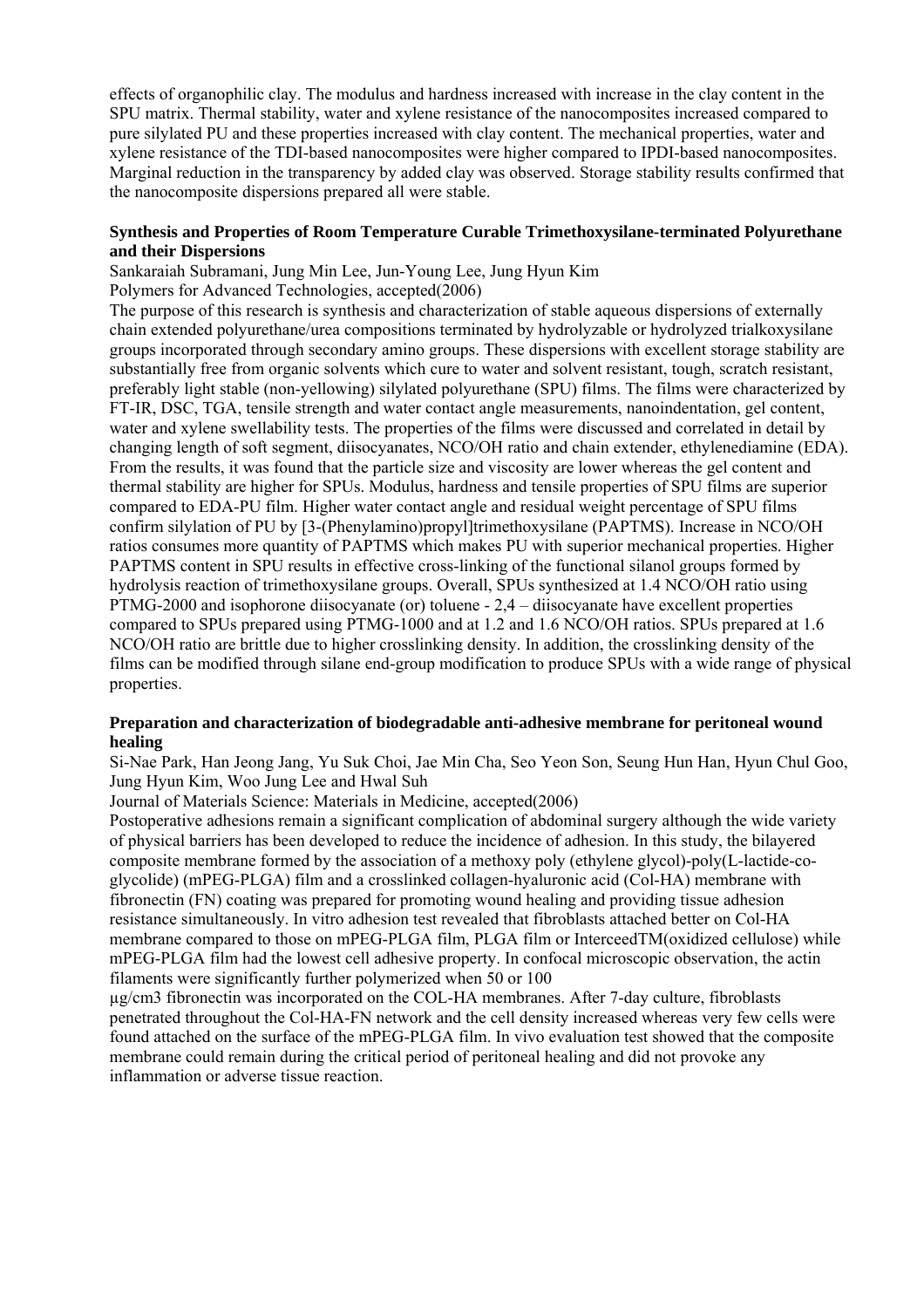effects of organophilic clay. The modulus and hardness increased with increase in the clay content in the SPU matrix. Thermal stability, water and xylene resistance of the nanocomposites increased compared to pure silylated PU and these properties increased with clay content. The mechanical properties, water and xylene resistance of the TDI-based nanocomposites were higher compared to IPDI-based nanocomposites. Marginal reduction in the transparency by added clay was observed. Storage stability results confirmed that the nanocomposite dispersions prepared all were stable.

**Synthesis and Properties of Room Temperature Curable Trimethoxysilane-terminated Polyurethane and their Dispersions**

Sankaraiah Subramani, Jung Min Lee, Jun-Young Lee, Jung Hyun Kim

Polymers for Advanced Technologies, accepted(2006)

The purpose of this research is synthesis and characterization of stable aqueous dispersions of externally chain extended polyurethane/urea compositions terminated by hydrolyzable or hydrolyzed trialkoxysilane groups incorporated through secondary amino groups. These dispersions with excellent storage stability are substantially free from organic solvents which cure to water and solvent resistant, tough, scratch resistant, preferably light stable (non-yellowing) silylated polyurethane (SPU) films. The films were characterized by FT-IR, DSC, TGA, tensile strength and water contact angle measurements, nanoindentation, gel content, water and xylene swellability tests. The properties of the films were discussed and correlated in detail by changing length of soft segment, diisocyanates, NCO/OH ratio and chain extender, ethylenediamine (EDA). From the results, it was found that the particle size and viscosity are lower whereas the gel content and thermal stability are higher for SPUs. Modulus, hardness and tensile properties of SPU films are superior compared to EDA-PU film. Higher water contact angle and residual weight percentage of SPU films confirm silylation of PU by [3-(Phenylamino)propyl]trimethoxysilane (PAPTMS). Increase in NCO/OH ratios consumes more quantity of PAPTMS which makes PU with superior mechanical properties. Higher PAPTMS content in SPU results in effective cross-linking of the functional silanol groups formed by hydrolysis reaction of trimethoxysilane groups. Overall, SPUs synthesized at 1.4 NCO/OH ratio using PTMG-2000 and isophorone diisocyanate (or) toluene - 2,4 – diisocyanate have excellent properties compared to SPUs prepared using PTMG-1000 and at 1.2 and 1.6 NCO/OH ratios. SPUs prepared at 1.6 NCO/OH ratio are brittle due to higher crosslinking density. In addition, the crosslinking density of the films can be modified through silane end-group modification to produce SPUs with a wide range of physical properties.

**Preparation and characterization of biodegradable anti-adhesive membrane for peritoneal wound healing**

Si-Nae Park, Han Jeong Jang, Yu Suk Choi, Jae Min Cha, Seo Yeon Son, Seung Hun Han, Hyun Chul Goo, Jung Hyun Kim, Woo Jung Lee and Hwal Suh

Journal of Materials Science: Materials in Medicine, accepted(2006)

Postoperative adhesions remain a significant complication of abdominal surgery although the wide variety of physical barriers has been developed to reduce the incidence of adhesion. In this study, the bilayered composite membrane formed by the association of a methoxy poly (ethylene glycol)-poly(L-lactide-co-glycolide) (mPEG-PLGA) film and a crosslinked collagen-hyaluronic acid (Col-HA) membrane with fibronectin (FN) coating was prepared for promoting wound healing and providing tissue adhesion resistance simultaneously. In vitro adhesion test revealed that fibroblasts attached better on Col-HA membrane compared to those on mPEG-PLGA film, PLGA film or InterceedTM(oxidized cellulose) while mPEG-PLGA film had the lowest cell adhesive property. In confocal microscopic observation, the actin filaments were significantly further polymerized when 50 or 100 μg/cm3 fibronectin was incorporated on the COL-HA membranes. After 7-day culture, fibroblasts penetrated throughout the Col-HA-FN network and the cell density increased whereas very few cells were found attached on the surface of the mPEG-PLGA film. In vivo evaluation test showed that the composite membrane could remain during the critical period of peritoneal healing and did not provoke any inflammation or adverse tissue reaction.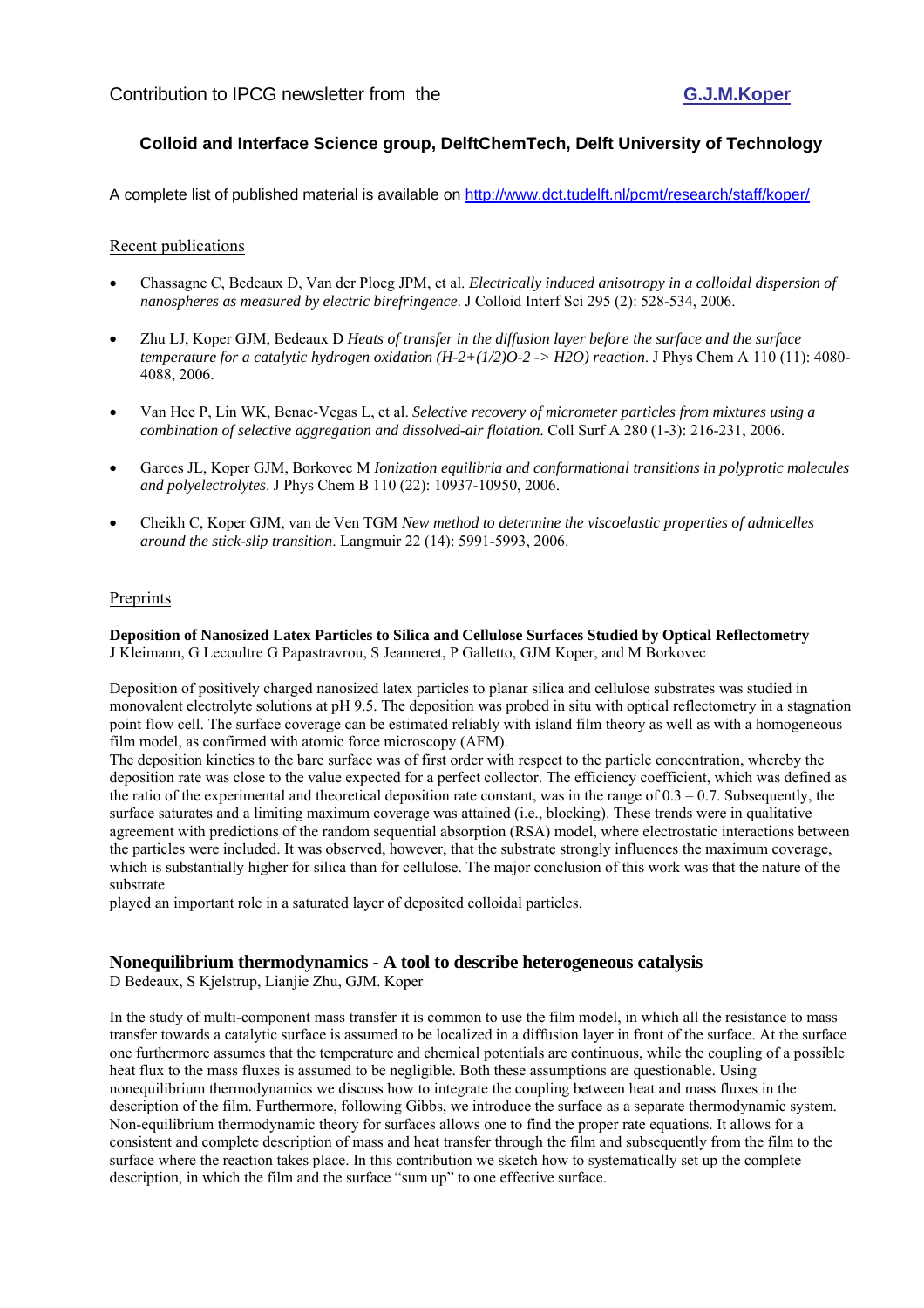Contribution to IPCG newsletter from the **G.J.M.Koper**

### Colloid and Interface Science group, DelftChemTech, Delft University of Technology

A complete list of published material is available on http://www.dct.tudelft.nl/pcmt/research/staff/koper/

## Recent publications

- Chassagne C, Bedeaux D, Van der Ploeg JPM, et al. *Electrically induced anisotropy in a colloidal dispersion of nanospheres as measured by electric birefringence*. J Colloid Interf Sci 295 (2): 528-534, 2006.

- Zhu LJ, Koper GJM, Bedeaux D *Heats of transfer in the diffusion layer before the surface and the surface temperature for a catalytic hydrogen oxidation (H-2+(1/2)O-2 -> H2O) reaction*. J Phys Chem A 110 (11): 4080-4088, 2006.

- Van Hee P, Lin WK, Benac-Vegas L, et al. *Selective recovery of micrometer particles from mixtures using a combination of selective aggregation and dissolved-air flotation*. Coll Surf A 280 (1-3): 216-231, 2006.

- Garces JL, Koper GJM, Borkovec M *Ionization equilibria and conformational transitions in polyprotic molecules and polyelectrolytes*. J Phys Chem B 110 (22): 10937-10950, 2006.

- Cheikh C, Koper GJM, van de Ven TGM *New method to determine the viscoelastic properties of admicelles around the stick-slip transition*. Langmuir 22 (14): 5991-5993, 2006.

## Preprints

**Deposition of Nanosized Latex Particles to Silica and Cellulose Surfaces Studied by Optical Reflectometry**
J Kleimann, G Lecoultre G Papastravrou, S Jeanneret, P Galletto, GJM Koper, and M Borkovec

Deposition of positively charged nanosized latex particles to planar silica and cellulose substrates was studied in monovalent electrolyte solutions at pH 9.5. The deposition was probed in situ with optical reflectometry in a stagnation point flow cell. The surface coverage can be estimated reliably with island film theory as well as with a homogeneous film model, as confirmed with atomic force microscopy (AFM).
The deposition kinetics to the bare surface was of first order with respect to the particle concentration, whereby the deposition rate was close to the value expected for a perfect collector. The efficiency coefficient, which was defined as the ratio of the experimental and theoretical deposition rate constant, was in the range of 0.3 – 0.7. Subsequently, the surface saturates and a limiting maximum coverage was attained (i.e., blocking). These trends were in qualitative agreement with predictions of the random sequential absorption (RSA) model, where electrostatic interactions between the particles were included. It was observed, however, that the substrate strongly influences the maximum coverage, which is substantially higher for silica than for cellulose. The major conclusion of this work was that the nature of the substrate
played an important role in a saturated layer of deposited colloidal particles.

**Nonequilibrium thermodynamics - A tool to describe heterogeneous catalysis**
D Bedeaux, S Kjelstrup, Lianjie Zhu, GJM. Koper

In the study of multi-component mass transfer it is common to use the film model, in which all the resistance to mass transfer towards a catalytic surface is assumed to be localized in a diffusion layer in front of the surface. At the surface one furthermore assumes that the temperature and chemical potentials are continuous, while the coupling of a possible heat flux to the mass fluxes is assumed to be negligible. Both these assumptions are questionable. Using nonequilibrium thermodynamics we discuss how to integrate the coupling between heat and mass fluxes in the description of the film. Furthermore, following Gibbs, we introduce the surface as a separate thermodynamic system. Non-equilibrium thermodynamic theory for surfaces allows one to find the proper rate equations. It allows for a consistent and complete description of mass and heat transfer through the film and subsequently from the film to the surface where the reaction takes place. In this contribution we sketch how to systematically set up the complete description, in which the film and the surface "sum up" to one effective surface.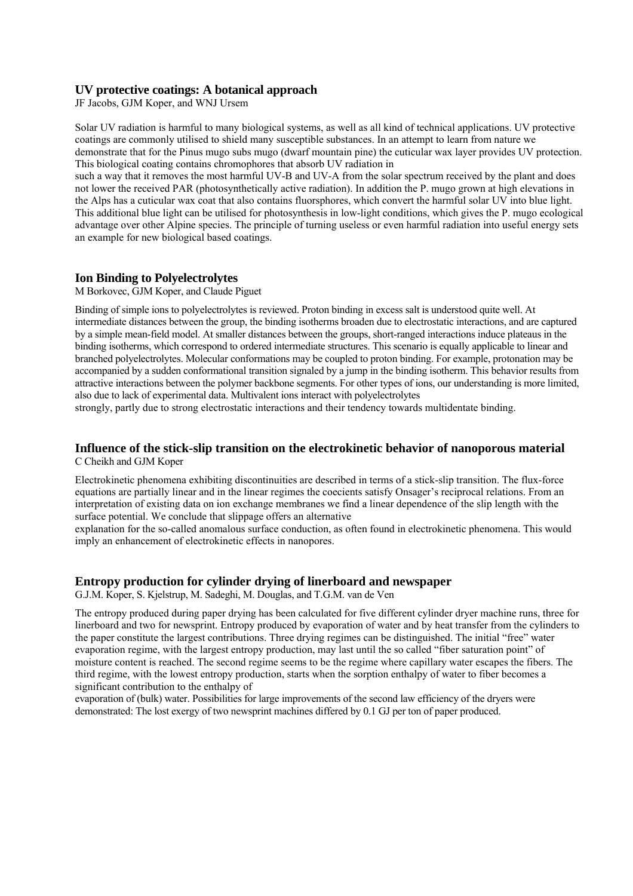### UV protective coatings: A botanical approach

JF Jacobs, GJM Koper, and WNJ Ursem

Solar UV radiation is harmful to many biological systems, as well as all kind of technical applications. UV protective coatings are commonly utilised to shield many susceptible substances. In an attempt to learn from nature we demonstrate that for the Pinus mugo subs mugo (dwarf mountain pine) the cuticular wax layer provides UV protection. This biological coating contains chromophores that absorb UV radiation in such a way that it removes the most harmful UV-B and UV-A from the solar spectrum received by the plant and does not lower the received PAR (photosynthetically active radiation). In addition the P. mugo grown at high elevations in the Alps has a cuticular wax coat that also contains fluorsphores, which convert the harmful solar UV into blue light. This additional blue light can be utilised for photosynthesis in low-light conditions, which gives the P. mugo ecological advantage over other Alpine species. The principle of turning useless or even harmful radiation into useful energy sets an example for new biological based coatings.

### Ion Binding to Polyelectrolytes

M Borkovec, GJM Koper, and Claude Piguet

Binding of simple ions to polyelectrolytes is reviewed. Proton binding in excess salt is understood quite well. At intermediate distances between the group, the binding isotherms broaden due to electrostatic interactions, and are captured by a simple mean-field model. At smaller distances between the groups, short-ranged interactions induce plateaus in the binding isotherms, which correspond to ordered intermediate structures. This scenario is equally applicable to linear and branched polyelectrolytes. Molecular conformations may be coupled to proton binding. For example, protonation may be accompanied by a sudden conformational transition signaled by a jump in the binding isotherm. This behavior results from attractive interactions between the polymer backbone segments. For other types of ions, our understanding is more limited, also due to lack of experimental data. Multivalent ions interact with polyelectrolytes strongly, partly due to strong electrostatic interactions and their tendency towards multidentate binding.

### Influence of the stick-slip transition on the electrokinetic behavior of nanoporous material

C Cheikh and GJM Koper

Electrokinetic phenomena exhibiting discontinuities are described in terms of a stick-slip transition. The flux-force equations are partially linear and in the linear regimes the coecients satisfy Onsager's reciprocal relations. From an interpretation of existing data on ion exchange membranes we find a linear dependence of the slip length with the surface potential. We conclude that slippage offers an alternative explanation for the so-called anomalous surface conduction, as often found in electrokinetic phenomena. This would imply an enhancement of electrokinetic effects in nanopores.

### Entropy production for cylinder drying of linerboard and newspaper

G.J.M. Koper, S. Kjelstrup, M. Sadeghi, M. Douglas, and T.G.M. van de Ven

The entropy produced during paper drying has been calculated for five different cylinder dryer machine runs, three for linerboard and two for newsprint. Entropy produced by evaporation of water and by heat transfer from the cylinders to the paper constitute the largest contributions. Three drying regimes can be distinguished. The initial "free" water evaporation regime, with the largest entropy production, may last until the so called "fiber saturation point" of moisture content is reached. The second regime seems to be the regime where capillary water escapes the fibers. The third regime, with the lowest entropy production, starts when the sorption enthalpy of water to fiber becomes a significant contribution to the enthalpy of evaporation of (bulk) water. Possibilities for large improvements of the second law efficiency of the dryers were demonstrated: The lost exergy of two newsprint machines differed by 0.1 GJ per ton of paper produced.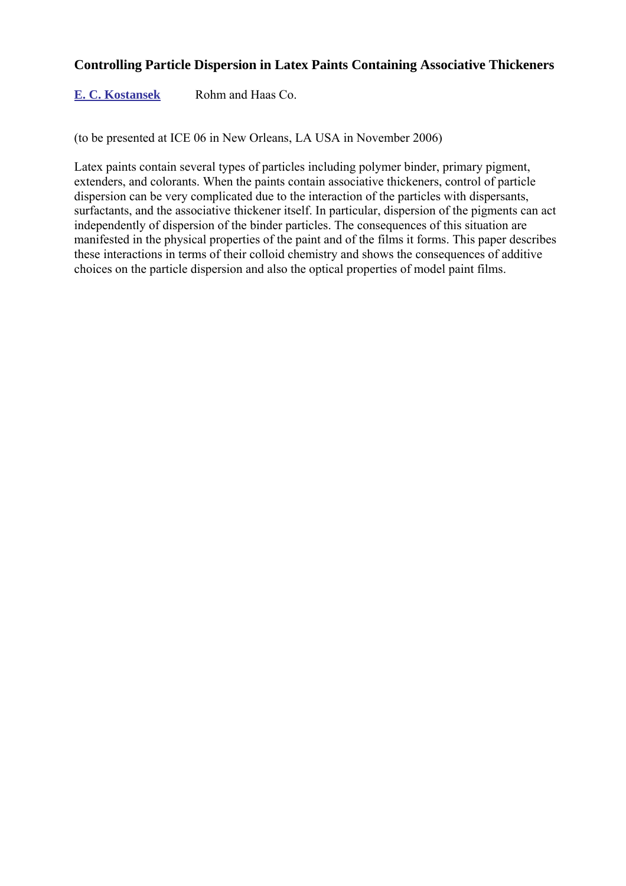## Controlling Particle Dispersion in Latex Paints Containing Associative Thickeners

**E. C. Kostansek** Rohm and Haas Co.

(to be presented at ICE 06 in New Orleans, LA USA in November 2006)

Latex paints contain several types of particles including polymer binder, primary pigment, extenders, and colorants. When the paints contain associative thickeners, control of particle dispersion can be very complicated due to the interaction of the particles with dispersants, surfactants, and the associative thickener itself. In particular, dispersion of the pigments can act independently of dispersion of the binder particles. The consequences of this situation are manifested in the physical properties of the paint and of the films it forms. This paper describes these interactions in terms of their colloid chemistry and shows the consequences of additive choices on the particle dispersion and also the optical properties of model paint films.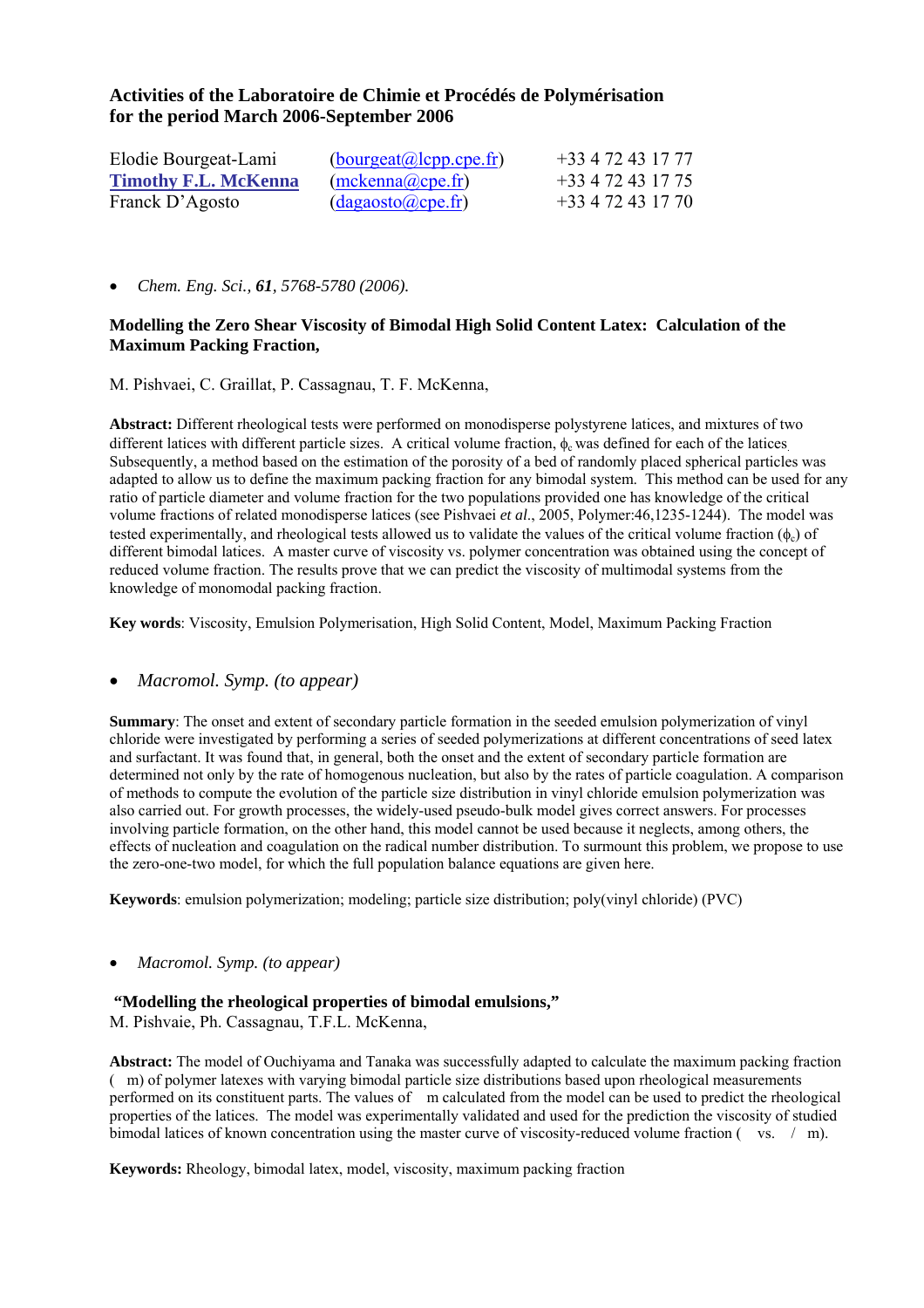# Activities of the Laboratoire de Chimie et Procédés de Polymérisation for the period March 2006-September 2006

| | | |
|---|---|---|
| Elodie Bourgeat-Lami | (bourgeat@lcpp.cpe.fr) | +33 4 72 43 17 77 |
| **Timothy F.L. McKenna** | (mckenna@cpe.fr) | +33 4 72 43 17 75 |
| Franck D'Agosto | (dagaosto@cpe.fr) | +33 4 72 43 17 70 |

- *Chem. Eng. Sci., **61**, 5768-5780 (2006).*

**Modelling the Zero Shear Viscosity of Bimodal High Solid Content Latex: Calculation of the Maximum Packing Fraction,**

M. Pishvaei, C. Graillat, P. Cassagnau, T. F. McKenna,

**Abstract:** Different rheological tests were performed on monodisperse polystyrene latices, and mixtures of two different latices with different particle sizes. A critical volume fraction, $\phi_c$ was defined for each of the latices. Subsequently, a method based on the estimation of the porosity of a bed of randomly placed spherical particles was adapted to allow us to define the maximum packing fraction for any bimodal system. This method can be used for any ratio of particle diameter and volume fraction for the two populations provided one has knowledge of the critical volume fractions of related monodisperse latices (see Pishvaei *et al*., 2005, Polymer:46,1235-1244). The model was tested experimentally, and rheological tests allowed us to validate the values of the critical volume fraction ($\phi_c$) of different bimodal latices. A master curve of viscosity vs. polymer concentration was obtained using the concept of reduced volume fraction. The results prove that we can predict the viscosity of multimodal systems from the knowledge of monomodal packing fraction.

**Key words**: Viscosity, Emulsion Polymerisation, High Solid Content, Model, Maximum Packing Fraction

- *Macromol. Symp. (to appear)*

**Summary**: The onset and extent of secondary particle formation in the seeded emulsion polymerization of vinyl chloride were investigated by performing a series of seeded polymerizations at different concentrations of seed latex and surfactant. It was found that, in general, both the onset and the extent of secondary particle formation are determined not only by the rate of homogenous nucleation, but also by the rates of particle coagulation. A comparison of methods to compute the evolution of the particle size distribution in vinyl chloride emulsion polymerization was also carried out. For growth processes, the widely-used pseudo-bulk model gives correct answers. For processes involving particle formation, on the other hand, this model cannot be used because it neglects, among others, the effects of nucleation and coagulation on the radical number distribution. To surmount this problem, we propose to use the zero-one-two model, for which the full population balance equations are given here.

**Keywords**: emulsion polymerization; modeling; particle size distribution; poly(vinyl chloride) (PVC)

- *Macromol. Symp. (to appear)*

**"Modelling the rheological properties of bimodal emulsions,"**
M. Pishvaie, Ph. Cassagnau, T.F.L. McKenna,

**Abstract:** The model of Ouchiyama and Tanaka was successfully adapted to calculate the maximum packing fraction ( m) of polymer latexes with varying bimodal particle size distributions based upon rheological measurements performed on its constituent parts. The values of m calculated from the model can be used to predict the rheological properties of the latices. The model was experimentally validated and used for the prediction the viscosity of studied bimodal latices of known concentration using the master curve of viscosity-reduced volume fraction ( vs. / m).

**Keywords:** Rheology, bimodal latex, model, viscosity, maximum packing fraction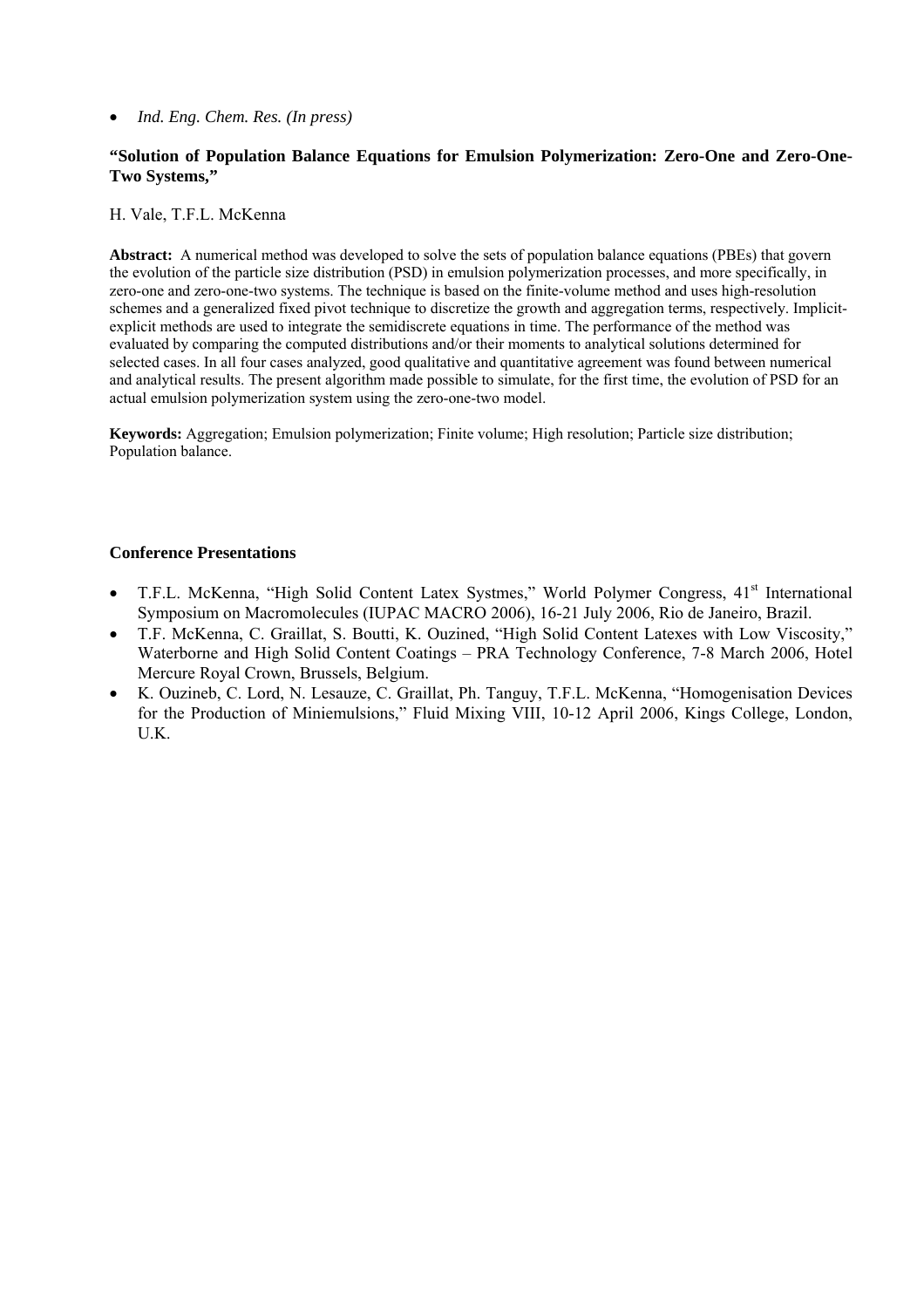- *Ind. Eng. Chem. Res. (In press)*

**"Solution of Population Balance Equations for Emulsion Polymerization: Zero-One and Zero-One-Two Systems,"**

H. Vale, T.F.L. McKenna

**Abstract:** A numerical method was developed to solve the sets of population balance equations (PBEs) that govern the evolution of the particle size distribution (PSD) in emulsion polymerization processes, and more specifically, in zero-one and zero-one-two systems. The technique is based on the finite-volume method and uses high-resolution schemes and a generalized fixed pivot technique to discretize the growth and aggregation terms, respectively. Implicit-explicit methods are used to integrate the semidiscrete equations in time. The performance of the method was evaluated by comparing the computed distributions and/or their moments to analytical solutions determined for selected cases. In all four cases analyzed, good qualitative and quantitative agreement was found between numerical and analytical results. The present algorithm made possible to simulate, for the first time, the evolution of PSD for an actual emulsion polymerization system using the zero-one-two model.

**Keywords:** Aggregation; Emulsion polymerization; Finite volume; High resolution; Particle size distribution; Population balance.

**Conference Presentations**

- T.F.L. McKenna, "High Solid Content Latex Systmes," World Polymer Congress, 41st International Symposium on Macromolecules (IUPAC MACRO 2006), 16-21 July 2006, Rio de Janeiro, Brazil.
- T.F. McKenna, C. Graillat, S. Boutti, K. Ouzined, "High Solid Content Latexes with Low Viscosity," Waterborne and High Solid Content Coatings – PRA Technology Conference, 7-8 March 2006, Hotel Mercure Royal Crown, Brussels, Belgium.
- K. Ouzineb, C. Lord, N. Lesauze, C. Graillat, Ph. Tanguy, T.F.L. McKenna, "Homogenisation Devices for the Production of Miniemulsions," Fluid Mixing VIII, 10-12 April 2006, Kings College, London, U.K.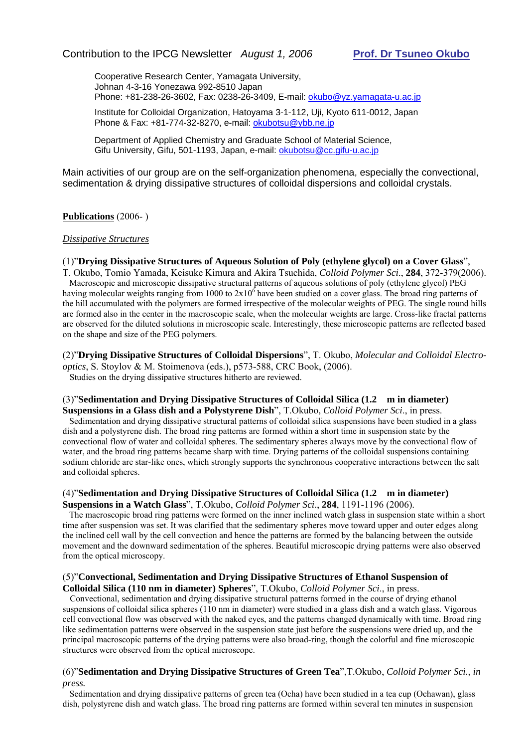Contribution to the IPCG Newsletter *August 1, 2006* **Prof. Dr Tsuneo Okubo**

Cooperative Research Center, Yamagata University,
Johnan 4-3-16 Yonezawa 992-8510 Japan
Phone: +81-238-26-3602, Fax: 0238-26-3409, E-mail: okubo@yz.yamagata-u.ac.jp

Institute for Colloidal Organization, Hatoyama 3-1-112, Uji, Kyoto 611-0012, Japan
Phone & Fax: +81-774-32-8270, e-mail: okubotsu@ybb.ne.jp

Department of Applied Chemistry and Graduate School of Material Science,
Gifu University, Gifu, 501-1193, Japan, e-mail: okubotsu@cc.gifu-u.ac.jp

Main activities of our group are on the self-organization phenomena, especially the convectional, sedimentation & drying dissipative structures of colloidal dispersions and colloidal crystals.

**Publications** (2006- )

*Dissipative Structures*

(1)"**Drying Dissipative Structures of Aqueous Solution of Poly (ethylene glycol) on a Cover Glass**", T. Okubo, Tomio Yamada, Keisuke Kimura and Akira Tsuchida, *Colloid Polymer Sci*., **284**, 372-379(2006).
Macroscopic and microscopic dissipative structural patterns of aqueous solutions of poly (ethylene glycol) PEG having molecular weights ranging from 1000 to $2x10^6$ have been studied on a cover glass. The broad ring patterns of the hill accumulated with the polymers are formed irrespective of the molecular weights of PEG. The single round hills are formed also in the center in the macroscopic scale, when the molecular weights are large. Cross-like fractal patterns are observed for the diluted solutions in microscopic scale. Interestingly, these microscopic patterns are reflected based on the shape and size of the PEG polymers.

(2)"**Drying Dissipative Structures of Colloidal Dispersions**", T. Okubo, *Molecular and Colloidal Electro-optics*, S. Stoylov & M. Stoimenova (eds.), p573-588, CRC Book, (2006).
Studies on the drying dissipative structures hitherto are reviewed.

(3)"**Sedimentation and Drying Dissipative Structures of Colloidal Silica (1.2 m in diameter) Suspensions in a Glass dish and a Polystyrene Dish**", T.Okubo, *Colloid Polymer Sci*., in press.
Sedimentation and drying dissipative structural patterns of colloidal silica suspensions have been studied in a glass dish and a polystyrene dish. The broad ring patterns are formed within a short time in suspension state by the convectional flow of water and colloidal spheres. The sedimentary spheres always move by the convectional flow of water, and the broad ring patterns became sharp with time. Drying patterns of the colloidal suspensions containing sodium chloride are star-like ones, which strongly supports the synchronous cooperative interactions between the salt and colloidal spheres.

(4)"**Sedimentation and Drying Dissipative Structures of Colloidal Silica (1.2 m in diameter) Suspensions in a Watch Glass**", T.Okubo, *Colloid Polymer Sci*., **284**, 1191-1196 (2006).
The macroscopic broad ring patterns were formed on the inner inclined watch glass in suspension state within a short time after suspension was set. It was clarified that the sedimentary spheres move toward upper and outer edges along the inclined cell wall by the cell convection and hence the patterns are formed by the balancing between the outside movement and the downward sedimentation of the spheres. Beautiful microscopic drying patterns were also observed from the optical microscopy.

(5)"**Convectional, Sedimentation and Drying Dissipative Structures of Ethanol Suspension of Colloidal Silica (110 nm in diameter) Spheres**", T.Okubo, *Colloid Polymer Sci*., in press.
Convectional, sedimentation and drying dissipative structural patterns formed in the course of drying ethanol suspensions of colloidal silica spheres (110 nm in diameter) were studied in a glass dish and a watch glass. Vigorous cell convectional flow was observed with the naked eyes, and the patterns changed dynamically with time. Broad ring like sedimentation patterns were observed in the suspension state just before the suspensions were dried up, and the principal macroscopic patterns of the drying patterns were also broad-ring, though the colorful and fine microscopic structures were observed from the optical microscope.

(6)"**Sedimentation and Drying Dissipative Structures of Green Tea**",T.Okubo, *Colloid Polymer Sci., in press.*
Sedimentation and drying dissipative patterns of green tea (Ocha) have been studied in a tea cup (Ochawan), glass dish, polystyrene dish and watch glass. The broad ring patterns are formed within several ten minutes in suspension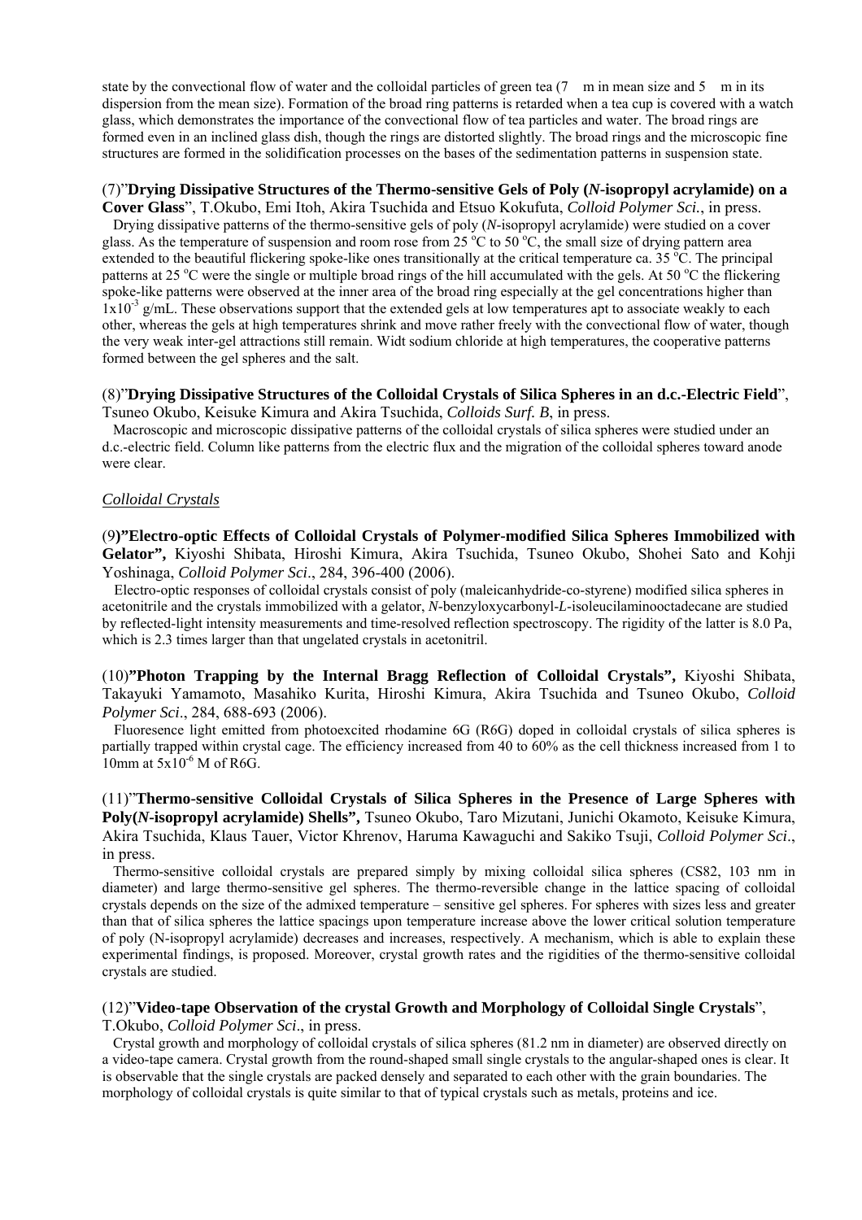state by the convectional flow of water and the colloidal particles of green tea (7 m in mean size and 5 m in its dispersion from the mean size). Formation of the broad ring patterns is retarded when a tea cup is covered with a watch glass, which demonstrates the importance of the convectional flow of tea particles and water. The broad rings are formed even in an inclined glass dish, though the rings are distorted slightly. The broad rings and the microscopic fine structures are formed in the solidification processes on the bases of the sedimentation patterns in suspension state.

(7)"**Drying Dissipative Structures of the Thermo-sensitive Gels of Poly (*N*-isopropyl acrylamide) on a Cover Glass**", T.Okubo, Emi Itoh, Akira Tsuchida and Etsuo Kokufuta, *Colloid Polymer Sci.*, in press.

Drying dissipative patterns of the thermo-sensitive gels of poly (*N*-isopropyl acrylamide) were studied on a cover glass. As the temperature of suspension and room rose from 25 $^{o}$C to 50 $^{o}$C, the small size of drying pattern area extended to the beautiful flickering spoke-like ones transitionally at the critical temperature ca. 35 $^{o}$C. The principal patterns at 25 $^{o}$C were the single or multiple broad rings of the hill accumulated with the gels. At 50 $^{o}$C the flickering spoke-like patterns were observed at the inner area of the broad ring especially at the gel concentrations higher than $1x10^{-3}$ g/mL. These observations support that the extended gels at low temperatures apt to associate weakly to each other, whereas the gels at high temperatures shrink and move rather freely with the convectional flow of water, though the very weak inter-gel attractions still remain. Widt sodium chloride at high temperatures, the cooperative patterns formed between the gel spheres and the salt.

(8)"**Drying Dissipative Structures of the Colloidal Crystals of Silica Spheres in an d.c.-Electric Field**", Tsuneo Okubo, Keisuke Kimura and Akira Tsuchida, *Colloids Surf. B*, in press.

Macroscopic and microscopic dissipative patterns of the colloidal crystals of silica spheres were studied under an d.c.-electric field. Column like patterns from the electric flux and the migration of the colloidal spheres toward anode were clear.

*Colloidal Crystals*

(9**)"Electro-optic Effects of Colloidal Crystals of Polymer-modified Silica Spheres Immobilized with Gelator",** Kiyoshi Shibata, Hiroshi Kimura, Akira Tsuchida, Tsuneo Okubo, Shohei Sato and Kohji Yoshinaga, *Colloid Polymer Sci*., 284, 396-400 (2006).

Electro-optic responses of colloidal crystals consist of poly (maleicanhydride-co-styrene) modified silica spheres in acetonitrile and the crystals immobilized with a gelator, *N*-benzyloxycarbonyl-*L*-isoleucilaminooctadecane are studied by reflected-light intensity measurements and time-resolved reflection spectroscopy. The rigidity of the latter is 8.0 Pa, which is 2.3 times larger than that ungelated crystals in acetonitril.

(10)**"Photon Trapping by the Internal Bragg Reflection of Colloidal Crystals",** Kiyoshi Shibata, Takayuki Yamamoto, Masahiko Kurita, Hiroshi Kimura, Akira Tsuchida and Tsuneo Okubo, *Colloid Polymer Sci*., 284, 688-693 (2006).

Fluoresence light emitted from photoexcited rhodamine 6G (R6G) doped in colloidal crystals of silica spheres is partially trapped within crystal cage. The efficiency increased from 40 to 60% as the cell thickness increased from 1 to 10mm at $5x10^{-6}$ M of R6G.

(11)"**Thermo-sensitive Colloidal Crystals of Silica Spheres in the Presence of Large Spheres with Poly(*N*-isopropyl acrylamide) Shells",** Tsuneo Okubo, Taro Mizutani, Junichi Okamoto, Keisuke Kimura, Akira Tsuchida, Klaus Tauer, Victor Khrenov, Haruma Kawaguchi and Sakiko Tsuji, *Colloid Polymer Sci*., in press.

Thermo-sensitive colloidal crystals are prepared simply by mixing colloidal silica spheres (CS82, 103 nm in diameter) and large thermo-sensitive gel spheres. The thermo-reversible change in the lattice spacing of colloidal crystals depends on the size of the admixed temperature – sensitive gel spheres. For spheres with sizes less and greater than that of silica spheres the lattice spacings upon temperature increase above the lower critical solution temperature of poly (N-isopropyl acrylamide) decreases and increases, respectively. A mechanism, which is able to explain these experimental findings, is proposed. Moreover, crystal growth rates and the rigidities of the thermo-sensitive colloidal crystals are studied.

(12)"**Video-tape Observation of the crystal Growth and Morphology of Colloidal Single Crystals**", T.Okubo, *Colloid Polymer Sci*., in press.

Crystal growth and morphology of colloidal crystals of silica spheres (81.2 nm in diameter) are observed directly on a video-tape camera. Crystal growth from the round-shaped small single crystals to the angular-shaped ones is clear. It is observable that the single crystals are packed densely and separated to each other with the grain boundaries. The morphology of colloidal crystals is quite similar to that of typical crystals such as metals, proteins and ice.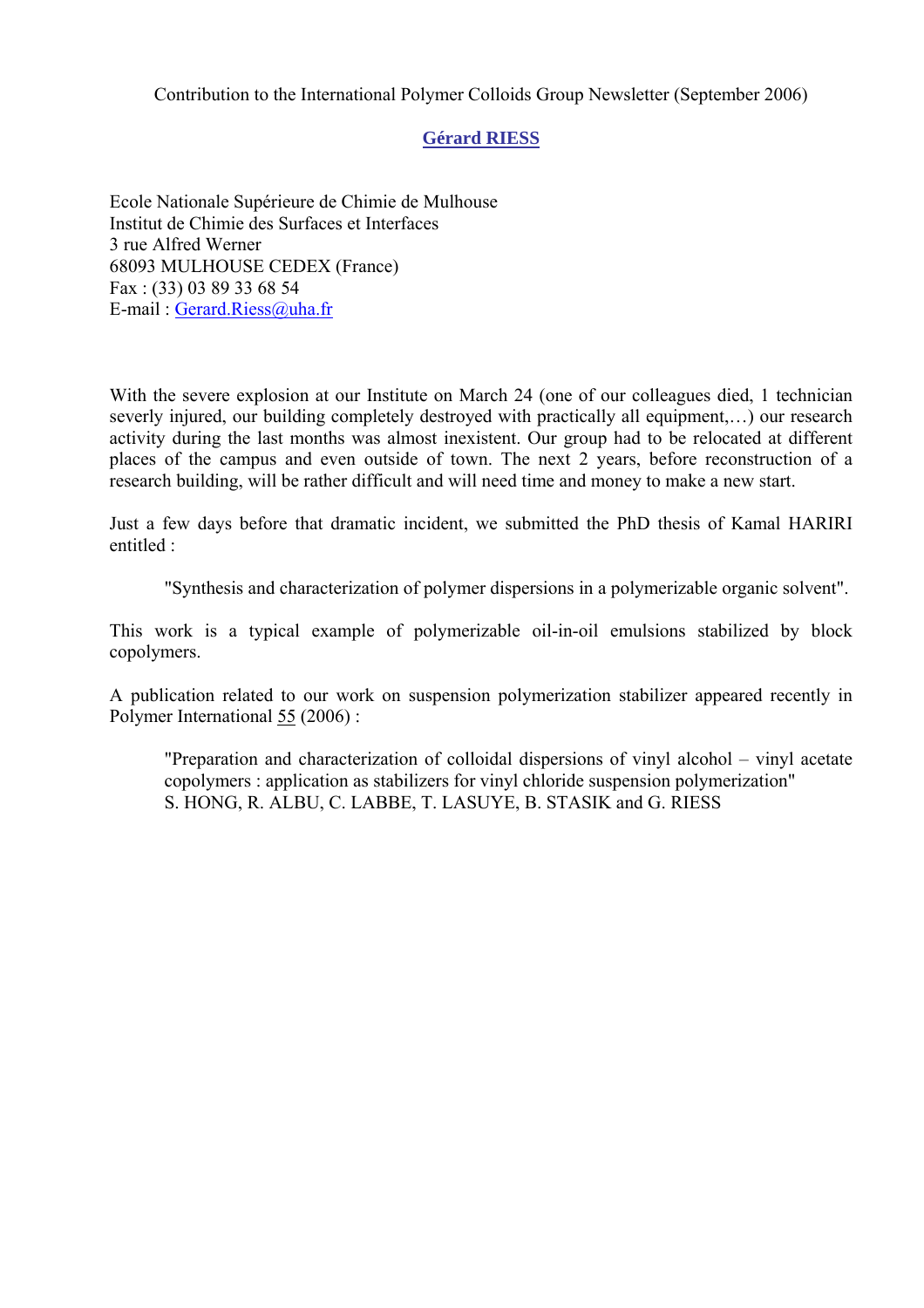Contribution to the International Polymer Colloids Group Newsletter (September 2006)

## Gérard RIESS

Ecole Nationale Supérieure de Chimie de Mulhouse
Institut de Chimie des Surfaces et Interfaces
3 rue Alfred Werner
68093 MULHOUSE CEDEX (France)
Fax : (33) 03 89 33 68 54
E-mail : Gerard.Riess@uha.fr

With the severe explosion at our Institute on March 24 (one of our colleagues died, 1 technician severly injured, our building completely destroyed with practically all equipment,…) our research activity during the last months was almost inexistent. Our group had to be relocated at different places of the campus and even outside of town. The next 2 years, before reconstruction of a research building, will be rather difficult and will need time and money to make a new start.

Just a few days before that dramatic incident, we submitted the PhD thesis of Kamal HARIRI entitled :

> "Synthesis and characterization of polymer dispersions in a polymerizable organic solvent".

This work is a typical example of polymerizable oil-in-oil emulsions stabilized by block copolymers.

A publication related to our work on suspension polymerization stabilizer appeared recently in Polymer International 55 (2006) :

> "Preparation and characterization of colloidal dispersions of vinyl alcohol – vinyl acetate copolymers : application as stabilizers for vinyl chloride suspension polymerization"
> S. HONG, R. ALBU, C. LABBE, T. LASUYE, B. STASIK and G. RIESS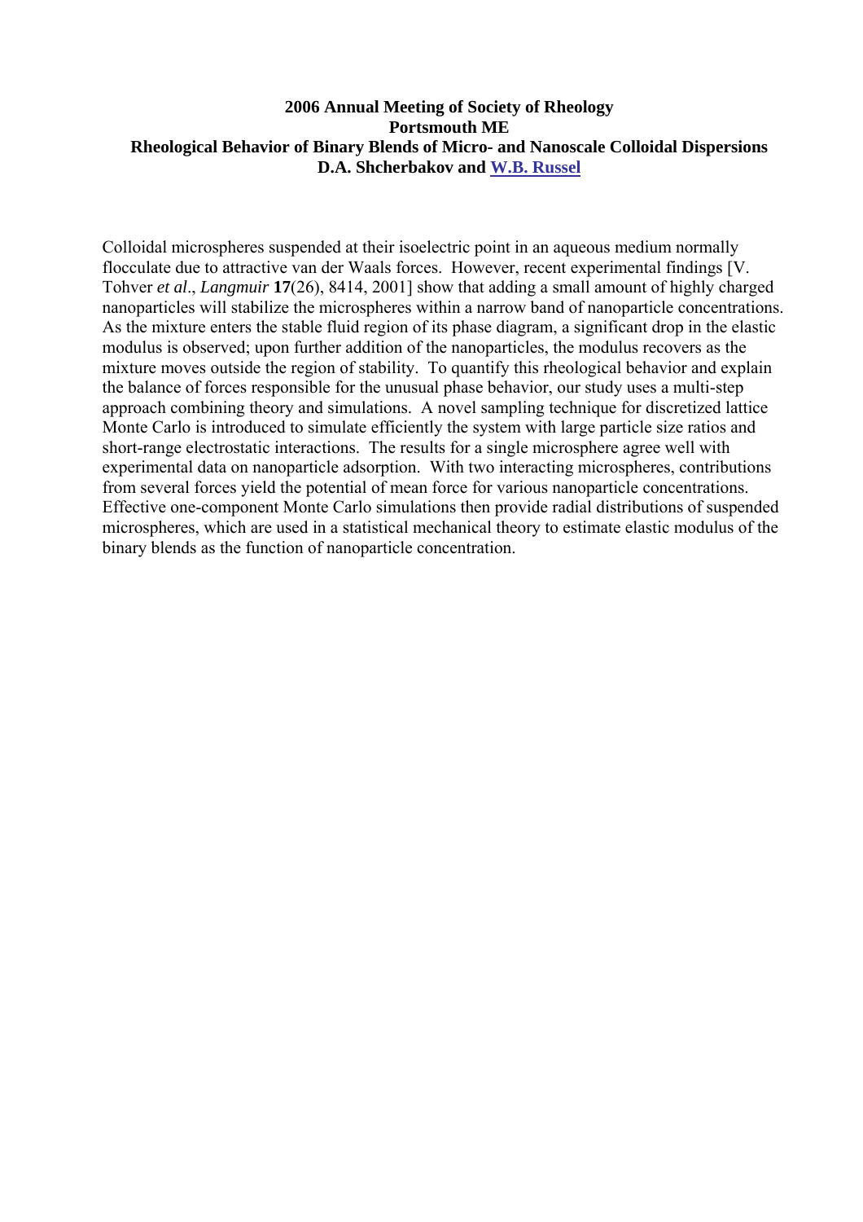**2006 Annual Meeting of Society of Rheology**
**Portsmouth ME**
**Rheological Behavior of Binary Blends of Micro- and Nanoscale Colloidal Dispersions**
**D.A. Shcherbakov and W.B. Russel**

Colloidal microspheres suspended at their isoelectric point in an aqueous medium normally flocculate due to attractive van der Waals forces. However, recent experimental findings [V. Tohver *et al*., *Langmuir* **17**(26), 8414, 2001] show that adding a small amount of highly charged nanoparticles will stabilize the microspheres within a narrow band of nanoparticle concentrations. As the mixture enters the stable fluid region of its phase diagram, a significant drop in the elastic modulus is observed; upon further addition of the nanoparticles, the modulus recovers as the mixture moves outside the region of stability. To quantify this rheological behavior and explain the balance of forces responsible for the unusual phase behavior, our study uses a multi-step approach combining theory and simulations. A novel sampling technique for discretized lattice Monte Carlo is introduced to simulate efficiently the system with large particle size ratios and short-range electrostatic interactions. The results for a single microsphere agree well with experimental data on nanoparticle adsorption. With two interacting microspheres, contributions from several forces yield the potential of mean force for various nanoparticle concentrations. Effective one-component Monte Carlo simulations then provide radial distributions of suspended microspheres, which are used in a statistical mechanical theory to estimate elastic modulus of the binary blends as the function of nanoparticle concentration.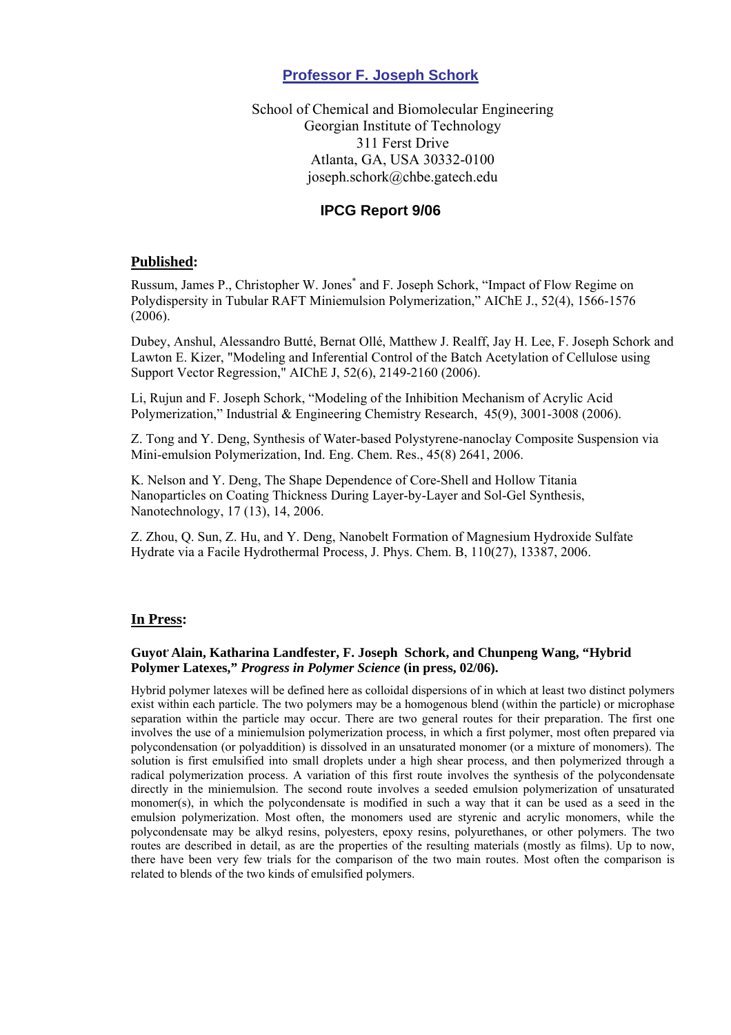## [Professor F. Joseph Schork](#)

School of Chemical and Biomolecular Engineering
Georgian Institute of Technology
311 Ferst Drive
Atlanta, GA, USA 30332-0100
joseph.schork@chbe.gatech.edu

### IPCG Report 9/06

**Published:**

Russum, James P., Christopher W. Jones* and F. Joseph Schork, "Impact of Flow Regime on Polydispersity in Tubular RAFT Miniemulsion Polymerization," AIChE J., 52(4), 1566-1576 (2006).

Dubey, Anshul, Alessandro Butté, Bernat Ollé, Matthew J. Realff, Jay H. Lee, F. Joseph Schork and Lawton E. Kizer, "Modeling and Inferential Control of the Batch Acetylation of Cellulose using Support Vector Regression," AIChE J, 52(6), 2149-2160 (2006).

Li, Rujun and F. Joseph Schork, "Modeling of the Inhibition Mechanism of Acrylic Acid Polymerization," Industrial & Engineering Chemistry Research, 45(9), 3001-3008 (2006).

Z. Tong and Y. Deng, Synthesis of Water-based Polystyrene-nanoclay Composite Suspension via Mini-emulsion Polymerization, Ind. Eng. Chem. Res., 45(8) 2641, 2006.

K. Nelson and Y. Deng, The Shape Dependence of Core-Shell and Hollow Titania Nanoparticles on Coating Thickness During Layer-by-Layer and Sol-Gel Synthesis, Nanotechnology, 17 (13), 14, 2006.

Z. Zhou, Q. Sun, Z. Hu, and Y. Deng, Nanobelt Formation of Magnesium Hydroxide Sulfate Hydrate via a Facile Hydrothermal Process, J. Phys. Chem. B, 110(27), 13387, 2006.

**In Press:**

**Guyot, Alain, Katharina Landfester, F. Joseph Schork, and Chunpeng Wang, "Hybrid Polymer Latexes,"** ***Progress in Polymer Science*** **(in press, 02/06).**

Hybrid polymer latexes will be defined here as colloidal dispersions of in which at least two distinct polymers exist within each particle. The two polymers may be a homogenous blend (within the particle) or microphase separation within the particle may occur. There are two general routes for their preparation. The first one involves the use of a miniemulsion polymerization process, in which a first polymer, most often prepared via polycondensation (or polyaddition) is dissolved in an unsaturated monomer (or a mixture of monomers). The solution is first emulsified into small droplets under a high shear process, and then polymerized through a radical polymerization process. A variation of this first route involves the synthesis of the polycondensate directly in the miniemulsion. The second route involves a seeded emulsion polymerization of unsaturated monomer(s), in which the polycondensate is modified in such a way that it can be used as a seed in the emulsion polymerization. Most often, the monomers used are styrenic and acrylic monomers, while the polycondensate may be alkyd resins, polyesters, epoxy resins, polyurethanes, or other polymers. The two routes are described in detail, as are the properties of the resulting materials (mostly as films). Up to now, there have been very few trials for the comparison of the two main routes. Most often the comparison is related to blends of the two kinds of emulsified polymers.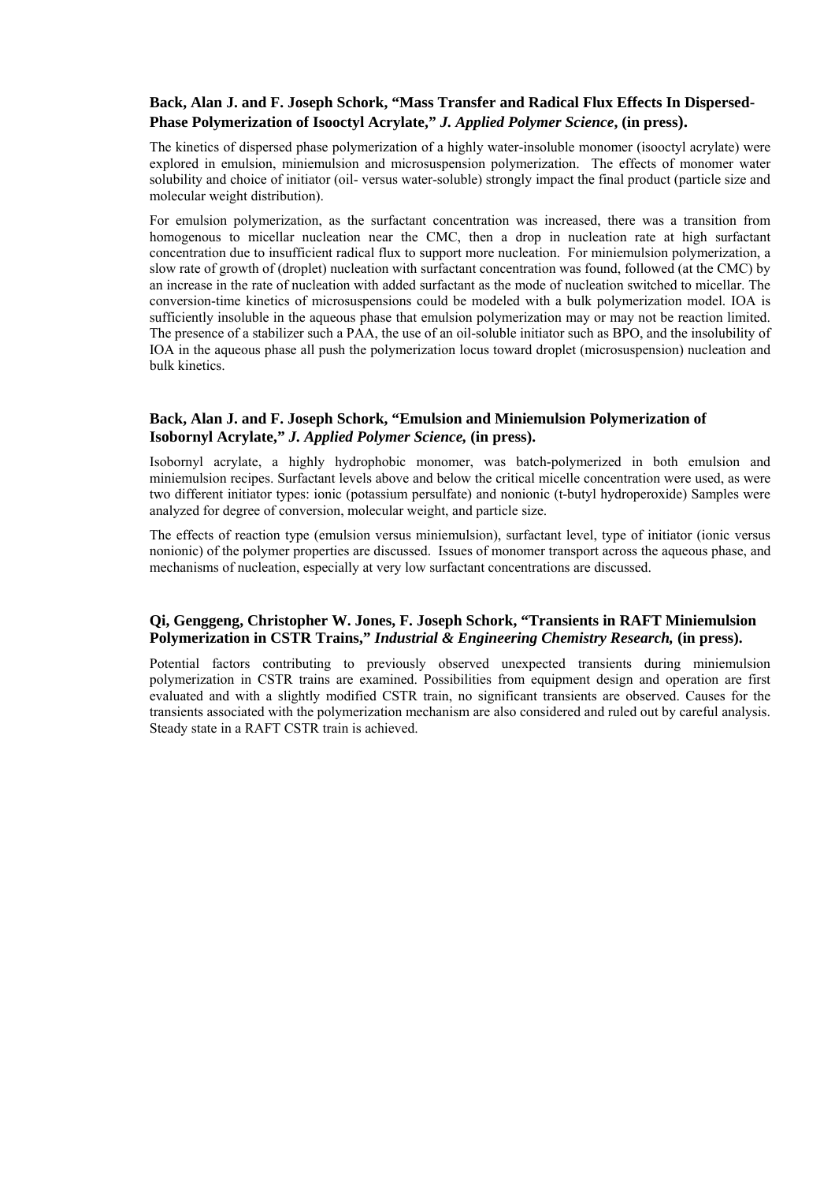**Back, Alan J. and F. Joseph Schork, "Mass Transfer and Radical Flux Effects In Dispersed-Phase Polymerization of Isooctyl Acrylate," *J. Applied Polymer Science*, (in press).**

The kinetics of dispersed phase polymerization of a highly water-insoluble monomer (isooctyl acrylate) were explored in emulsion, miniemulsion and microsuspension polymerization. The effects of monomer water solubility and choice of initiator (oil- versus water-soluble) strongly impact the final product (particle size and molecular weight distribution).

For emulsion polymerization, as the surfactant concentration was increased, there was a transition from homogenous to micellar nucleation near the CMC, then a drop in nucleation rate at high surfactant concentration due to insufficient radical flux to support more nucleation. For miniemulsion polymerization, a slow rate of growth of (droplet) nucleation with surfactant concentration was found, followed (at the CMC) by an increase in the rate of nucleation with added surfactant as the mode of nucleation switched to micellar. The conversion-time kinetics of microsuspensions could be modeled with a bulk polymerization model. IOA is sufficiently insoluble in the aqueous phase that emulsion polymerization may or may not be reaction limited. The presence of a stabilizer such a PAA, the use of an oil-soluble initiator such as BPO, and the insolubility of IOA in the aqueous phase all push the polymerization locus toward droplet (microsuspension) nucleation and bulk kinetics.

**Back, Alan J. and F. Joseph Schork, "Emulsion and Miniemulsion Polymerization of Isobornyl Acrylate," *J. Applied Polymer Science,* (in press).**

Isobornyl acrylate, a highly hydrophobic monomer, was batch-polymerized in both emulsion and miniemulsion recipes. Surfactant levels above and below the critical micelle concentration were used, as were two different initiator types: ionic (potassium persulfate) and nonionic (t-butyl hydroperoxide) Samples were analyzed for degree of conversion, molecular weight, and particle size.

The effects of reaction type (emulsion versus miniemulsion), surfactant level, type of initiator (ionic versus nonionic) of the polymer properties are discussed. Issues of monomer transport across the aqueous phase, and mechanisms of nucleation, especially at very low surfactant concentrations are discussed.

**Qi, Genggeng, Christopher W. Jones, F. Joseph Schork, "Transients in RAFT Miniemulsion Polymerization in CSTR Trains," *Industrial & Engineering Chemistry Research,* (in press).**

Potential factors contributing to previously observed unexpected transients during miniemulsion polymerization in CSTR trains are examined. Possibilities from equipment design and operation are first evaluated and with a slightly modified CSTR train, no significant transients are observed. Causes for the transients associated with the polymerization mechanism are also considered and ruled out by careful analysis. Steady state in a RAFT CSTR train is achieved.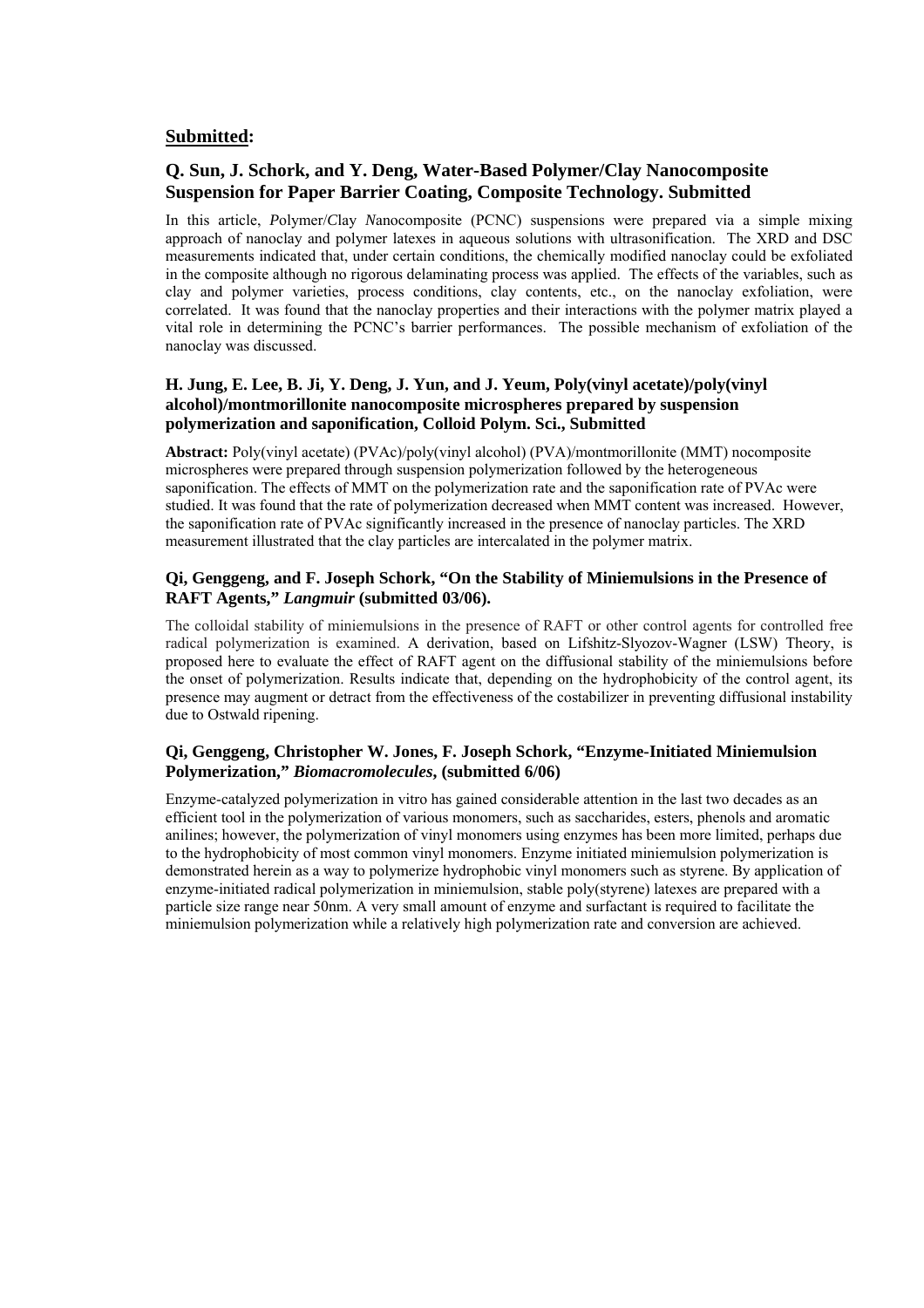## Submitted:

### Q. Sun, J. Schork, and Y. Deng, Water-Based Polymer/Clay Nanocomposite Suspension for Paper Barrier Coating, Composite Technology. Submitted

In this article, *P*olymer/*C*lay *N*anocomposite (PCNC) suspensions were prepared via a simple mixing approach of nanoclay and polymer latexes in aqueous solutions with ultrasonification. The XRD and DSC measurements indicated that, under certain conditions, the chemically modified nanoclay could be exfoliated in the composite although no rigorous delaminating process was applied. The effects of the variables, such as clay and polymer varieties, process conditions, clay contents, etc., on the nanoclay exfoliation, were correlated. It was found that the nanoclay properties and their interactions with the polymer matrix played a vital role in determining the PCNC's barrier performances. The possible mechanism of exfoliation of the nanoclay was discussed.

### H. Jung, E. Lee, B. Ji, Y. Deng, J. Yun, and J. Yeum, Poly(vinyl acetate)/poly(vinyl alcohol)/montmorillonite nanocomposite microspheres prepared by suspension polymerization and saponification, Colloid Polym. Sci., Submitted

**Abstract:** Poly(vinyl acetate) (PVAc)/poly(vinyl alcohol) (PVA)/montmorillonite (MMT) nocomposite microspheres were prepared through suspension polymerization followed by the heterogeneous saponification. The effects of MMT on the polymerization rate and the saponification rate of PVAc were studied. It was found that the rate of polymerization decreased when MMT content was increased. However, the saponification rate of PVAc significantly increased in the presence of nanoclay particles. The XRD measurement illustrated that the clay particles are intercalated in the polymer matrix.

### Qi, Genggeng, and F. Joseph Schork, "On the Stability of Miniemulsions in the Presence of RAFT Agents," *Langmuir* (submitted 03/06).

The colloidal stability of miniemulsions in the presence of RAFT or other control agents for controlled free radical polymerization is examined. A derivation, based on Lifshitz-Slyozov-Wagner (LSW) Theory, is proposed here to evaluate the effect of RAFT agent on the diffusional stability of the miniemulsions before the onset of polymerization. Results indicate that, depending on the hydrophobicity of the control agent, its presence may augment or detract from the effectiveness of the costabilizer in preventing diffusional instability due to Ostwald ripening.

### Qi, Genggeng, Christopher W. Jones, F. Joseph Schork, "Enzyme-Initiated Miniemulsion Polymerization," *Biomacromolecules*, (submitted 6/06)

Enzyme-catalyzed polymerization in vitro has gained considerable attention in the last two decades as an efficient tool in the polymerization of various monomers, such as saccharides, esters, phenols and aromatic anilines; however, the polymerization of vinyl monomers using enzymes has been more limited, perhaps due to the hydrophobicity of most common vinyl monomers. Enzyme initiated miniemulsion polymerization is demonstrated herein as a way to polymerize hydrophobic vinyl monomers such as styrene. By application of enzyme-initiated radical polymerization in miniemulsion, stable poly(styrene) latexes are prepared with a particle size range near 50nm. A very small amount of enzyme and surfactant is required to facilitate the miniemulsion polymerization while a relatively high polymerization rate and conversion are achieved.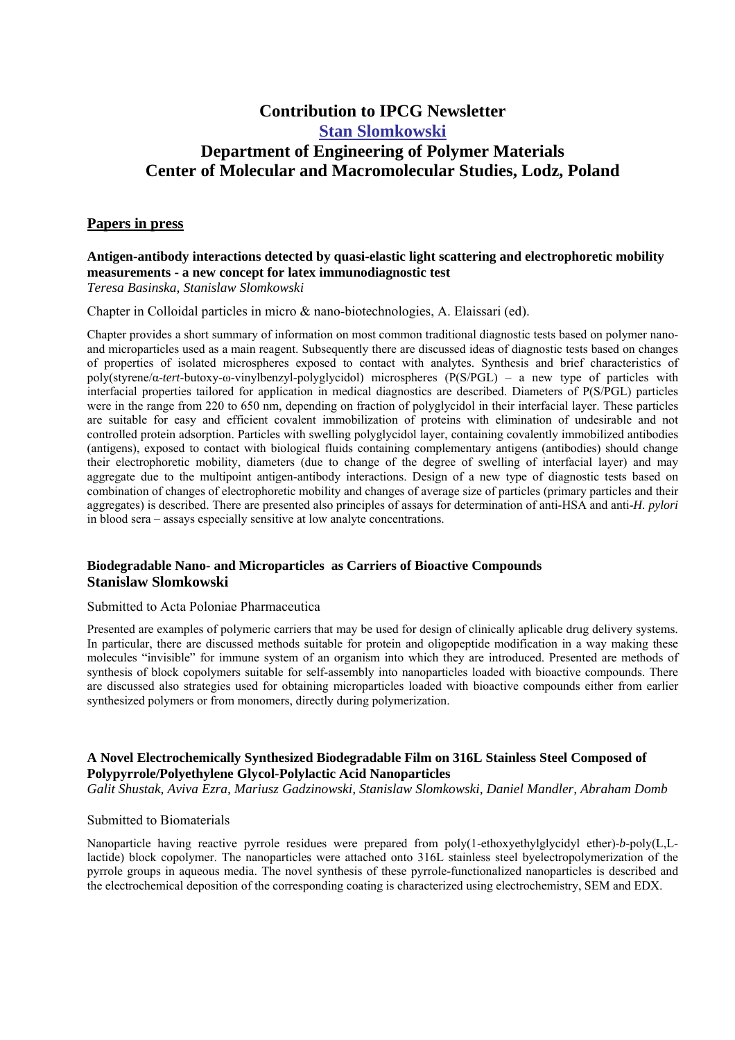# Contribution to IPCG Newsletter

## Stan Slomkowski

## Department of Engineering of Polymer Materials
## Center of Molecular and Macromolecular Studies, Lodz, Poland

### Papers in press

**Antigen-antibody interactions detected by quasi-elastic light scattering and electrophoretic mobility measurements - a new concept for latex immunodiagnostic test**
*Teresa Basinska, Stanislaw Slomkowski*

Chapter in Colloidal particles in micro & nano-biotechnologies, A. Elaissari (ed).

Chapter provides a short summary of information on most common traditional diagnostic tests based on polymer nano- and microparticles used as a main reagent. Subsequently there are discussed ideas of diagnostic tests based on changes of properties of isolated microspheres exposed to contact with analytes. Synthesis and brief characteristics of poly(styrene/α-*tert*-butoxy-ω-vinylbenzyl-polyglycidol) microspheres (P(S/PGL) – a new type of particles with interfacial properties tailored for application in medical diagnostics are described. Diameters of P(S/PGL) particles were in the range from 220 to 650 nm, depending on fraction of polyglycidol in their interfacial layer. These particles are suitable for easy and efficient covalent immobilization of proteins with elimination of undesirable and not controlled protein adsorption. Particles with swelling polyglycidol layer, containing covalently immobilized antibodies (antigens), exposed to contact with biological fluids containing complementary antigens (antibodies) should change their electrophoretic mobility, diameters (due to change of the degree of swelling of interfacial layer) and may aggregate due to the multipoint antigen-antibody interactions. Design of a new type of diagnostic tests based on combination of changes of electrophoretic mobility and changes of average size of particles (primary particles and their aggregates) is described. There are presented also principles of assays for determination of anti-HSA and anti-*H. pylori* in blood sera – assays especially sensitive at low analyte concentrations.

**Biodegradable Nano- and Microparticles as Carriers of Bioactive Compounds**
**Stanislaw Slomkowski**

Submitted to Acta Poloniae Pharmaceutica

Presented are examples of polymeric carriers that may be used for design of clinically aplicable drug delivery systems. In particular, there are discussed methods suitable for protein and oligopeptide modification in a way making these molecules "invisible" for immune system of an organism into which they are introduced. Presented are methods of synthesis of block copolymers suitable for self-assembly into nanoparticles loaded with bioactive compounds. There are discussed also strategies used for obtaining microparticles loaded with bioactive compounds either from earlier synthesized polymers or from monomers, directly during polymerization.

**A Novel Electrochemically Synthesized Biodegradable Film on 316L Stainless Steel Composed of Polypyrrole/Polyethylene Glycol-Polylactic Acid Nanoparticles**
*Galit Shustak, Aviva Ezra, Mariusz Gadzinowski, Stanislaw Slomkowski, Daniel Mandler, Abraham Domb*

Submitted to Biomaterials

Nanoparticle having reactive pyrrole residues were prepared from poly(1-ethoxyethylglycidyl ether)-*b*-poly(L,L-lactide) block copolymer. The nanoparticles were attached onto 316L stainless steel byelectropolymerization of the pyrrole groups in aqueous media. The novel synthesis of these pyrrole-functionalized nanoparticles is described and the electrochemical deposition of the corresponding coating is characterized using electrochemistry, SEM and EDX.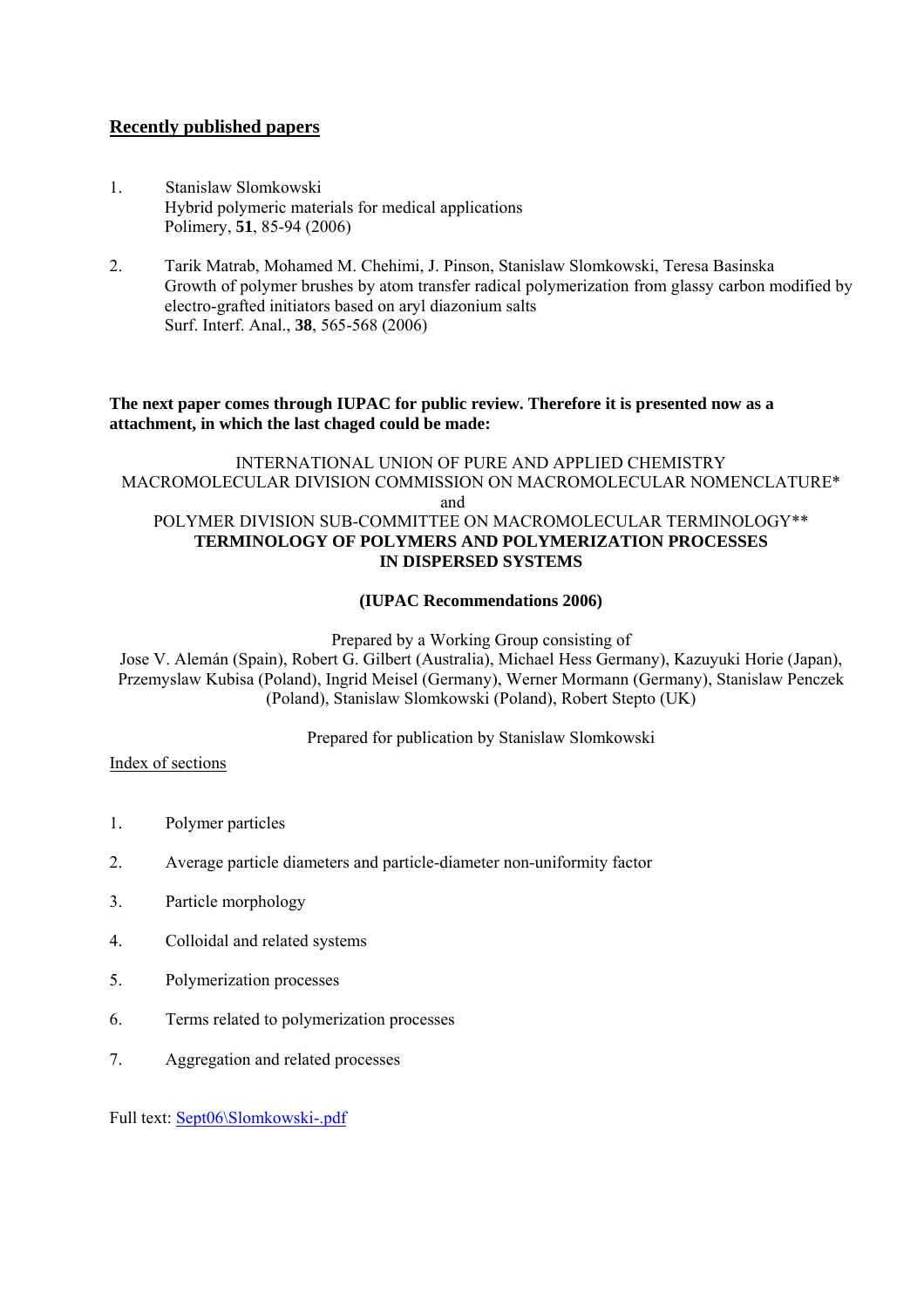## Recently published papers

1. Stanislaw Slomkowski
   Hybrid polymeric materials for medical applications
   Polimery, **51**, 85-94 (2006)

2. Tarik Matrab, Mohamed M. Chehimi, J. Pinson, Stanislaw Slomkowski, Teresa Basinska
   Growth of polymer brushes by atom transfer radical polymerization from glassy carbon modified by electro-grafted initiators based on aryl diazonium salts
   Surf. Interf. Anal., **38**, 565-568 (2006)

**The next paper comes through IUPAC for public review. Therefore it is presented now as a attachment, in which the last chaged could be made:**

INTERNATIONAL UNION OF PURE AND APPLIED CHEMISTRY
MACROMOLECULAR DIVISION COMMISSION ON MACROMOLECULAR NOMENCLATURE*
and
POLYMER DIVISION SUB-COMMITTEE ON MACROMOLECULAR TERMINOLOGY**

**TERMINOLOGY OF POLYMERS AND POLYMERIZATION PROCESSES IN DISPERSED SYSTEMS**

**(IUPAC Recommendations 2006)**

Prepared by a Working Group consisting of
Jose V. Alemán (Spain), Robert G. Gilbert (Australia), Michael Hess Germany), Kazuyuki Horie (Japan), Przemyslaw Kubisa (Poland), Ingrid Meisel (Germany), Werner Mormann (Germany), Stanislaw Penczek (Poland), Stanislaw Slomkowski (Poland), Robert Stepto (UK)

Prepared for publication by Stanislaw Slomkowski

Index of sections

1. Polymer particles

2. Average particle diameters and particle-diameter non-uniformity factor

3. Particle morphology

4. Colloidal and related systems

5. Polymerization processes

6. Terms related to polymerization processes

7. Aggregation and related processes

Full text: Sept06\Slomkowski-.pdf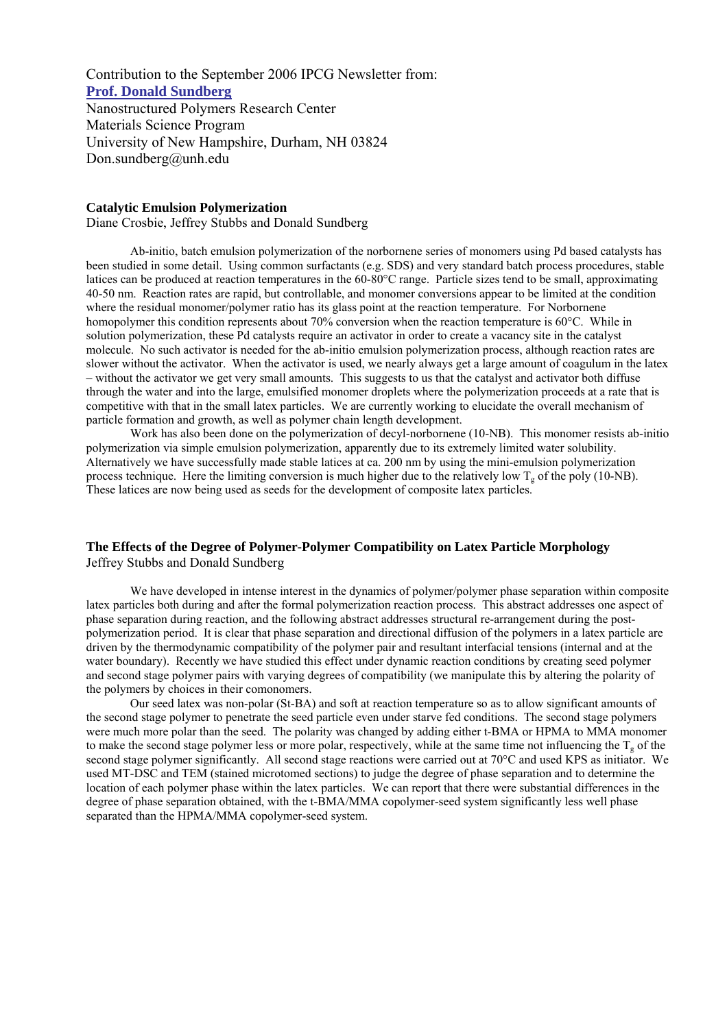Contribution to the September 2006 IPCG Newsletter from:
**Prof. Donald Sundberg**
Nanostructured Polymers Research Center
Materials Science Program
University of New Hampshire, Durham, NH 03824
Don.sundberg@unh.edu

### Catalytic Emulsion Polymerization

Diane Crosbie, Jeffrey Stubbs and Donald Sundberg

Ab-initio, batch emulsion polymerization of the norbornene series of monomers using Pd based catalysts has been studied in some detail. Using common surfactants (e.g. SDS) and very standard batch process procedures, stable latices can be produced at reaction temperatures in the 60-80°C range. Particle sizes tend to be small, approximating 40-50 nm. Reaction rates are rapid, but controllable, and monomer conversions appear to be limited at the condition where the residual monomer/polymer ratio has its glass point at the reaction temperature. For Norbornene homopolymer this condition represents about 70% conversion when the reaction temperature is 60°C. While in solution polymerization, these Pd catalysts require an activator in order to create a vacancy site in the catalyst molecule. No such activator is needed for the ab-initio emulsion polymerization process, although reaction rates are slower without the activator. When the activator is used, we nearly always get a large amount of coagulum in the latex – without the activator we get very small amounts. This suggests to us that the catalyst and activator both diffuse through the water and into the large, emulsified monomer droplets where the polymerization proceeds at a rate that is competitive with that in the small latex particles. We are currently working to elucidate the overall mechanism of particle formation and growth, as well as polymer chain length development.

Work has also been done on the polymerization of decyl-norbornene (10-NB). This monomer resists ab-initio polymerization via simple emulsion polymerization, apparently due to its extremely limited water solubility. Alternatively we have successfully made stable latices at ca. 200 nm by using the mini-emulsion polymerization process technique. Here the limiting conversion is much higher due to the relatively low $T_g$ of the poly (10-NB). These latices are now being used as seeds for the development of composite latex particles.

### The Effects of the Degree of Polymer-Polymer Compatibility on Latex Particle Morphology

Jeffrey Stubbs and Donald Sundberg

We have developed in intense interest in the dynamics of polymer/polymer phase separation within composite latex particles both during and after the formal polymerization reaction process. This abstract addresses one aspect of phase separation during reaction, and the following abstract addresses structural re-arrangement during the post-polymerization period. It is clear that phase separation and directional diffusion of the polymers in a latex particle are driven by the thermodynamic compatibility of the polymer pair and resultant interfacial tensions (internal and at the water boundary). Recently we have studied this effect under dynamic reaction conditions by creating seed polymer and second stage polymer pairs with varying degrees of compatibility (we manipulate this by altering the polarity of the polymers by choices in their comonomers.

Our seed latex was non-polar (St-BA) and soft at reaction temperature so as to allow significant amounts of the second stage polymer to penetrate the seed particle even under starve fed conditions. The second stage polymers were much more polar than the seed. The polarity was changed by adding either t-BMA or HPMA to MMA monomer to make the second stage polymer less or more polar, respectively, while at the same time not influencing the $T_g$ of the second stage polymer significantly. All second stage reactions were carried out at 70°C and used KPS as initiator. We used MT-DSC and TEM (stained microtomed sections) to judge the degree of phase separation and to determine the location of each polymer phase within the latex particles. We can report that there were substantial differences in the degree of phase separation obtained, with the t-BMA/MMA copolymer-seed system significantly less well phase separated than the HPMA/MMA copolymer-seed system.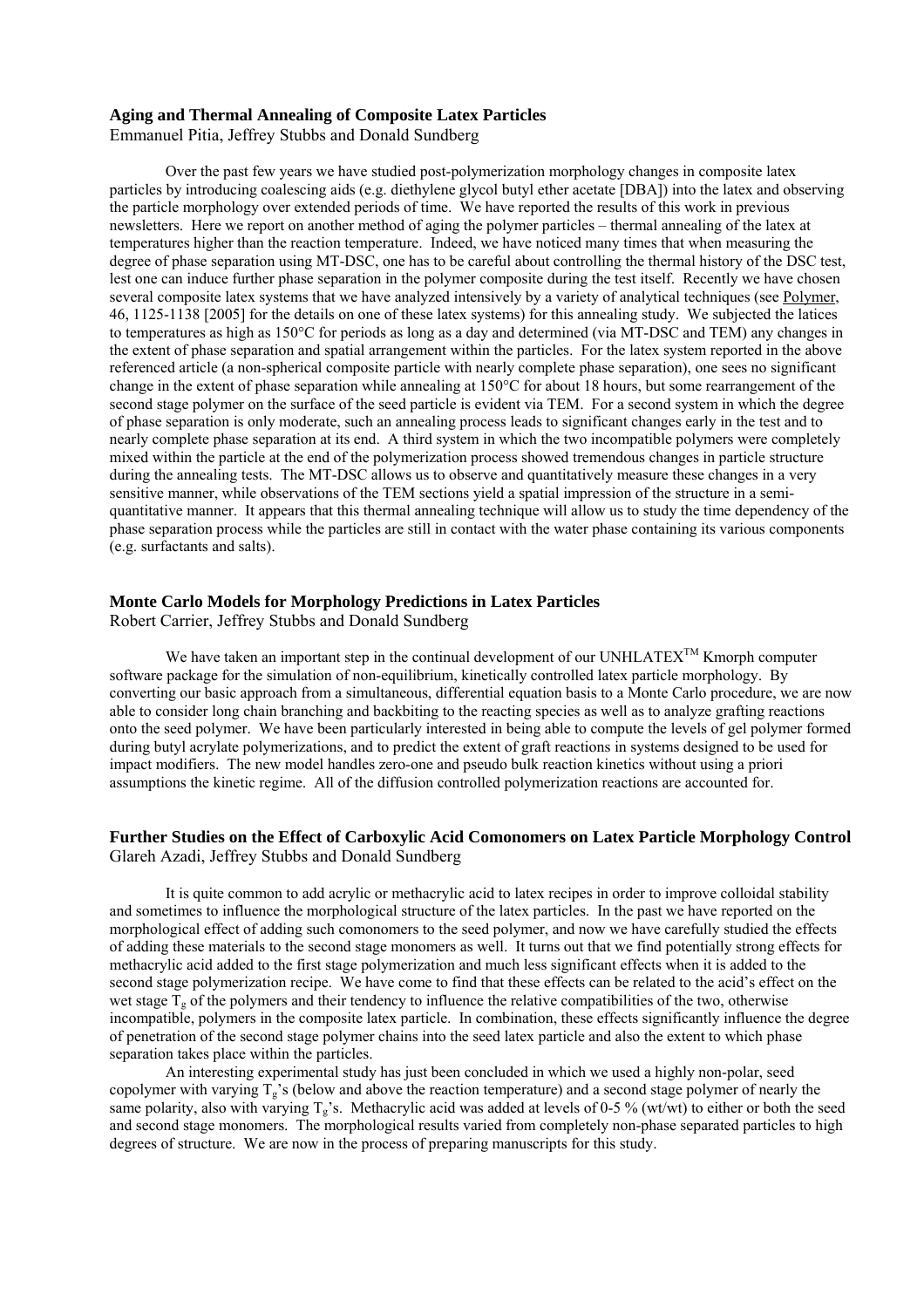### Aging and Thermal Annealing of Composite Latex Particles

Emmanuel Pitia, Jeffrey Stubbs and Donald Sundberg

Over the past few years we have studied post-polymerization morphology changes in composite latex particles by introducing coalescing aids (e.g. diethylene glycol butyl ether acetate [DBA]) into the latex and observing the particle morphology over extended periods of time. We have reported the results of this work in previous newsletters. Here we report on another method of aging the polymer particles – thermal annealing of the latex at temperatures higher than the reaction temperature. Indeed, we have noticed many times that when measuring the degree of phase separation using MT-DSC, one has to be careful about controlling the thermal history of the DSC test, lest one can induce further phase separation in the polymer composite during the test itself. Recently we have chosen several composite latex systems that we have analyzed intensively by a variety of analytical techniques (see Polymer, 46, 1125-1138 [2005] for the details on one of these latex systems) for this annealing study. We subjected the latices to temperatures as high as 150°C for periods as long as a day and determined (via MT-DSC and TEM) any changes in the extent of phase separation and spatial arrangement within the particles. For the latex system reported in the above referenced article (a non-spherical composite particle with nearly complete phase separation), one sees no significant change in the extent of phase separation while annealing at 150°C for about 18 hours, but some rearrangement of the second stage polymer on the surface of the seed particle is evident via TEM. For a second system in which the degree of phase separation is only moderate, such an annealing process leads to significant changes early in the test and to nearly complete phase separation at its end. A third system in which the two incompatible polymers were completely mixed within the particle at the end of the polymerization process showed tremendous changes in particle structure during the annealing tests. The MT-DSC allows us to observe and quantitatively measure these changes in a very sensitive manner, while observations of the TEM sections yield a spatial impression of the structure in a semi-quantitative manner. It appears that this thermal annealing technique will allow us to study the time dependency of the phase separation process while the particles are still in contact with the water phase containing its various components (e.g. surfactants and salts).

### Monte Carlo Models for Morphology Predictions in Latex Particles

Robert Carrier, Jeffrey Stubbs and Donald Sundberg

We have taken an important step in the continual development of our UNHLATEX$^{TM}$ Kmorph computer software package for the simulation of non-equilibrium, kinetically controlled latex particle morphology. By converting our basic approach from a simultaneous, differential equation basis to a Monte Carlo procedure, we are now able to consider long chain branching and backbiting to the reacting species as well as to analyze grafting reactions onto the seed polymer. We have been particularly interested in being able to compute the levels of gel polymer formed during butyl acrylate polymerizations, and to predict the extent of graft reactions in systems designed to be used for impact modifiers. The new model handles zero-one and pseudo bulk reaction kinetics without using a priori assumptions the kinetic regime. All of the diffusion controlled polymerization reactions are accounted for.

### Further Studies on the Effect of Carboxylic Acid Comonomers on Latex Particle Morphology Control

Glareh Azadi, Jeffrey Stubbs and Donald Sundberg

It is quite common to add acrylic or methacrylic acid to latex recipes in order to improve colloidal stability and sometimes to influence the morphological structure of the latex particles. In the past we have reported on the morphological effect of adding such comonomers to the seed polymer, and now we have carefully studied the effects of adding these materials to the second stage monomers as well. It turns out that we find potentially strong effects for methacrylic acid added to the first stage polymerization and much less significant effects when it is added to the second stage polymerization recipe. We have come to find that these effects can be related to the acid's effect on the wet stage $T_g$ of the polymers and their tendency to influence the relative compatibilities of the two, otherwise incompatible, polymers in the composite latex particle. In combination, these effects significantly influence the degree of penetration of the second stage polymer chains into the seed latex particle and also the extent to which phase separation takes place within the particles.

An interesting experimental study has just been concluded in which we used a highly non-polar, seed copolymer with varying $T_g$'s (below and above the reaction temperature) and a second stage polymer of nearly the same polarity, also with varying $T_g$'s. Methacrylic acid was added at levels of 0-5 % (wt/wt) to either or both the seed and second stage monomers. The morphological results varied from completely non-phase separated particles to high degrees of structure. We are now in the process of preparing manuscripts for this study.